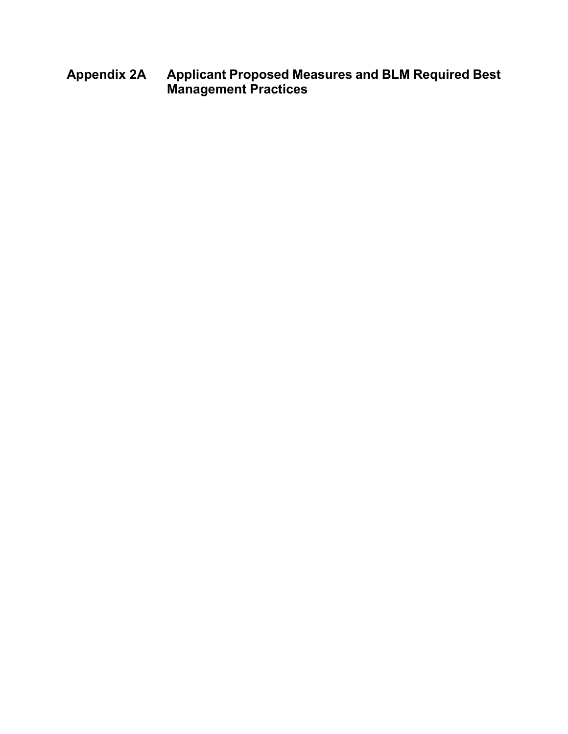# Appendix 2A Applicant Proposed Measures and BLM Required Best Management Practices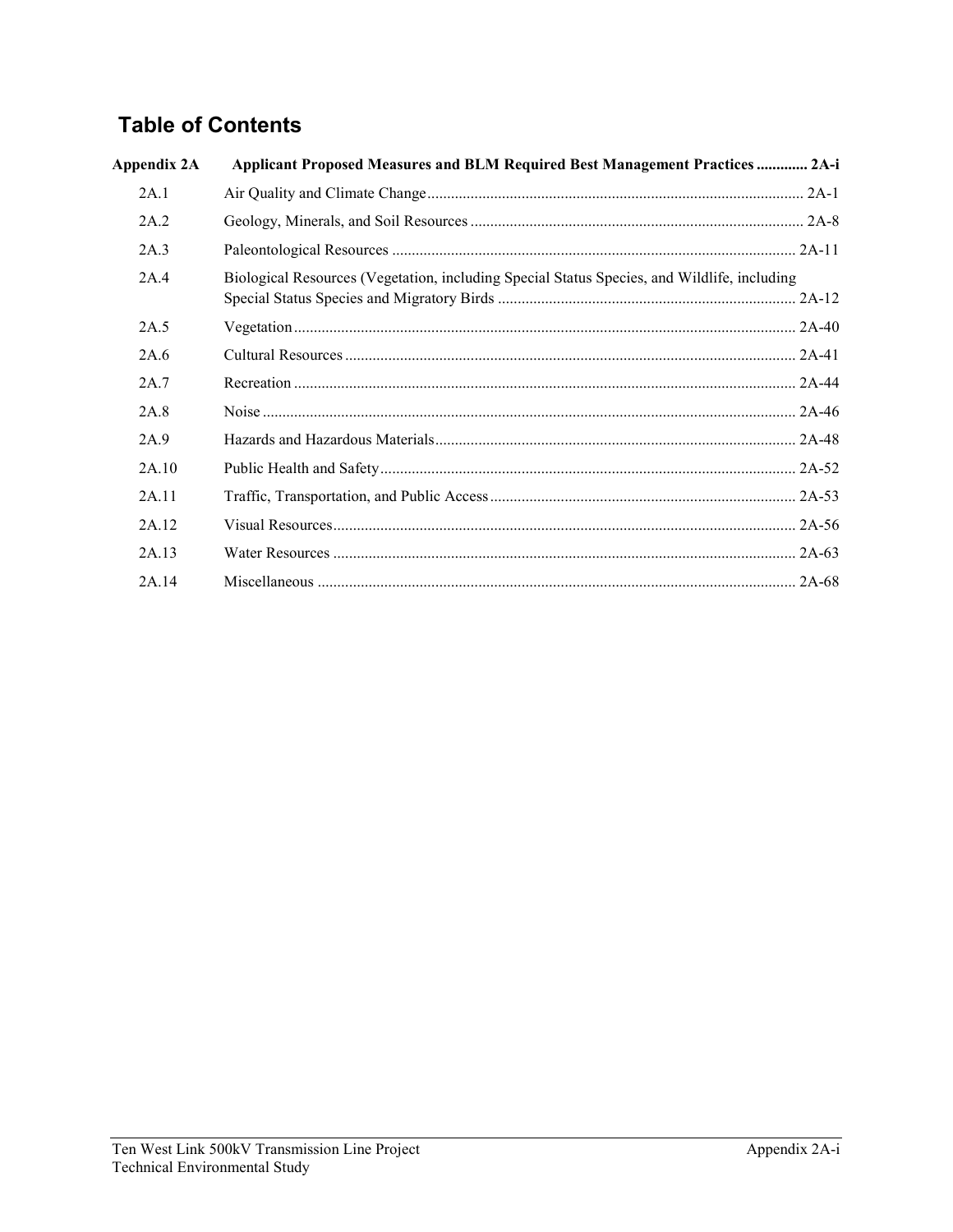# Table of Contents

| | | |
|---|---|---|
| **Appendix 2A** | **Applicant Proposed Measures and BLM Required Best Management Practices** | **2A-i** |
| 2A.1 | Air Quality and Climate Change | 2A-1 |
| 2A.2 | Geology, Minerals, and Soil Resources | 2A-8 |
| 2A.3 | Paleontological Resources | 2A-11 |
| 2A.4 | Biological Resources (Vegetation, including Special Status Species, and Wildlife, including Special Status Species and Migratory Birds | 2A-12 |
| 2A.5 | Vegetation | 2A-40 |
| 2A.6 | Cultural Resources | 2A-41 |
| 2A.7 | Recreation | 2A-44 |
| 2A.8 | Noise | 2A-46 |
| 2A.9 | Hazards and Hazardous Materials | 2A-48 |
| 2A.10 | Public Health and Safety | 2A-52 |
| 2A.11 | Traffic, Transportation, and Public Access | 2A-53 |
| 2A.12 | Visual Resources | 2A-56 |
| 2A.13 | Water Resources | 2A-63 |
| 2A.14 | Miscellaneous | 2A-68 |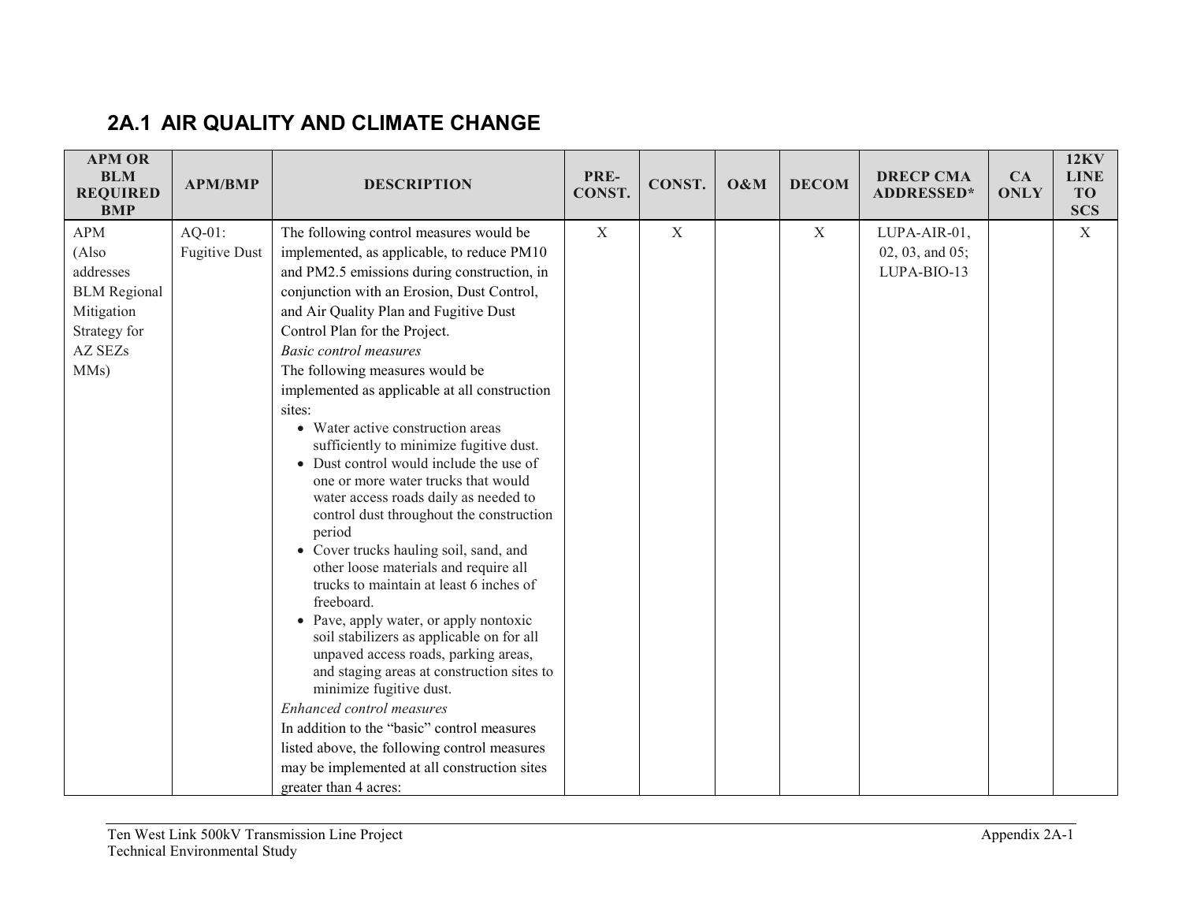## 2A.1 AIR QUALITY AND CLIMATE CHANGE

| APM OR BLM REQUIRED BMP | APM/BMP | DESCRIPTION | PRE-CONST. | CONST. | O&M | DECOM | DRECP CMA ADDRESSED* | CA ONLY | 12KV LINE TO SCS |
|---|---|---|---|---|---|---|---|---|---|
| APM (Also addresses BLM Regional Mitigation Strategy for AZ SEZs MMs) | AQ-01: Fugitive Dust | The following control measures would be implemented, as applicable, to reduce PM10 and PM2.5 emissions during construction, in conjunction with an Erosion, Dust Control, and Air Quality Plan and Fugitive Dust Control Plan for the Project.<br>*Basic control measures*<br>The following measures would be implemented as applicable at all construction sites:<br>• Water active construction areas sufficiently to minimize fugitive dust.<br>• Dust control would include the use of one or more water trucks that would water access roads daily as needed to control dust throughout the construction period<br>• Cover trucks hauling soil, sand, and other loose materials and require all trucks to maintain at least 6 inches of freeboard.<br>• Pave, apply water, or apply nontoxic soil stabilizers as applicable on for all unpaved access roads, parking areas, and staging areas at construction sites to minimize fugitive dust.<br>*Enhanced control measures*<br>In addition to the "basic" control measures listed above, the following control measures may be implemented at all construction sites greater than 4 acres: | X | X | | X | LUPA-AIR-01, 02, 03, and 05; LUPA-BIO-13 | | X |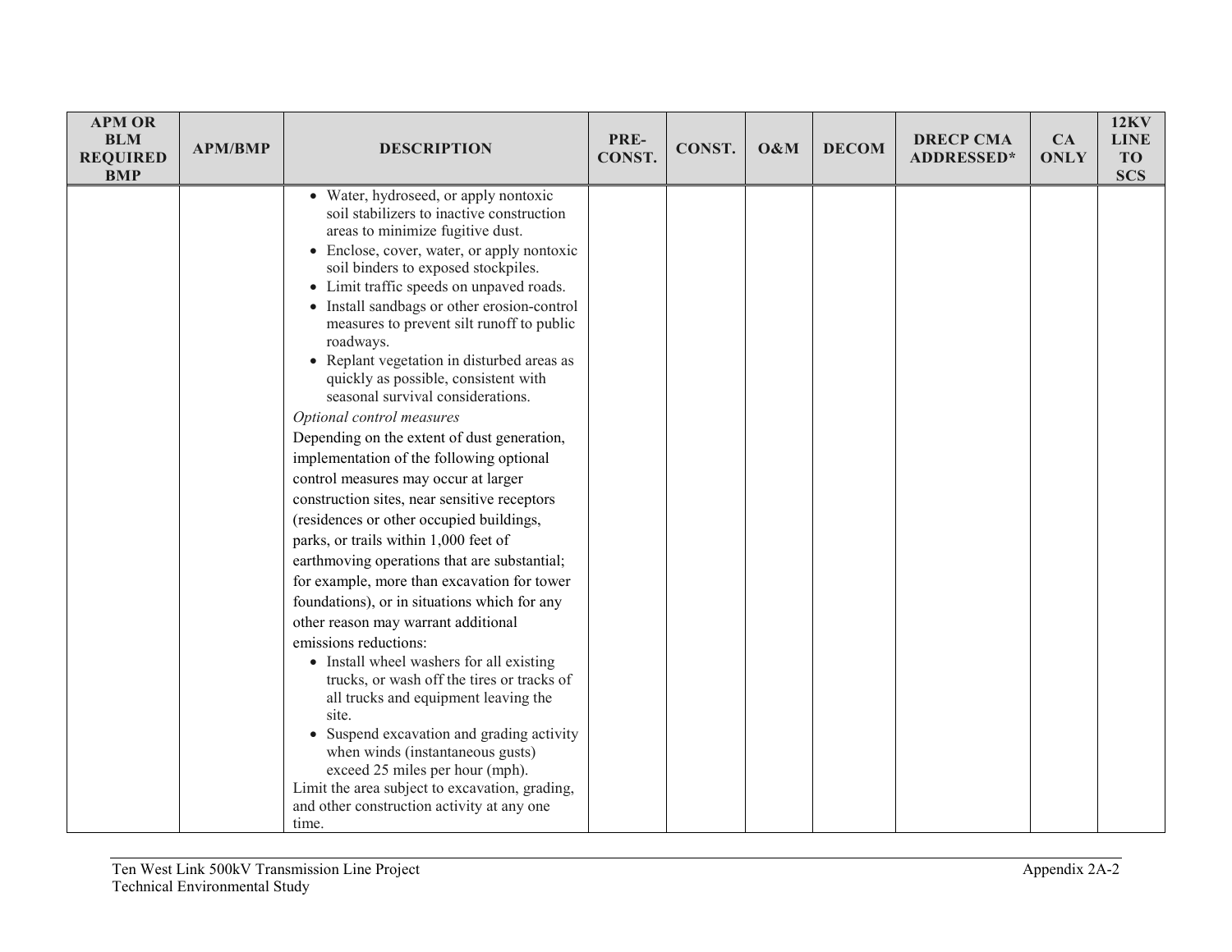| APM OR BLM REQUIRED BMP | APM/BMP | DESCRIPTION | PRE-CONST. | CONST. | O&M | DECOM | DRECP CMA ADDRESSED* | CA ONLY | 12KV LINE TO SCS |
|---|---|---|---|---|---|---|---|---|---|
| | | • Water, hydroseed, or apply nontoxic soil stabilizers to inactive construction areas to minimize fugitive dust.<br>• Enclose, cover, water, or apply nontoxic soil binders to exposed stockpiles.<br>• Limit traffic speeds on unpaved roads.<br>• Install sandbags or other erosion-control measures to prevent silt runoff to public roadways.<br>• Replant vegetation in disturbed areas as quickly as possible, consistent with seasonal survival considerations.<br>*Optional control measures*<br>Depending on the extent of dust generation, implementation of the following optional control measures may occur at larger construction sites, near sensitive receptors (residences or other occupied buildings, parks, or trails within 1,000 feet of earthmoving operations that are substantial; for example, more than excavation for tower foundations), or in situations which for any other reason may warrant additional emissions reductions:<br>• Install wheel washers for all existing trucks, or wash off the tires or tracks of all trucks and equipment leaving the site.<br>• Suspend excavation and grading activity when winds (instantaneous gusts) exceed 25 miles per hour (mph).<br>Limit the area subject to excavation, grading, and other construction activity at any one time. | | | | | | | |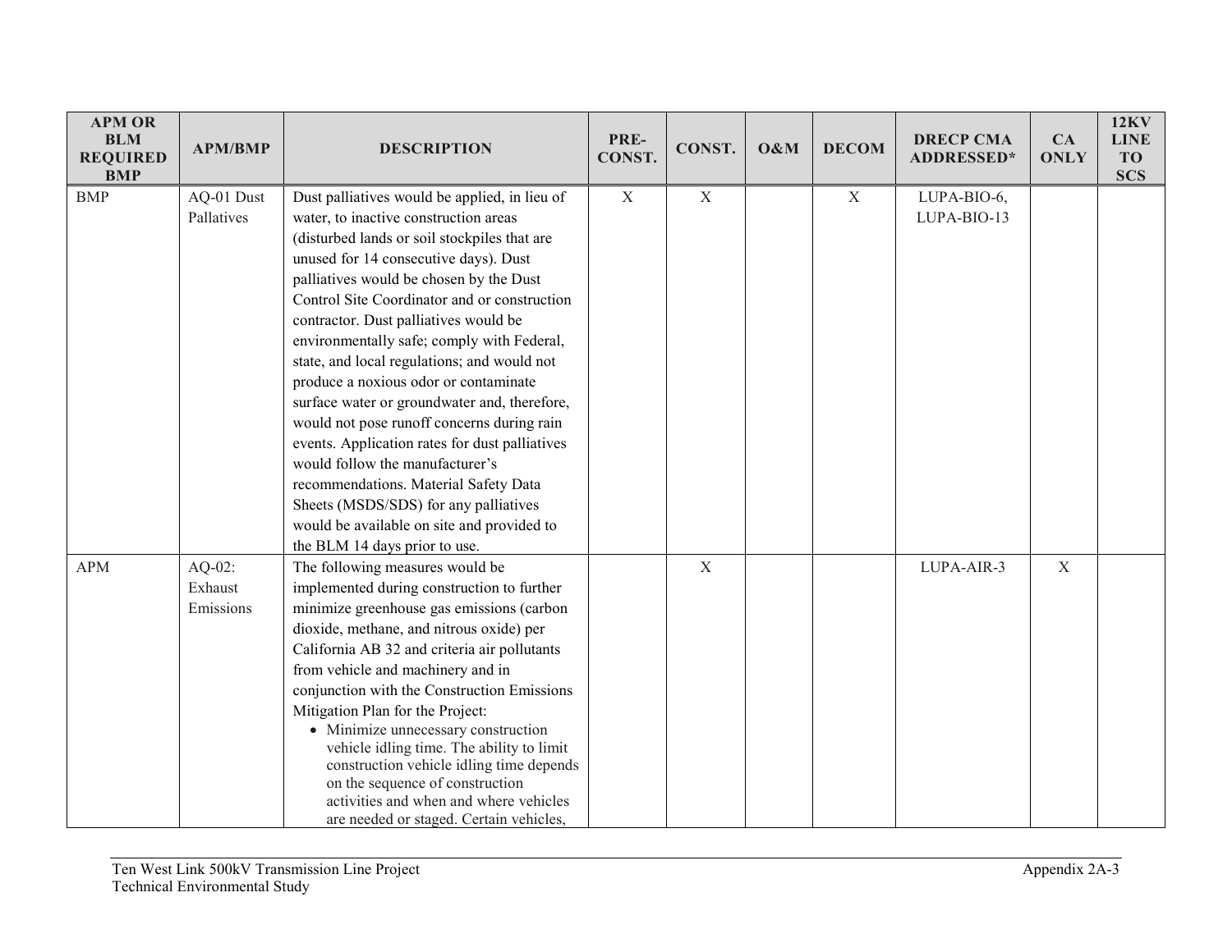| APM OR BLM REQUIRED BMP | APM/BMP | DESCRIPTION | PRE-CONST. | CONST. | O&M | DECOM | DRECP CMA ADDRESSED* | CA ONLY | 12KV LINE TO SCS |
|---|---|---|---|---|---|---|---|---|---|
| BMP | AQ-01 Dust Pallatives | Dust palliatives would be applied, in lieu of water, to inactive construction areas (disturbed lands or soil stockpiles that are unused for 14 consecutive days). Dust palliatives would be chosen by the Dust Control Site Coordinator and or construction contractor. Dust palliatives would be environmentally safe; comply with Federal, state, and local regulations; and would not produce a noxious odor or contaminate surface water or groundwater and, therefore, would not pose runoff concerns during rain events. Application rates for dust palliatives would follow the manufacturer's recommendations. Material Safety Data Sheets (MSDS/SDS) for any palliatives would be available on site and provided to the BLM 14 days prior to use. | X | X | | X | LUPA-BIO-6, LUPA-BIO-13 | | |
| APM | AQ-02: Exhaust Emissions | The following measures would be implemented during construction to further minimize greenhouse gas emissions (carbon dioxide, methane, and nitrous oxide) per California AB 32 and criteria air pollutants from vehicle and machinery and in conjunction with the Construction Emissions Mitigation Plan for the Project:<br>• Minimize unnecessary construction vehicle idling time. The ability to limit construction vehicle idling time depends on the sequence of construction activities and when and where vehicles are needed or staged. Certain vehicles, | | X | | | LUPA-AIR-3 | X | |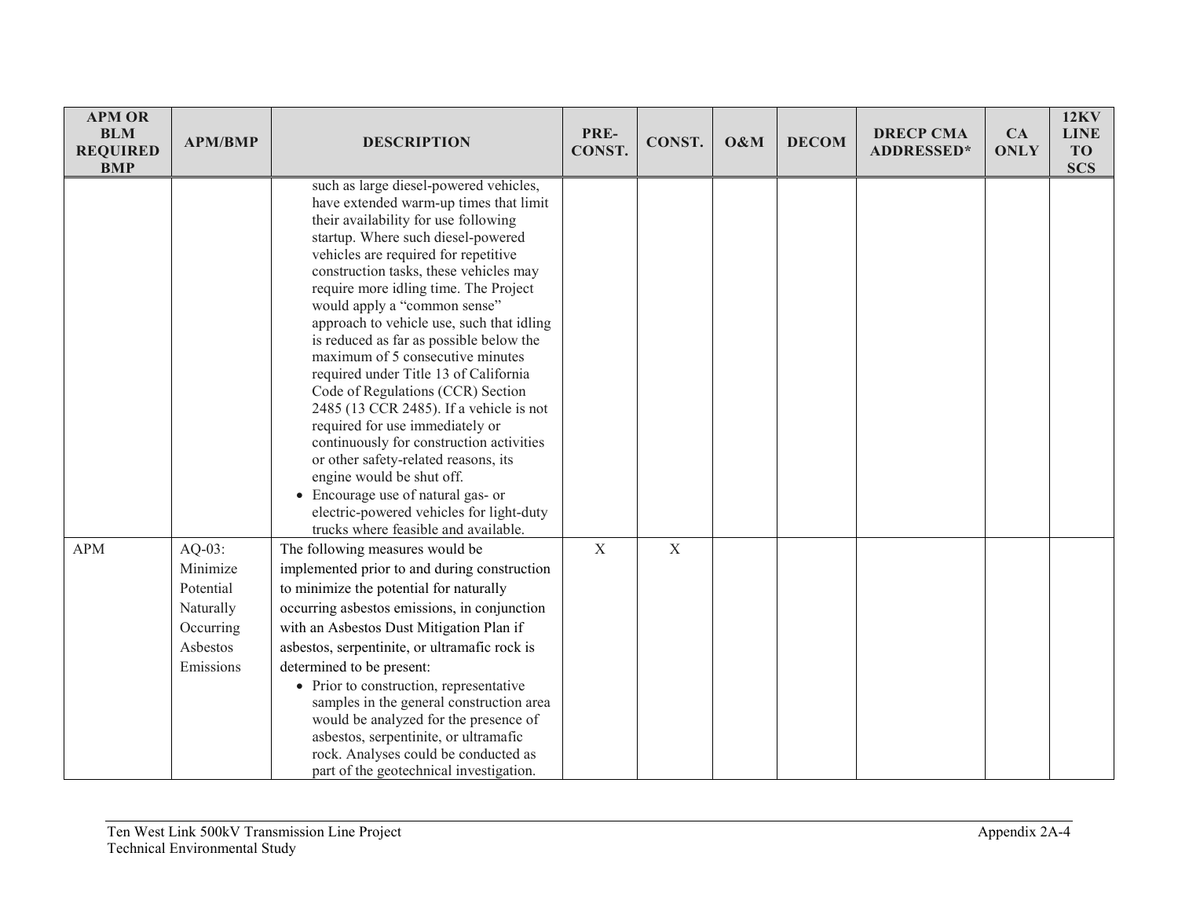| APM OR BLM REQUIRED BMP | APM/BMP | DESCRIPTION | PRE-CONST. | CONST. | O&M | DECOM | DRECP CMA ADDRESSED* | CA ONLY | 12KV LINE TO SCS |
|---|---|---|---|---|---|---|---|---|---|
| | | such as large diesel-powered vehicles, have extended warm-up times that limit their availability for use following startup. Where such diesel-powered vehicles are required for repetitive construction tasks, these vehicles may require more idling time. The Project would apply a "common sense" approach to vehicle use, such that idling is reduced as far as possible below the maximum of 5 consecutive minutes required under Title 13 of California Code of Regulations (CCR) Section 2485 (13 CCR 2485). If a vehicle is not required for use immediately or continuously for construction activities or other safety-related reasons, its engine would be shut off. <br>• Encourage use of natural gas- or electric-powered vehicles for light-duty trucks where feasible and available. | | | | | | | |
| APM | AQ-03: Minimize Potential Naturally Occurring Asbestos Emissions | The following measures would be implemented prior to and during construction to minimize the potential for naturally occurring asbestos emissions, in conjunction with an Asbestos Dust Mitigation Plan if asbestos, serpentinite, or ultramafic rock is determined to be present: <br>• Prior to construction, representative samples in the general construction area would be analyzed for the presence of asbestos, serpentinite, or ultramafic rock. Analyses could be conducted as part of the geotechnical investigation. | X | X | | | | | |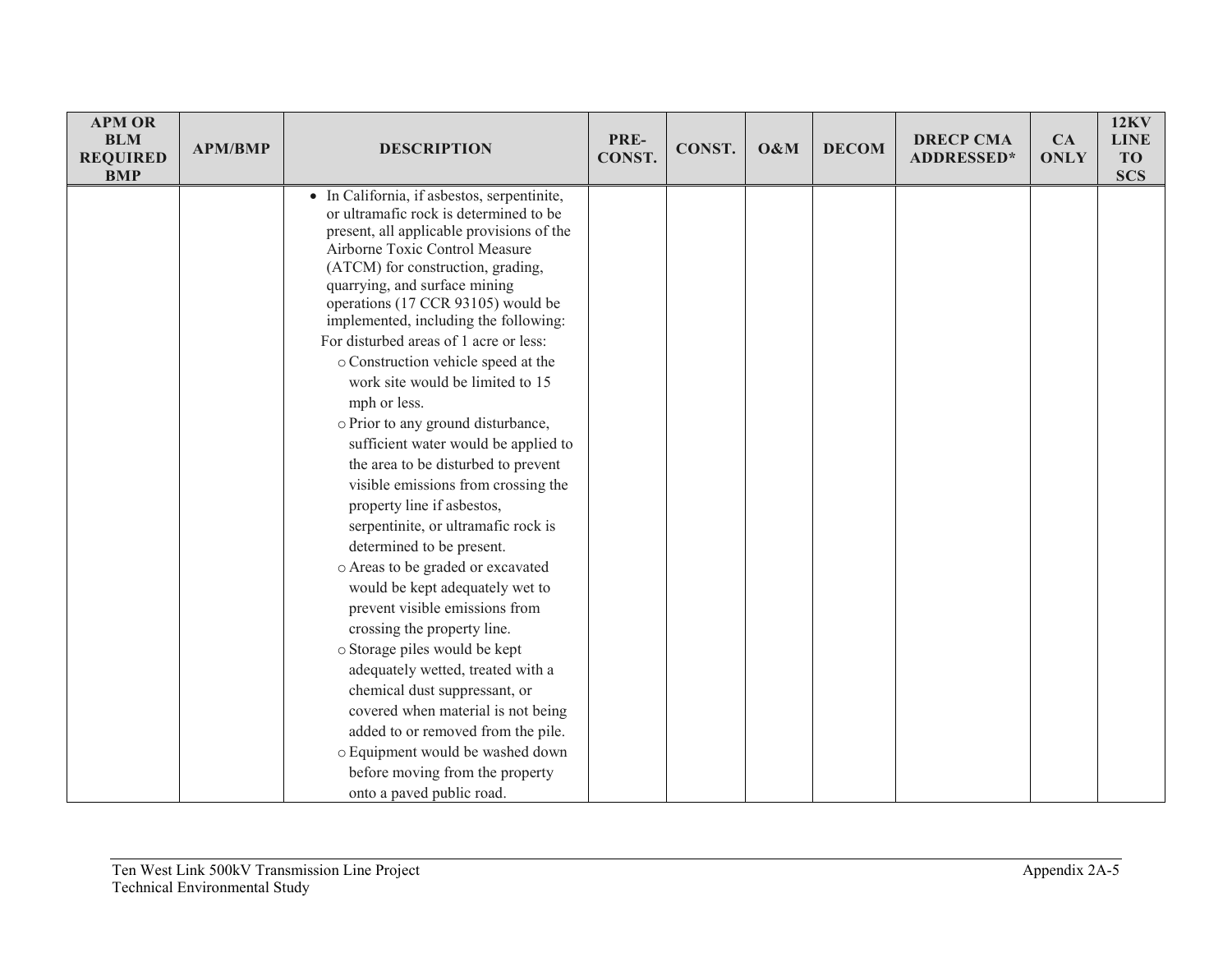| APM OR BLM REQUIRED BMP | APM/BMP | DESCRIPTION | PRE-CONST. | CONST. | O&M | DECOM | DRECP CMA ADDRESSED* | CA ONLY | 12KV LINE TO SCS |
|---|---|---|---|---|---|---|---|---|---|
| | | • In California, if asbestos, serpentinite, or ultramafic rock is determined to be present, all applicable provisions of the Airborne Toxic Control Measure (ATCM) for construction, grading, quarrying, and surface mining operations (17 CCR 93105) would be implemented, including the following:<br>For disturbed areas of 1 acre or less:<br>○ Construction vehicle speed at the work site would be limited to 15 mph or less.<br>○ Prior to any ground disturbance, sufficient water would be applied to the area to be disturbed to prevent visible emissions from crossing the property line if asbestos, serpentinite, or ultramafic rock is determined to be present.<br>○ Areas to be graded or excavated would be kept adequately wet to prevent visible emissions from crossing the property line.<br>○ Storage piles would be kept adequately wetted, treated with a chemical dust suppressant, or covered when material is not being added to or removed from the pile.<br>○ Equipment would be washed down before moving from the property onto a paved public road. | | | | | | | |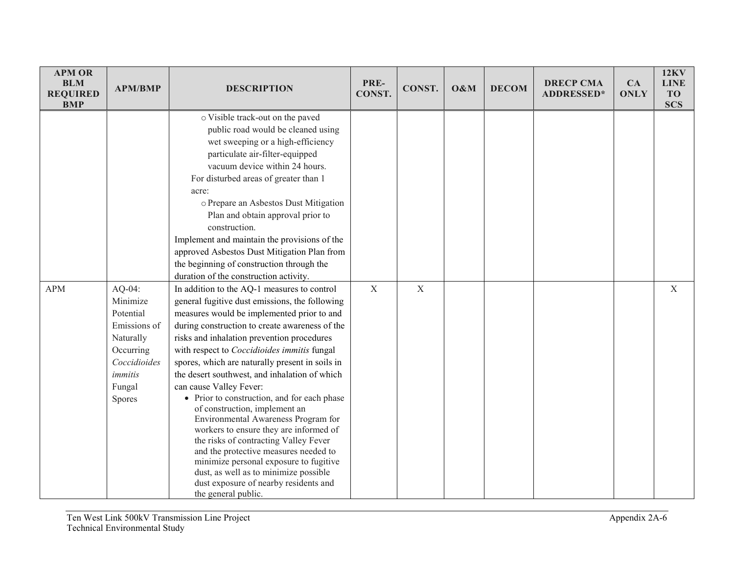| APM OR BLM REQUIRED BMP | APM/BMP | DESCRIPTION | PRE-CONST. | CONST. | O&M | DECOM | DRECP CMA ADDRESSED* | CA ONLY | 12KV LINE TO SCS |
|---|---|---|---|---|---|---|---|---|---|
| | | ○ Visible track-out on the paved public road would be cleaned using wet sweeping or a high-efficiency particulate air-filter-equipped vacuum device within 24 hours.<br>For disturbed areas of greater than 1 acre:<br>○ Prepare an Asbestos Dust Mitigation Plan and obtain approval prior to construction.<br>Implement and maintain the provisions of the approved Asbestos Dust Mitigation Plan from the beginning of construction through the duration of the construction activity. | | | | | | | |
| APM | AQ-04: Minimize Potential Emissions of Naturally Occurring *Coccidioides immitis* Fungal Spores | In addition to the AQ-1 measures to control general fugitive dust emissions, the following measures would be implemented prior to and during construction to create awareness of the risks and inhalation prevention procedures with respect to *Coccidioides immitis* fungal spores, which are naturally present in soils in the desert southwest, and inhalation of which can cause Valley Fever:<br>• Prior to construction, and for each phase of construction, implement an Environmental Awareness Program for workers to ensure they are informed of the risks of contracting Valley Fever and the protective measures needed to minimize personal exposure to fugitive dust, as well as to minimize possible dust exposure of nearby residents and the general public. | X | X | | | | | X |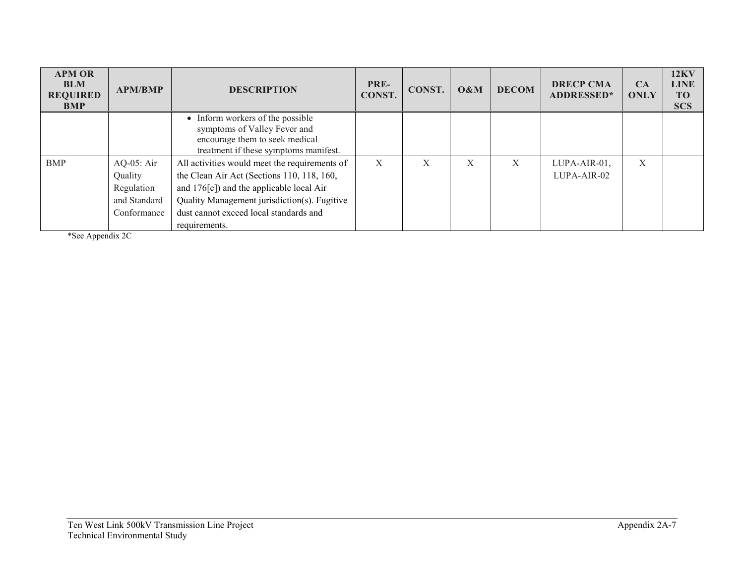| APM OR BLM REQUIRED BMP | APM/BMP | DESCRIPTION | PRE-CONST. | CONST. | O&M | DECOM | DRECP CMA ADDRESSED* | CA ONLY | 12KV LINE TO SCS |
|---|---|---|---|---|---|---|---|---|---|
| | | • Inform workers of the possible symptoms of Valley Fever and encourage them to seek medical treatment if these symptoms manifest. | | | | | | | |
| BMP | AQ-05: Air Quality Regulation and Standard Conformance | All activities would meet the requirements of the Clean Air Act (Sections 110, 118, 160, and 176[c]) and the applicable local Air Quality Management jurisdiction(s). Fugitive dust cannot exceed local standards and requirements. | X | X | X | X | LUPA-AIR-01, LUPA-AIR-02 | X | |

*See Appendix 2C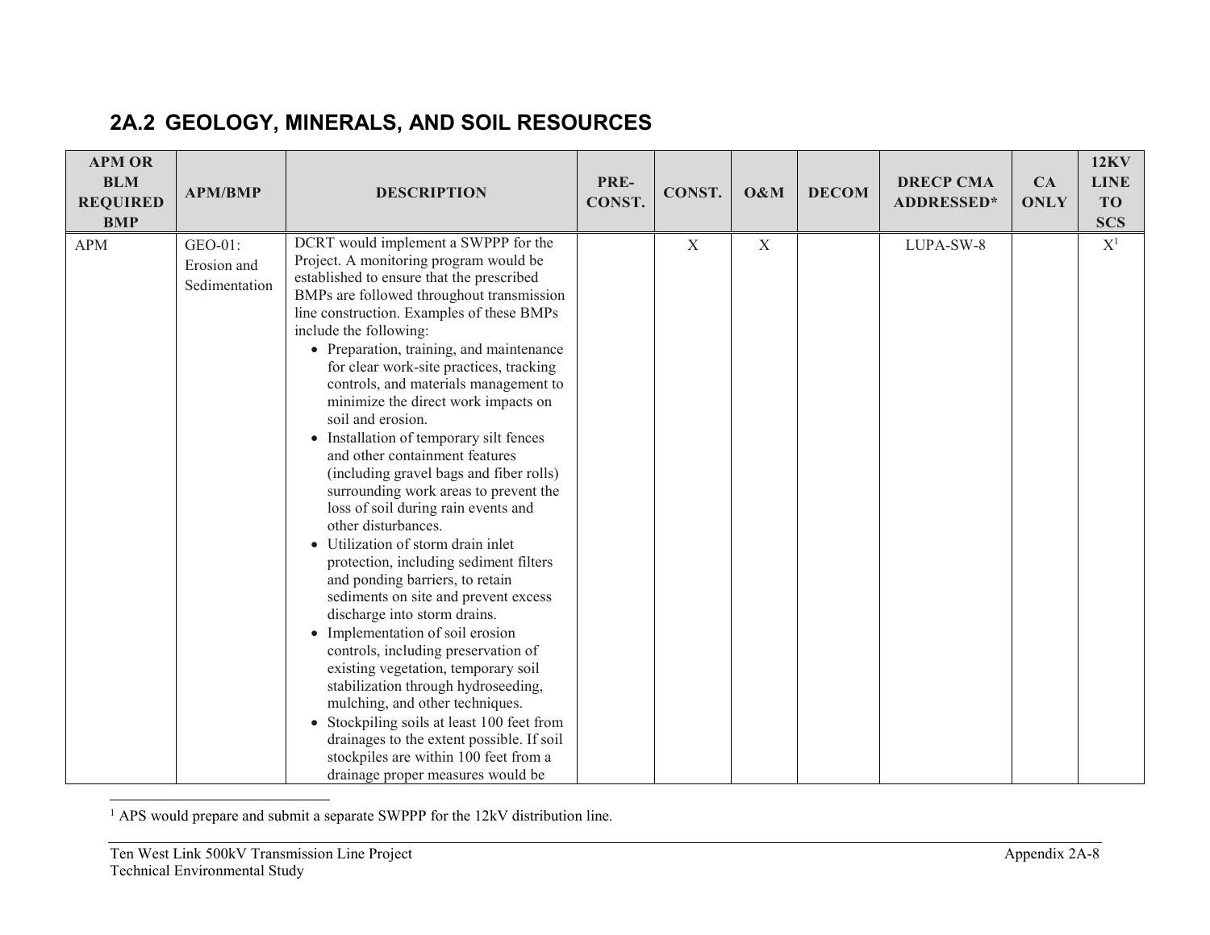## 2A.2 GEOLOGY, MINERALS, AND SOIL RESOURCES

| APM OR BLM REQUIRED BMP | APM/BMP | DESCRIPTION | PRE-CONST. | CONST. | O&M | DECOM | DRECP CMA ADDRESSED* | CA ONLY | 12KV LINE TO SCS |
|---|---|---|---|---|---|---|---|---|---|
| APM | GEO-01: Erosion and Sedimentation | DCRT would implement a SWPPP for the Project. A monitoring program would be established to ensure that the prescribed BMPs are followed throughout transmission line construction. Examples of these BMPs include the following: <br>• Preparation, training, and maintenance for clear work-site practices, tracking controls, and materials management to minimize the direct work impacts on soil and erosion. <br>• Installation of temporary silt fences and other containment features (including gravel bags and fiber rolls) surrounding work areas to prevent the loss of soil during rain events and other disturbances. <br>• Utilization of storm drain inlet protection, including sediment filters and ponding barriers, to retain sediments on site and prevent excess discharge into storm drains. <br>• Implementation of soil erosion controls, including preservation of existing vegetation, temporary soil stabilization through hydroseeding, mulching, and other techniques. <br>• Stockpiling soils at least 100 feet from drainages to the extent possible. If soil stockpiles are within 100 feet from a drainage proper measures would be | | X | X | | LUPA-SW-8 | | X[1] |

[1] APS would prepare and submit a separate SWPPP for the 12kV distribution line.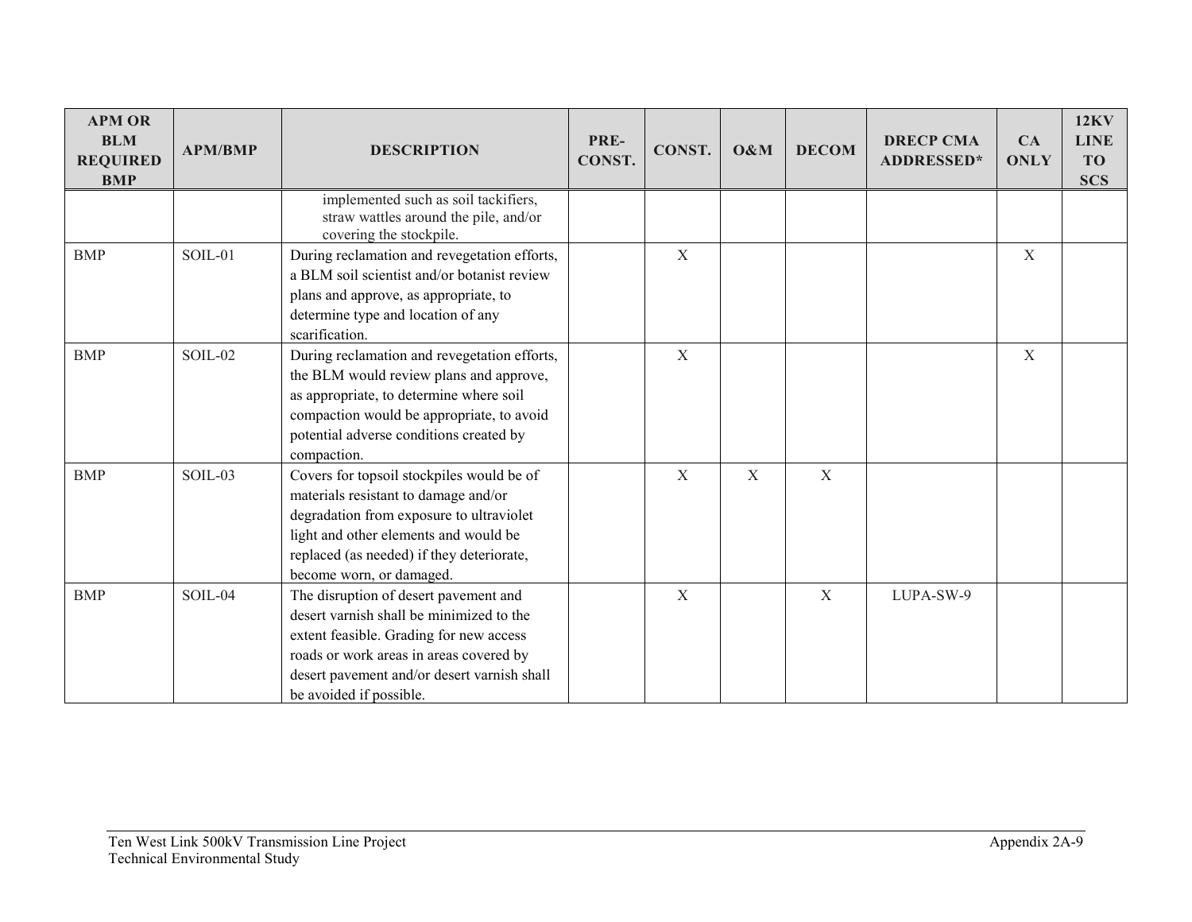| APM OR BLM REQUIRED BMP | APM/BMP | DESCRIPTION | PRE-CONST. | CONST. | O&M | DECOM | DRECP CMA ADDRESSED* | CA ONLY | 12KV LINE TO SCS |
|---|---|---|---|---|---|---|---|---|---|
| | | implemented such as soil tackifiers, straw wattles around the pile, and/or covering the stockpile. | | | | | | | |
| BMP | SOIL-01 | During reclamation and revegetation efforts, a BLM soil scientist and/or botanist review plans and approve, as appropriate, to determine type and location of any scarification. | | X | | | | X | |
| BMP | SOIL-02 | During reclamation and revegetation efforts, the BLM would review plans and approve, as appropriate, to determine where soil compaction would be appropriate, to avoid potential adverse conditions created by compaction. | | X | | | | X | |
| BMP | SOIL-03 | Covers for topsoil stockpiles would be of materials resistant to damage and/or degradation from exposure to ultraviolet light and other elements and would be replaced (as needed) if they deteriorate, become worn, or damaged. | | X | X | X | | | |
| BMP | SOIL-04 | The disruption of desert pavement and desert varnish shall be minimized to the extent feasible. Grading for new access roads or work areas in areas covered by desert pavement and/or desert varnish shall be avoided if possible. | | X | | X | LUPA-SW-9 | | |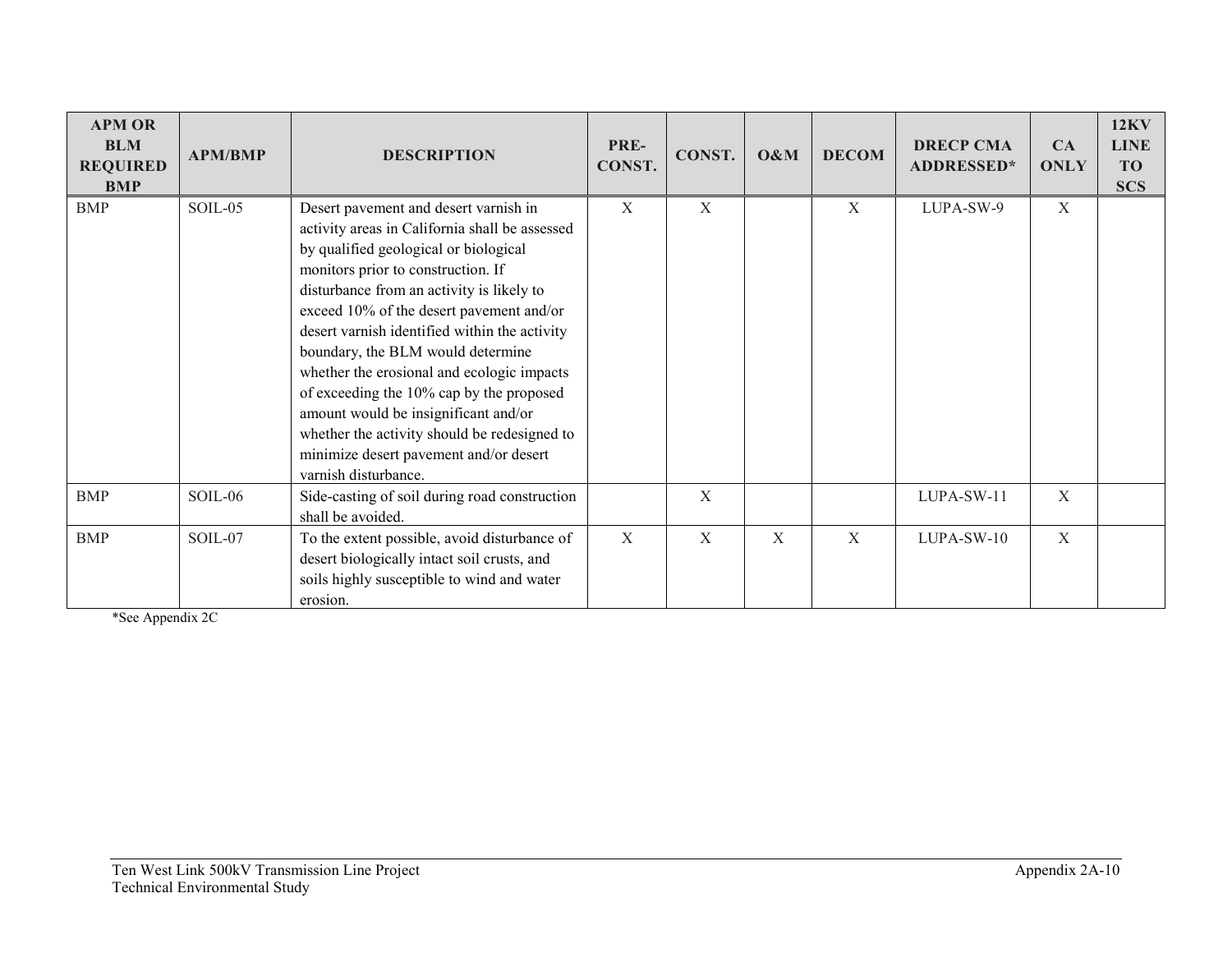| APM OR BLM REQUIRED BMP | APM/BMP | DESCRIPTION | PRE-CONST. | CONST. | O&M | DECOM | DRECP CMA ADDRESSED* | CA ONLY | 12KV LINE TO SCS |
|---|---|---|---|---|---|---|---|---|---|
| BMP | SOIL-05 | Desert pavement and desert varnish in activity areas in California shall be assessed by qualified geological or biological monitors prior to construction. If disturbance from an activity is likely to exceed 10% of the desert pavement and/or desert varnish identified within the activity boundary, the BLM would determine whether the erosional and ecologic impacts of exceeding the 10% cap by the proposed amount would be insignificant and/or whether the activity should be redesigned to minimize desert pavement and/or desert varnish disturbance. | X | X | | X | LUPA-SW-9 | X | |
| BMP | SOIL-06 | Side-casting of soil during road construction shall be avoided. | | X | | | LUPA-SW-11 | X | |
| BMP | SOIL-07 | To the extent possible, avoid disturbance of desert biologically intact soil crusts, and soils highly susceptible to wind and water erosion. | X | X | X | X | LUPA-SW-10 | X | |

*See Appendix 2C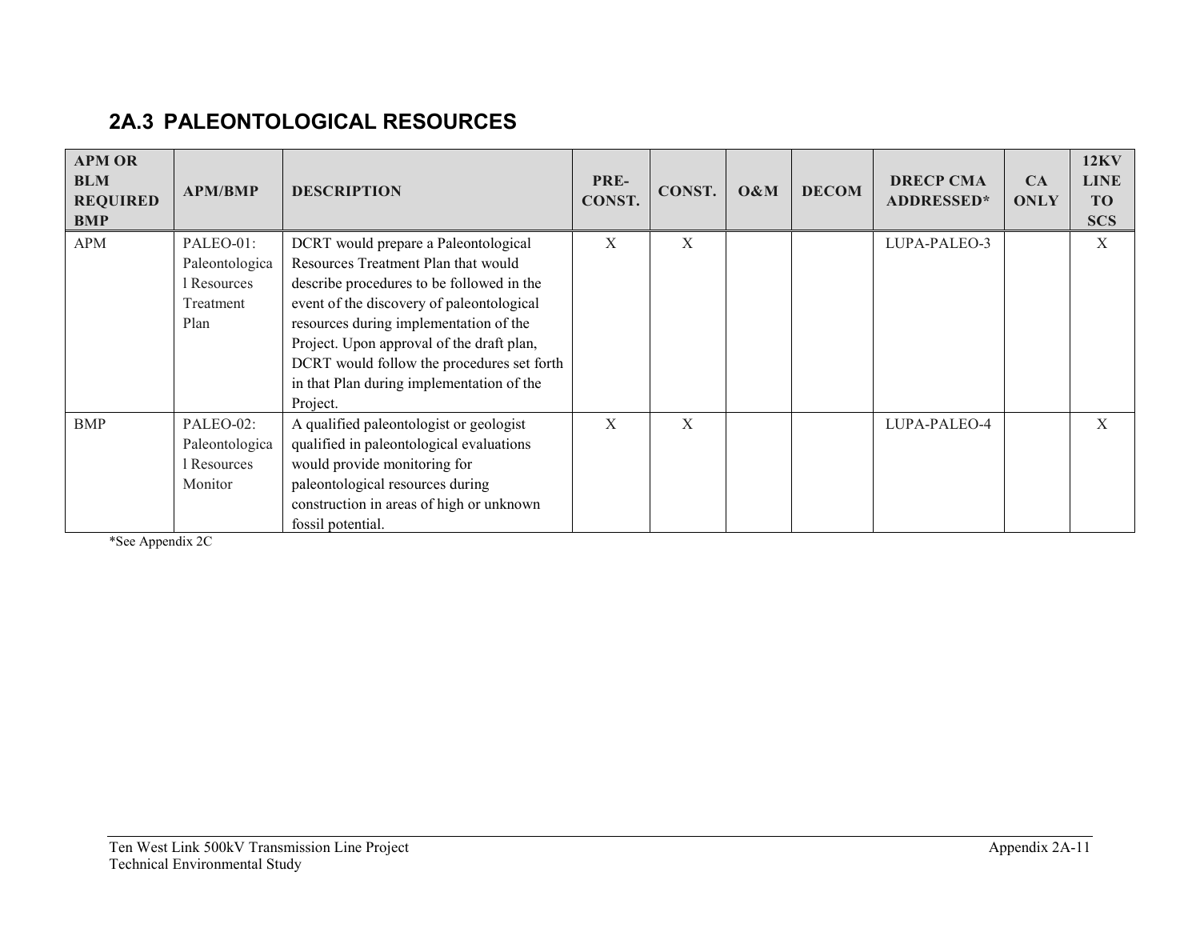## 2A.3 PALEONTOLOGICAL RESOURCES

| APM OR BLM REQUIRED BMP | APM/BMP | DESCRIPTION | PRE-CONST. | CONST. | O&M | DECOM | DRECP CMA ADDRESSED* | CA ONLY | 12KV LINE TO SCS |
|---|---|---|---|---|---|---|---|---|---|
| APM | PALEO-01: Paleontological Resources Treatment Plan | DCRT would prepare a Paleontological Resources Treatment Plan that would describe procedures to be followed in the event of the discovery of paleontological resources during implementation of the Project. Upon approval of the draft plan, DCRT would follow the procedures set forth in that Plan during implementation of the Project. | X | X | | | LUPA-PALEO-3 | | X |
| BMP | PALEO-02: Paleontological Resources Monitor | A qualified paleontologist or geologist qualified in paleontological evaluations would provide monitoring for paleontological resources during construction in areas of high or unknown fossil potential. | X | X | | | LUPA-PALEO-4 | | X |

*See Appendix 2C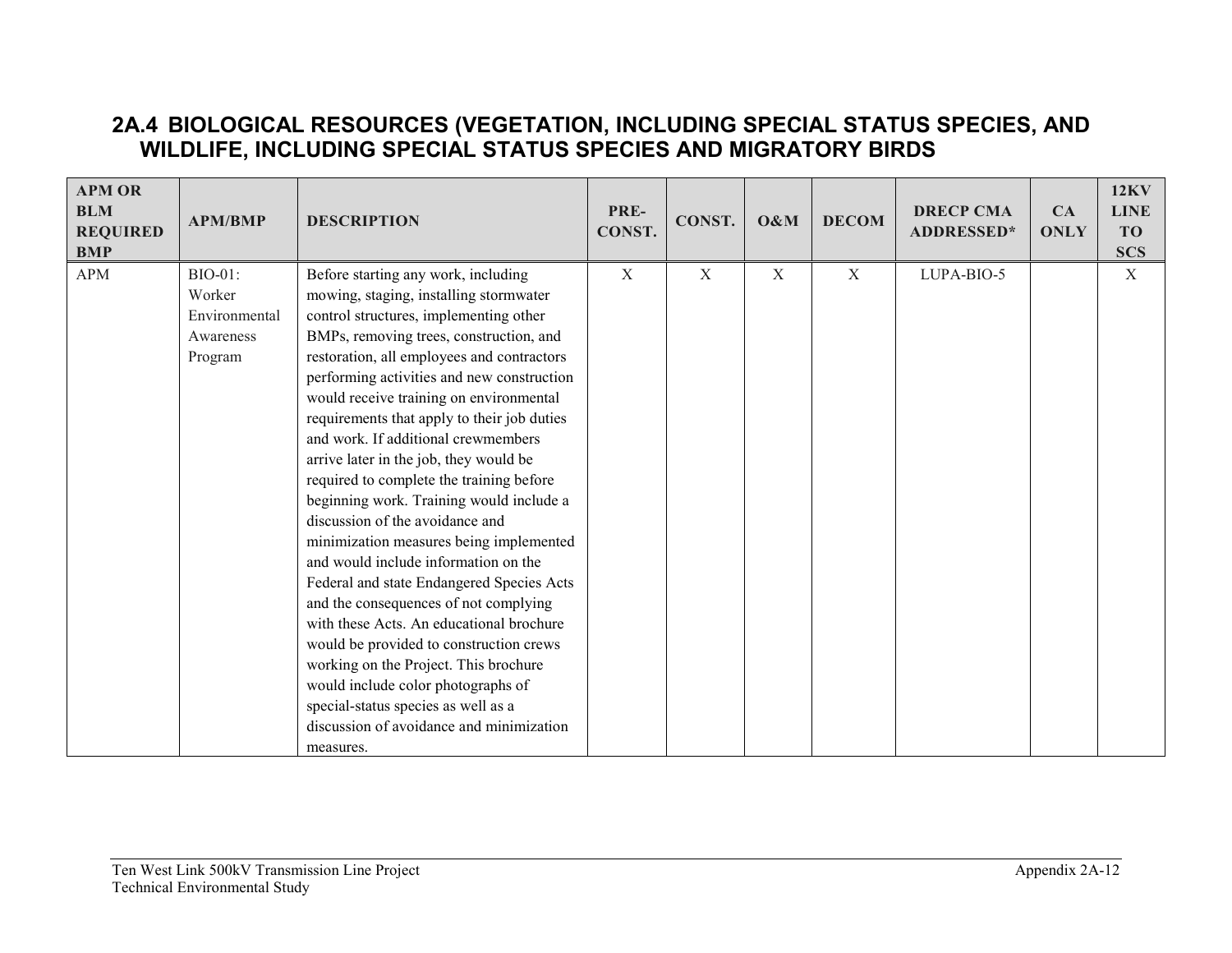## 2A.4 BIOLOGICAL RESOURCES (VEGETATION, INCLUDING SPECIAL STATUS SPECIES, AND WILDLIFE, INCLUDING SPECIAL STATUS SPECIES AND MIGRATORY BIRDS

| APM OR BLM REQUIRED BMP | APM/BMP | DESCRIPTION | PRE-CONST. | CONST. | O&M | DECOM | DRECP CMA ADDRESSED* | CA ONLY | 12KV LINE TO SCS |
|---|---|---|---|---|---|---|---|---|---|
| APM | BIO-01: Worker Environmental Awareness Program | Before starting any work, including mowing, staging, installing stormwater control structures, implementing other BMPs, removing trees, construction, and restoration, all employees and contractors performing activities and new construction would receive training on environmental requirements that apply to their job duties and work. If additional crewmembers arrive later in the job, they would be required to complete the training before beginning work. Training would include a discussion of the avoidance and minimization measures being implemented and would include information on the Federal and state Endangered Species Acts and the consequences of not complying with these Acts. An educational brochure would be provided to construction crews working on the Project. This brochure would include color photographs of special-status species as well as a discussion of avoidance and minimization measures. | X | X | X | X | LUPA-BIO-5 | | X |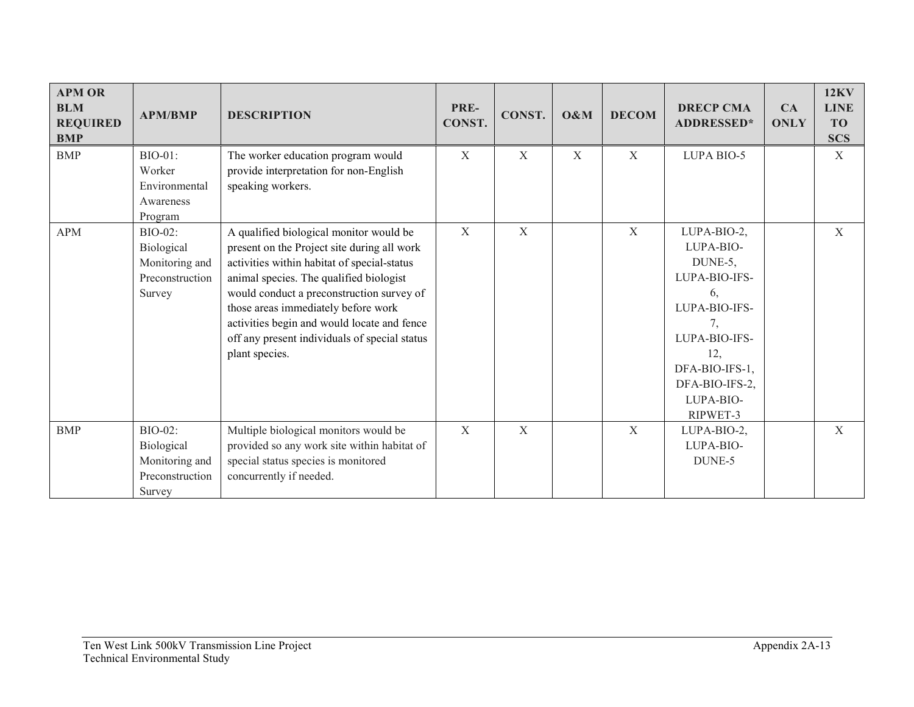| APM OR BLM REQUIRED BMP | APM/BMP | DESCRIPTION | PRE-CONST. | CONST. | O&M | DECOM | DRECP CMA ADDRESSED* | CA ONLY | 12KV LINE TO SCS |
|---|---|---|---|---|---|---|---|---|---|
| BMP | BIO-01: Worker Environmental Awareness Program | The worker education program would provide interpretation for non-English speaking workers. | X | X | X | X | LUPA BIO-5 | | X |
| APM | BIO-02: Biological Monitoring and Preconstruction Survey | A qualified biological monitor would be present on the Project site during all work activities within habitat of special-status animal species. The qualified biologist would conduct a preconstruction survey of those areas immediately before work activities begin and would locate and fence off any present individuals of special status plant species. | X | X | | X | LUPA-BIO-2, LUPA-BIO-DUNE-5, LUPA-BIO-IFS-6, LUPA-BIO-IFS-7, LUPA-BIO-IFS-12, DFA-BIO-IFS-1, DFA-BIO-IFS-2, LUPA-BIO-RIPWET-3 | | X |
| BMP | BIO-02: Biological Monitoring and Preconstruction Survey | Multiple biological monitors would be provided so any work site within habitat of special status species is monitored concurrently if needed. | X | X | | X | LUPA-BIO-2, LUPA-BIO-DUNE-5 | | X |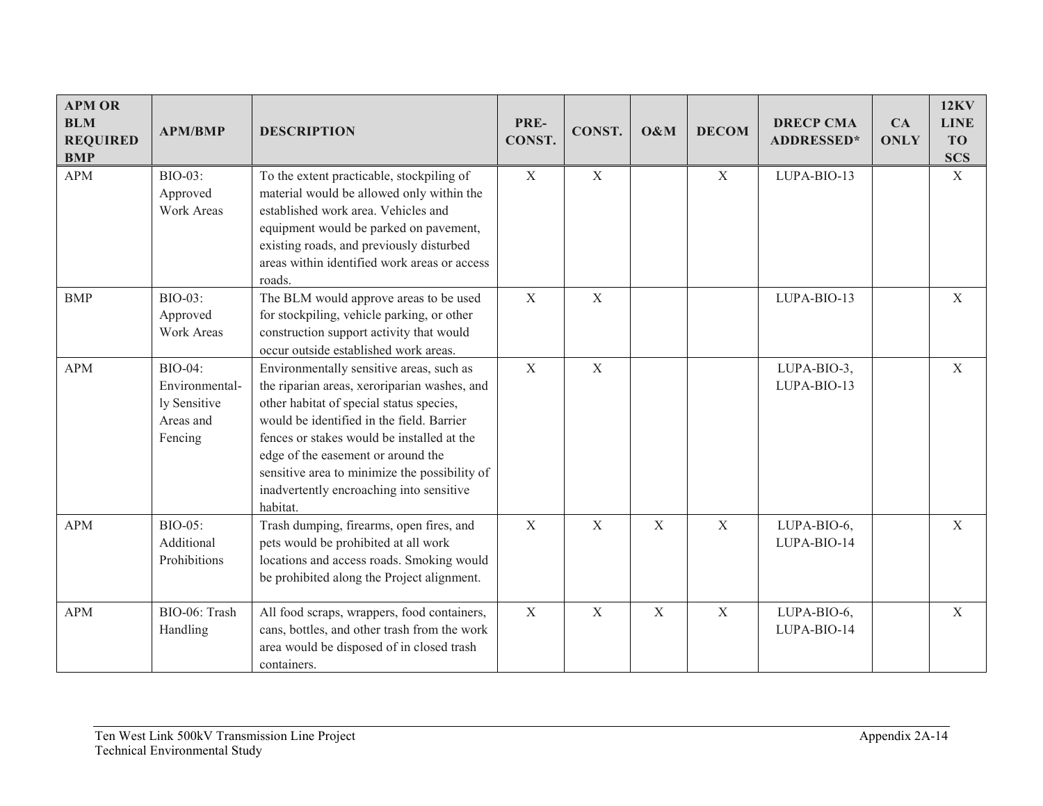| APM OR BLM REQUIRED BMP | APM/BMP | DESCRIPTION | PRE-CONST. | CONST. | O&M | DECOM | DRECP CMA ADDRESSED* | CA ONLY | 12KV LINE TO SCS |
|---|---|---|---|---|---|---|---|---|---|
| APM | BIO-03: Approved Work Areas | To the extent practicable, stockpiling of material would be allowed only within the established work area. Vehicles and equipment would be parked on pavement, existing roads, and previously disturbed areas within identified work areas or access roads. | X | X | | X | LUPA-BIO-13 | | X |
| BMP | BIO-03: Approved Work Areas | The BLM would approve areas to be used for stockpiling, vehicle parking, or other construction support activity that would occur outside established work areas. | X | X | | | LUPA-BIO-13 | | X |
| APM | BIO-04: Environmentally Sensitive Areas and Fencing | Environmentally sensitive areas, such as the riparian areas, xeroriparian washes, and other habitat of special status species, would be identified in the field. Barrier fences or stakes would be installed at the edge of the easement or around the sensitive area to minimize the possibility of inadvertently encroaching into sensitive habitat. | X | X | | | LUPA-BIO-3, LUPA-BIO-13 | | X |
| APM | BIO-05: Additional Prohibitions | Trash dumping, firearms, open fires, and pets would be prohibited at all work locations and access roads. Smoking would be prohibited along the Project alignment. | X | X | X | X | LUPA-BIO-6, LUPA-BIO-14 | | X |
| APM | BIO-06: Trash Handling | All food scraps, wrappers, food containers, cans, bottles, and other trash from the work area would be disposed of in closed trash containers. | X | X | X | X | LUPA-BIO-6, LUPA-BIO-14 | | X |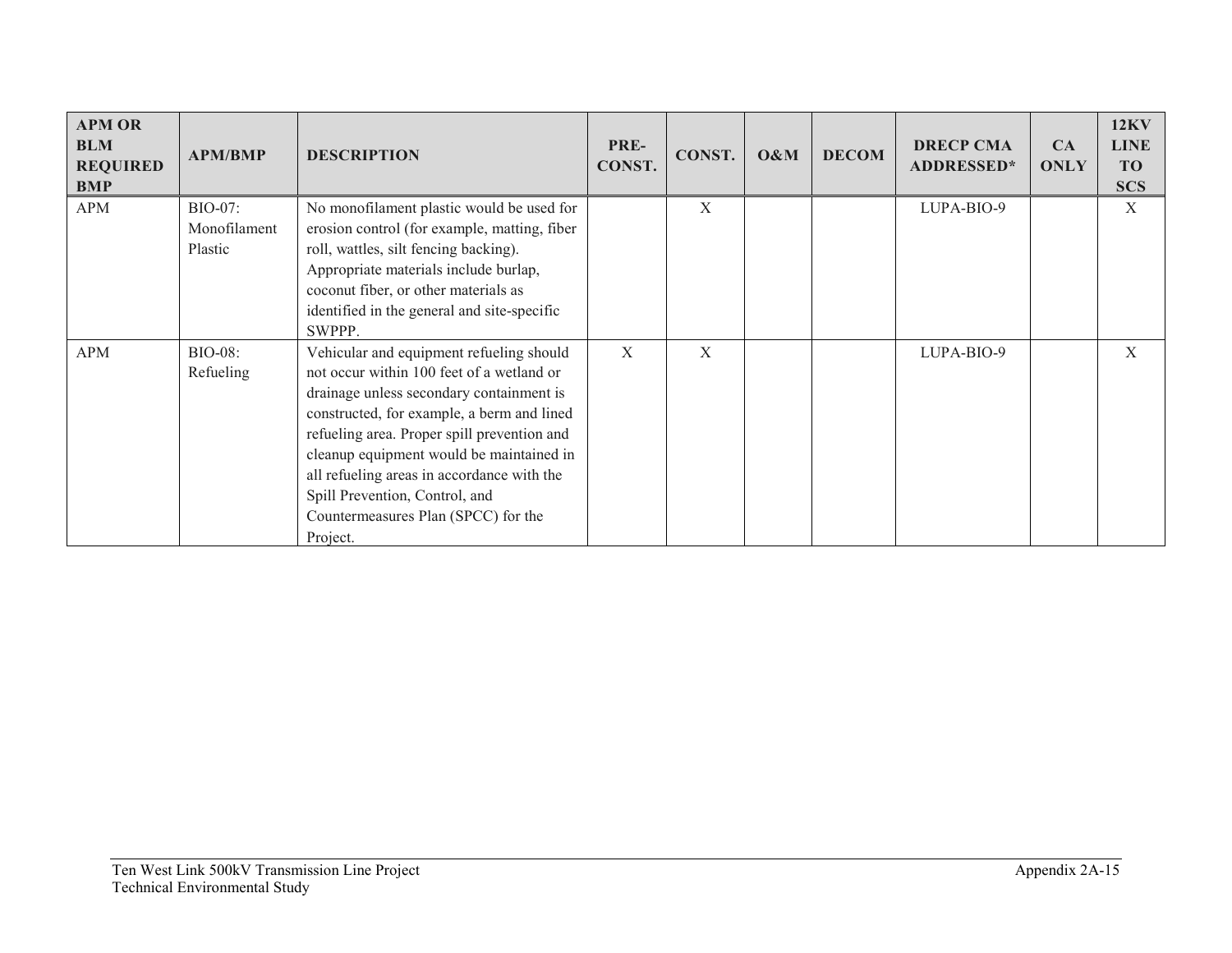| APM OR BLM REQUIRED BMP | APM/BMP | DESCRIPTION | PRE-CONST. | CONST. | O&M | DECOM | DRECP CMA ADDRESSED* | CA ONLY | 12KV LINE TO SCS |
|---|---|---|---|---|---|---|---|---|---|
| APM | BIO-07: Monofilament Plastic | No monofilament plastic would be used for erosion control (for example, matting, fiber roll, wattles, silt fencing backing). Appropriate materials include burlap, coconut fiber, or other materials as identified in the general and site-specific SWPPP. | | X | | | LUPA-BIO-9 | | X |
| APM | BIO-08: Refueling | Vehicular and equipment refueling should not occur within 100 feet of a wetland or drainage unless secondary containment is constructed, for example, a berm and lined refueling area. Proper spill prevention and cleanup equipment would be maintained in all refueling areas in accordance with the Spill Prevention, Control, and Countermeasures Plan (SPCC) for the Project. | X | X | | | LUPA-BIO-9 | | X |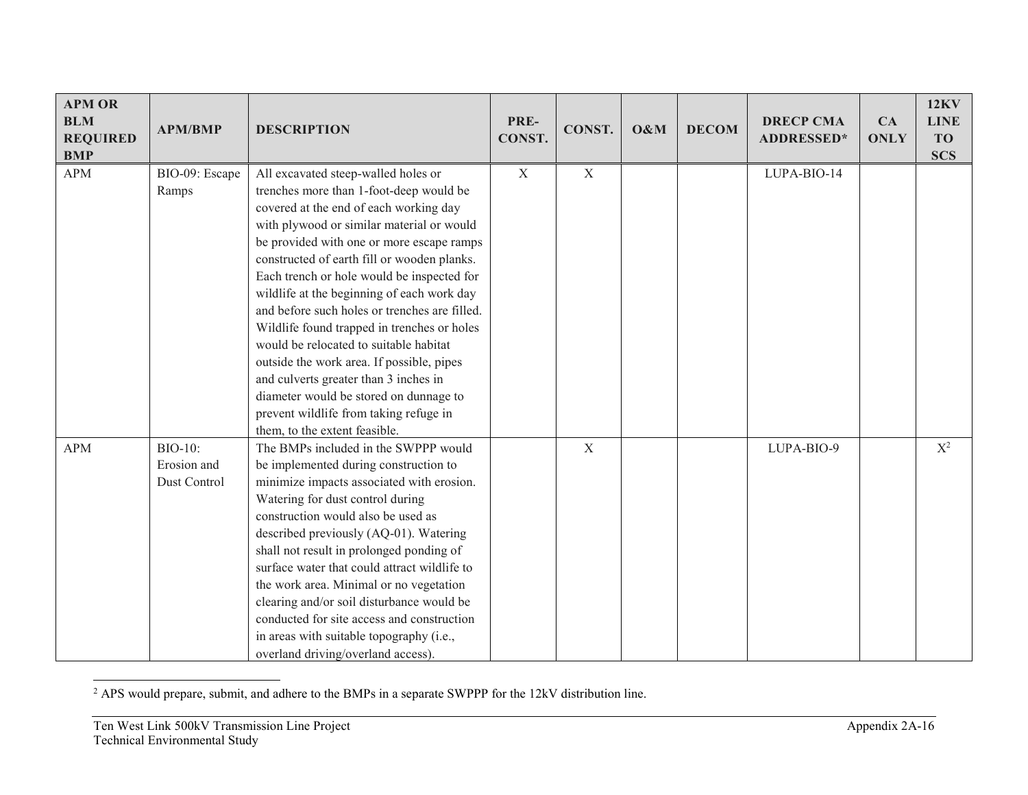| APM OR BLM REQUIRED BMP | APM/BMP | DESCRIPTION | PRE-CONST. | CONST. | O&M | DECOM | DRECP CMA ADDRESSED* | CA ONLY | 12KV LINE TO SCS |
|---|---|---|---|---|---|---|---|---|---|
| APM | BIO-09: Escape Ramps | All excavated steep-walled holes or trenches more than 1-foot-deep would be covered at the end of each working day with plywood or similar material or would be provided with one or more escape ramps constructed of earth fill or wooden planks. Each trench or hole would be inspected for wildlife at the beginning of each work day and before such holes or trenches are filled. Wildlife found trapped in trenches or holes would be relocated to suitable habitat outside the work area. If possible, pipes and culverts greater than 3 inches in diameter would be stored on dunnage to prevent wildlife from taking refuge in them, to the extent feasible. | X | X | | | LUPA-BIO-14 | | |
| APM | BIO-10: Erosion and Dust Control | The BMPs included in the SWPPP would be implemented during construction to minimize impacts associated with erosion. Watering for dust control during construction would also be used as described previously (AQ-01). Watering shall not result in prolonged ponding of surface water that could attract wildlife to the work area. Minimal or no vegetation clearing and/or soil disturbance would be conducted for site access and construction in areas with suitable topography (i.e., overland driving/overland access). | | X | | | LUPA-BIO-9 | | X[2] |

[2] APS would prepare, submit, and adhere to the BMPs in a separate SWPPP for the 12kV distribution line.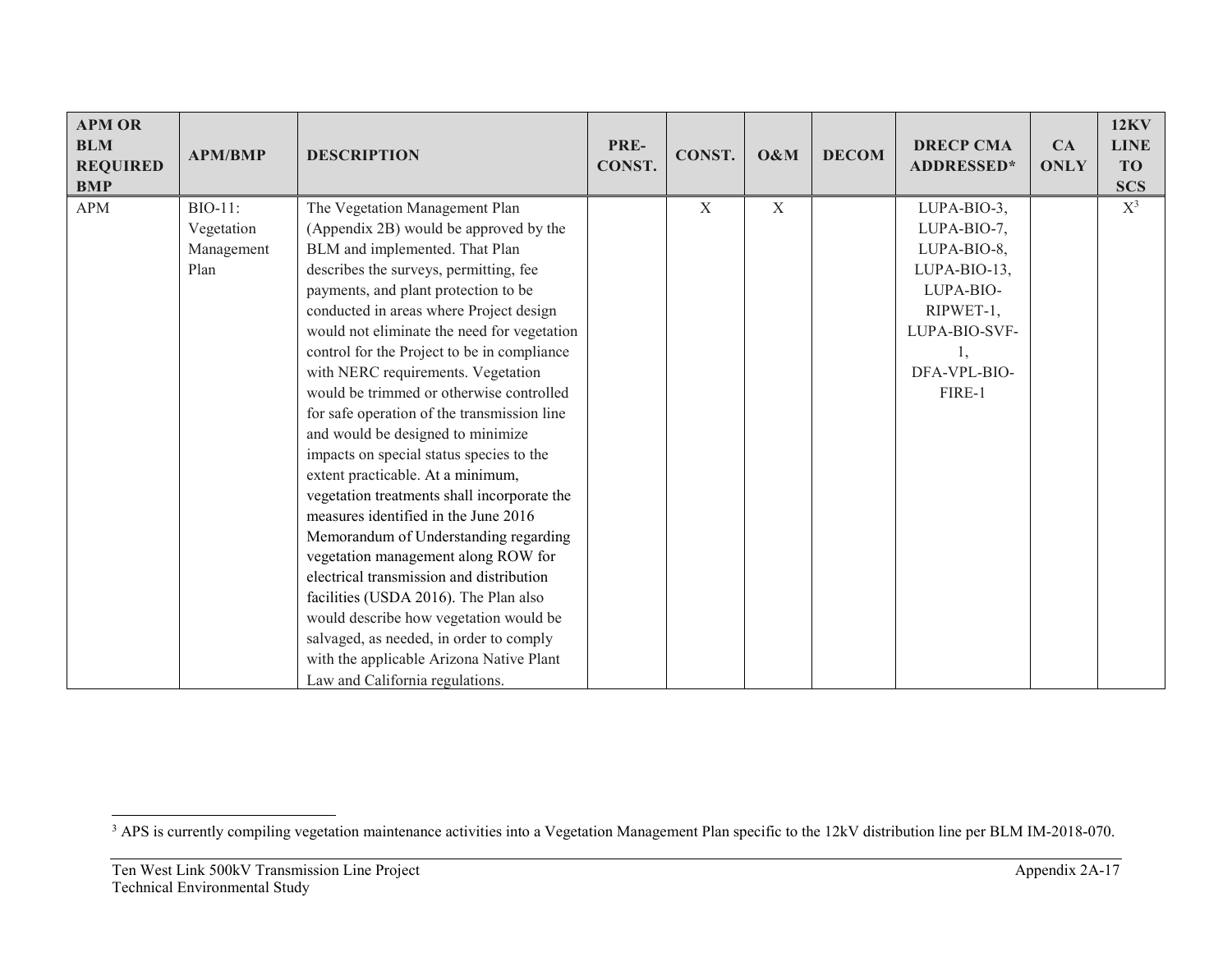| APM OR BLM REQUIRED BMP | APM/BMP | DESCRIPTION | PRE-CONST. | CONST. | O&M | DECOM | DRECP CMA ADDRESSED* | CA ONLY | 12KV LINE TO SCS |
|---|---|---|---|---|---|---|---|---|---|
| APM | BIO-11: Vegetation Management Plan | The Vegetation Management Plan (Appendix 2B) would be approved by the BLM and implemented. That Plan describes the surveys, permitting, fee payments, and plant protection to be conducted in areas where Project design would not eliminate the need for vegetation control for the Project to be in compliance with NERC requirements. Vegetation would be trimmed or otherwise controlled for safe operation of the transmission line and would be designed to minimize impacts on special status species to the extent practicable. At a minimum, vegetation treatments shall incorporate the measures identified in the June 2016 Memorandum of Understanding regarding vegetation management along ROW for electrical transmission and distribution facilities (USDA 2016). The Plan also would describe how vegetation would be salvaged, as needed, in order to comply with the applicable Arizona Native Plant Law and California regulations. | | X | X | | LUPA-BIO-3, LUPA-BIO-7, LUPA-BIO-8, LUPA-BIO-13, LUPA-BIO-RIPWET-1, LUPA-BIO-SVF-1, DFA-VPL-BIO-FIRE-1 | | X[3] |

[3] APS is currently compiling vegetation maintenance activities into a Vegetation Management Plan specific to the 12kV distribution line per BLM IM-2018-070.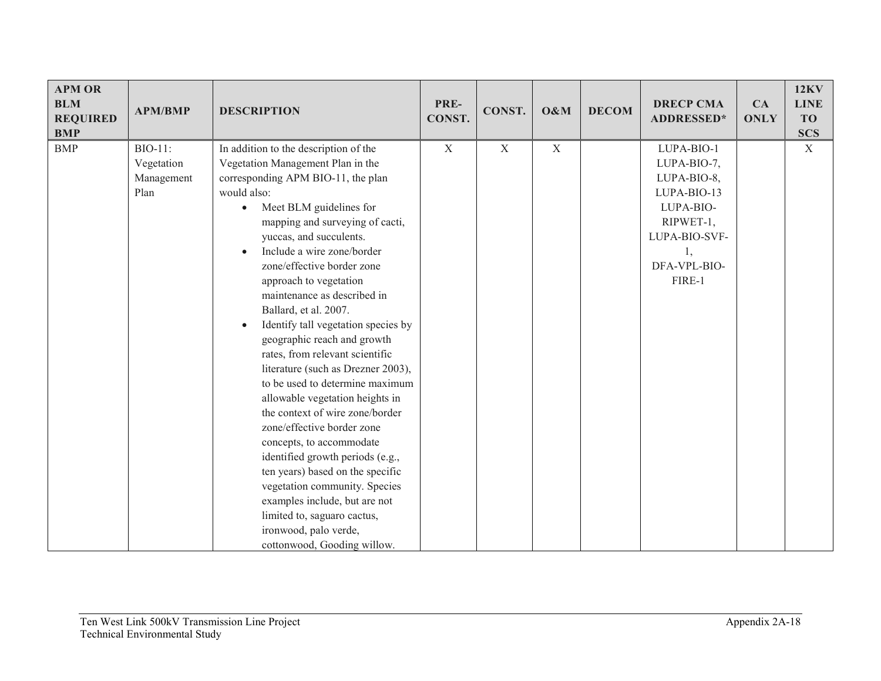| APM OR BLM REQUIRED BMP | APM/BMP | DESCRIPTION | PRE-CONST. | CONST. | O&M | DECOM | DRECP CMA ADDRESSED* | CA ONLY | 12KV LINE TO SCS |
|---|---|---|---|---|---|---|---|---|---|
| BMP | BIO-11: Vegetation Management Plan | In addition to the description of the Vegetation Management Plan in the corresponding APM BIO-11, the plan would also:<br>• Meet BLM guidelines for mapping and surveying of cacti, yuccas, and succulents.<br>• Include a wire zone/border zone/effective border zone approach to vegetation maintenance as described in Ballard, et al. 2007.<br>• Identify tall vegetation species by geographic reach and growth rates, from relevant scientific literature (such as Drezner 2003), to be used to determine maximum allowable vegetation heights in the context of wire zone/border zone/effective border zone concepts, to accommodate identified growth periods (e.g., ten years) based on the specific vegetation community. Species examples include, but are not limited to, saguaro cactus, ironwood, palo verde, cottonwood, Gooding willow. | X | X | X | | LUPA-BIO-1<br>LUPA-BIO-7,<br>LUPA-BIO-8,<br>LUPA-BIO-13<br>LUPA-BIO-RIPWET-1,<br>LUPA-BIO-SVF-1,<br>DFA-VPL-BIO-FIRE-1 | | X |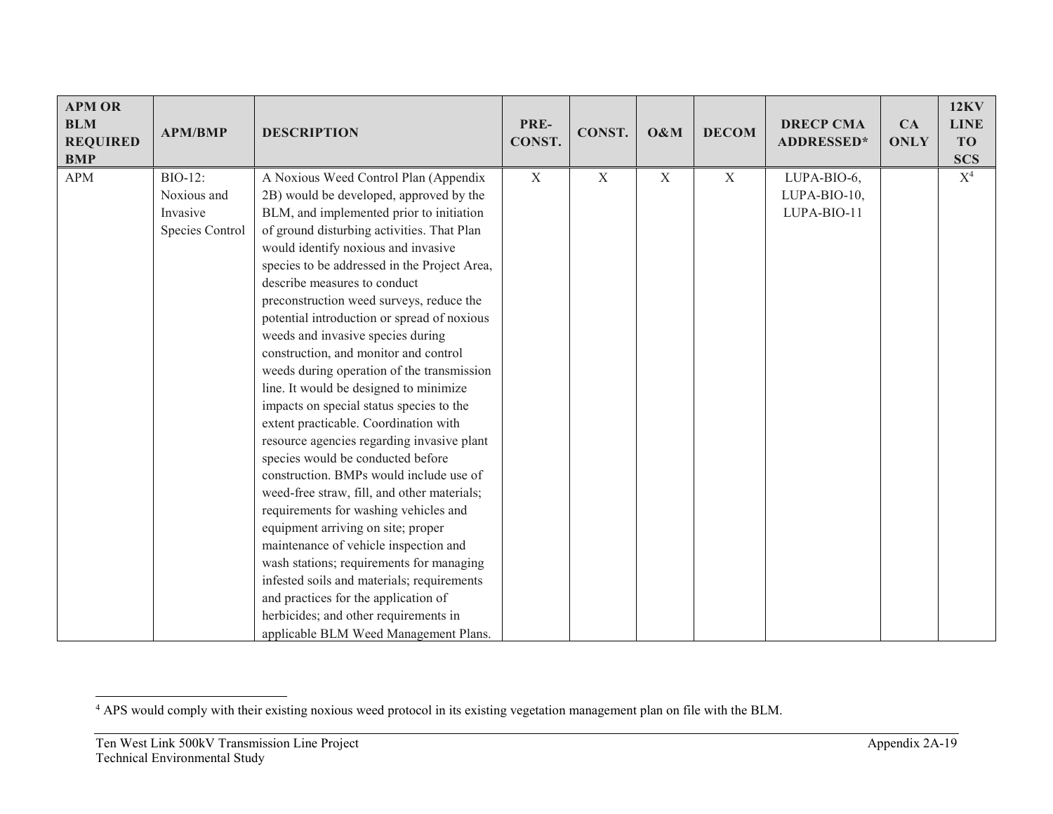| APM OR BLM REQUIRED BMP | APM/BMP | DESCRIPTION | PRE-CONST. | CONST. | O&M | DECOM | DRECP CMA ADDRESSED* | CA ONLY | 12KV LINE TO SCS |
|---|---|---|---|---|---|---|---|---|---|
| APM | BIO-12: Noxious and Invasive Species Control | A Noxious Weed Control Plan (Appendix 2B) would be developed, approved by the BLM, and implemented prior to initiation of ground disturbing activities. That Plan would identify noxious and invasive species to be addressed in the Project Area, describe measures to conduct preconstruction weed surveys, reduce the potential introduction or spread of noxious weeds and invasive species during construction, and monitor and control weeds during operation of the transmission line. It would be designed to minimize impacts on special status species to the extent practicable. Coordination with resource agencies regarding invasive plant species would be conducted before construction. BMPs would include use of weed-free straw, fill, and other materials; requirements for washing vehicles and equipment arriving on site; proper maintenance of vehicle inspection and wash stations; requirements for managing infested soils and materials; requirements and practices for the application of herbicides; and other requirements in applicable BLM Weed Management Plans. | X | X | X | X | LUPA-BIO-6, LUPA-BIO-10, LUPA-BIO-11 | | X[4] |

[4] APS would comply with their existing noxious weed protocol in its existing vegetation management plan on file with the BLM.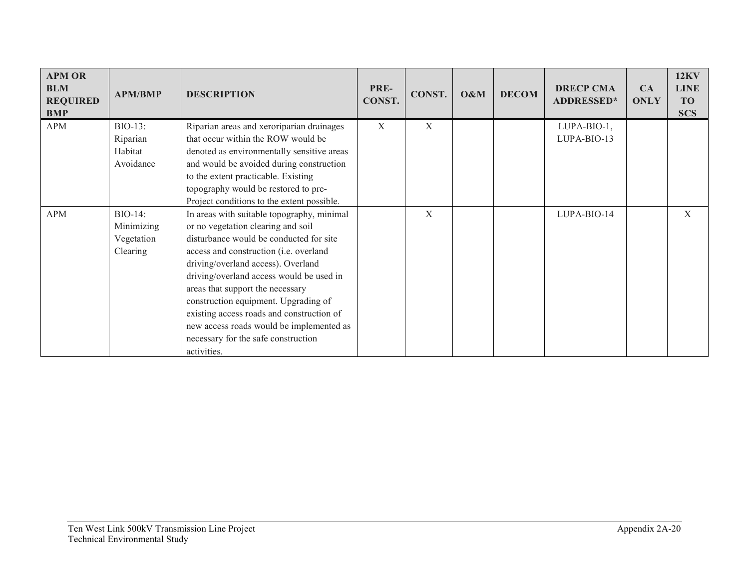| APM OR BLM REQUIRED BMP | APM/BMP | DESCRIPTION | PRE-CONST. | CONST. | O&M | DECOM | DRECP CMA ADDRESSED* | CA ONLY | 12KV LINE TO SCS |
|---|---|---|---|---|---|---|---|---|---|
| APM | BIO-13: Riparian Habitat Avoidance | Riparian areas and xeroriparian drainages that occur within the ROW would be denoted as environmentally sensitive areas and would be avoided during construction to the extent practicable. Existing topography would be restored to pre-Project conditions to the extent possible. | X | X | | | LUPA-BIO-1, LUPA-BIO-13 | | |
| APM | BIO-14: Minimizing Vegetation Clearing | In areas with suitable topography, minimal or no vegetation clearing and soil disturbance would be conducted for site access and construction (i.e. overland driving/overland access). Overland driving/overland access would be used in areas that support the necessary construction equipment. Upgrading of existing access roads and construction of new access roads would be implemented as necessary for the safe construction activities. | | X | | | LUPA-BIO-14 | | X |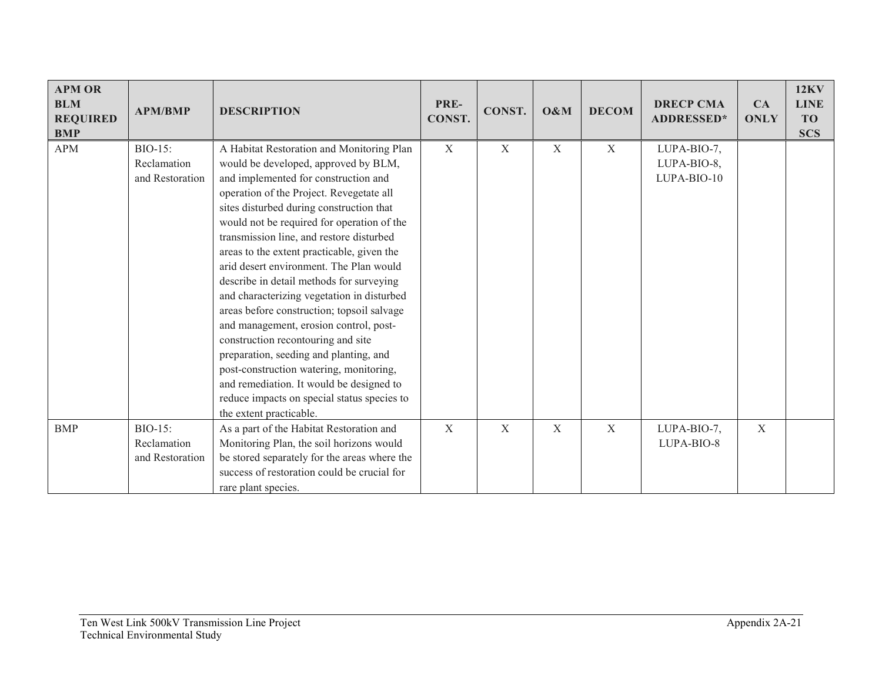| APM OR BLM REQUIRED BMP | APM/BMP | DESCRIPTION | PRE-CONST. | CONST. | O&M | DECOM | DRECP CMA ADDRESSED* | CA ONLY | 12KV LINE TO SCS |
|---|---|---|---|---|---|---|---|---|---|
| APM | BIO-15: Reclamation and Restoration | A Habitat Restoration and Monitoring Plan would be developed, approved by BLM, and implemented for construction and operation of the Project. Revegetate all sites disturbed during construction that would not be required for operation of the transmission line, and restore disturbed areas to the extent practicable, given the arid desert environment. The Plan would describe in detail methods for surveying and characterizing vegetation in disturbed areas before construction; topsoil salvage and management, erosion control, post-construction recontouring and site preparation, seeding and planting, and post-construction watering, monitoring, and remediation. It would be designed to reduce impacts on special status species to the extent practicable. | X | X | X | X | LUPA-BIO-7, LUPA-BIO-8, LUPA-BIO-10 | | |
| BMP | BIO-15: Reclamation and Restoration | As a part of the Habitat Restoration and Monitoring Plan, the soil horizons would be stored separately for the areas where the success of restoration could be crucial for rare plant species. | X | X | X | X | LUPA-BIO-7, LUPA-BIO-8 | X | |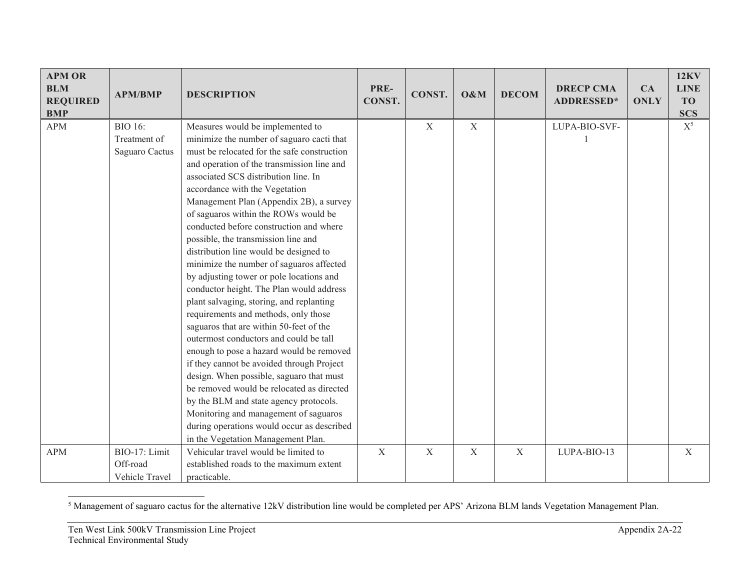| APM OR BLM REQUIRED BMP | APM/BMP | DESCRIPTION | PRE-CONST. | CONST. | O&M | DECOM | DRECP CMA ADDRESSED* | CA ONLY | 12KV LINE TO SCS |
|---|---|---|---|---|---|---|---|---|---|
| APM | BIO 16: Treatment of Saguaro Cactus | Measures would be implemented to minimize the number of saguaro cacti that must be relocated for the safe construction and operation of the transmission line and associated SCS distribution line. In accordance with the Vegetation Management Plan (Appendix 2B), a survey of saguaros within the ROWs would be conducted before construction and where possible, the transmission line and distribution line would be designed to minimize the number of saguaros affected by adjusting tower or pole locations and conductor height. The Plan would address plant salvaging, storing, and replanting requirements and methods, only those saguaros that are within 50-feet of the outermost conductors and could be tall enough to pose a hazard would be removed if they cannot be avoided through Project design. When possible, saguaro that must be removed would be relocated as directed by the BLM and state agency protocols. Monitoring and management of saguaros during operations would occur as described in the Vegetation Management Plan. | | X | X | | LUPA-BIO-SVF-1 | | X[5] |
| APM | BIO-17: Limit Off-road Vehicle Travel | Vehicular travel would be limited to established roads to the maximum extent practicable. | X | X | X | X | LUPA-BIO-13 | | X |

[5] Management of saguaro cactus for the alternative 12kV distribution line would be completed per APS' Arizona BLM lands Vegetation Management Plan.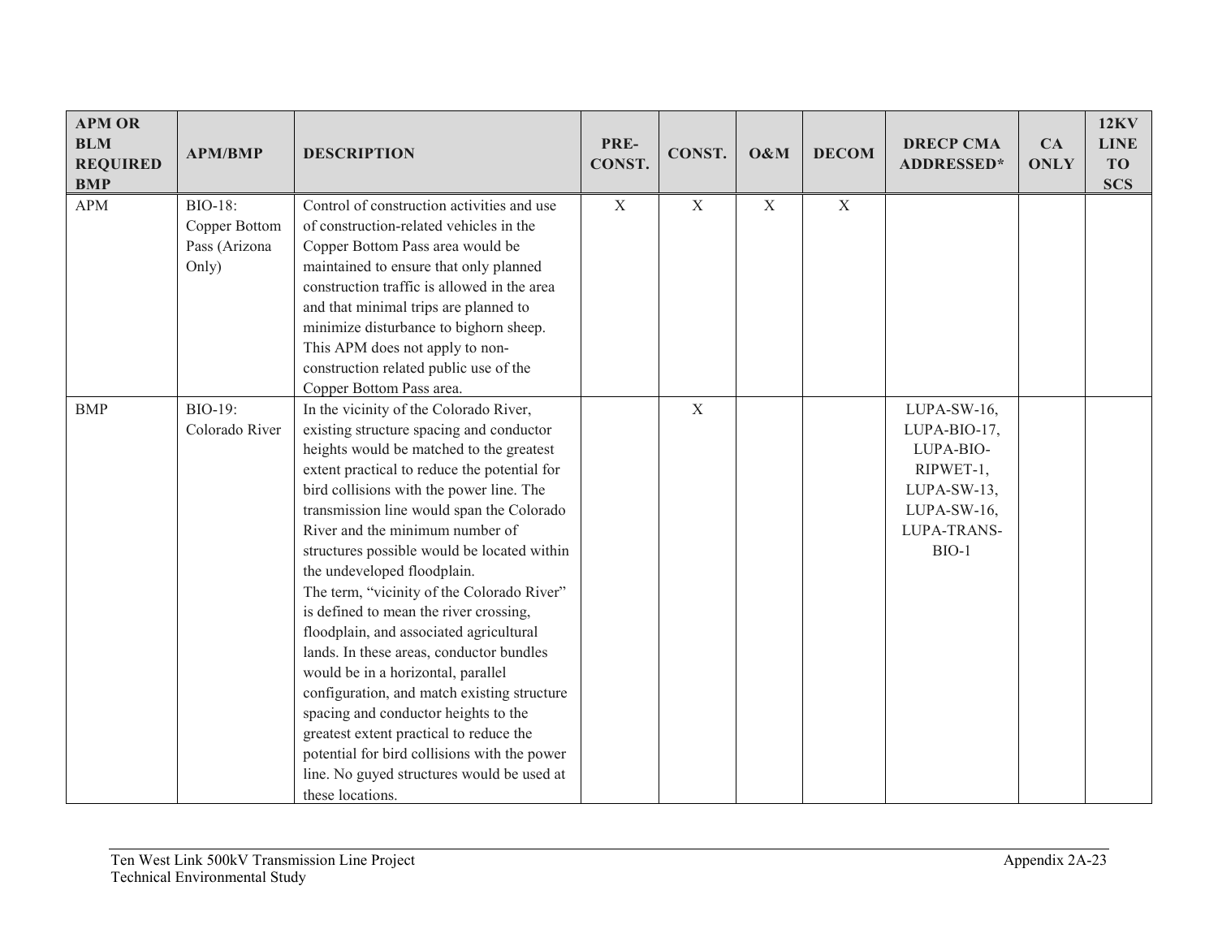| APM OR BLM REQUIRED BMP | APM/BMP | DESCRIPTION | PRE-CONST. | CONST. | O&M | DECOM | DRECP CMA ADDRESSED* | CA ONLY | 12KV LINE TO SCS |
|---|---|---|---|---|---|---|---|---|---|
| APM | BIO-18: Copper Bottom Pass (Arizona Only) | Control of construction activities and use of construction-related vehicles in the Copper Bottom Pass area would be maintained to ensure that only planned construction traffic is allowed in the area and that minimal trips are planned to minimize disturbance to bighorn sheep. This APM does not apply to non-construction related public use of the Copper Bottom Pass area. | X | X | X | X | | | |
| BMP | BIO-19: Colorado River | In the vicinity of the Colorado River, existing structure spacing and conductor heights would be matched to the greatest extent practical to reduce the potential for bird collisions with the power line. The transmission line would span the Colorado River and the minimum number of structures possible would be located within the undeveloped floodplain.<br>The term, "vicinity of the Colorado River" is defined to mean the river crossing, floodplain, and associated agricultural lands. In these areas, conductor bundles would be in a horizontal, parallel configuration, and match existing structure spacing and conductor heights to the greatest extent practical to reduce the potential for bird collisions with the power line. No guyed structures would be used at these locations. | | X | | | LUPA-SW-16, LUPA-BIO-17, LUPA-BIO-RIPWET-1, LUPA-SW-13, LUPA-SW-16, LUPA-TRANS-BIO-1 | | |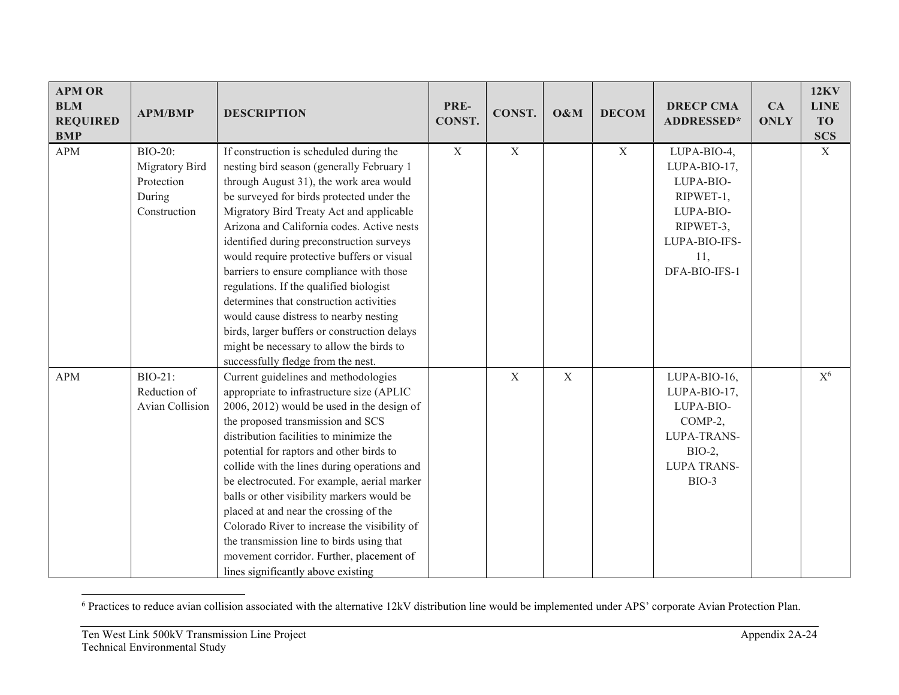| APM OR BLM REQUIRED BMP | APM/BMP | DESCRIPTION | PRE-CONST. | CONST. | O&M | DECOM | DRECP CMA ADDRESSED* | CA ONLY | 12KV LINE TO SCS |
|---|---|---|---|---|---|---|---|---|---|
| APM | BIO-20: Migratory Bird Protection During Construction | If construction is scheduled during the nesting bird season (generally February 1 through August 31), the work area would be surveyed for birds protected under the Migratory Bird Treaty Act and applicable Arizona and California codes. Active nests identified during preconstruction surveys would require protective buffers or visual barriers to ensure compliance with those regulations. If the qualified biologist determines that construction activities would cause distress to nearby nesting birds, larger buffers or construction delays might be necessary to allow the birds to successfully fledge from the nest. | X | X | | X | LUPA-BIO-4, LUPA-BIO-17, LUPA-BIO-RIPWET-1, LUPA-BIO-RIPWET-3, LUPA-BIO-IFS-11, DFA-BIO-IFS-1 | | X |
| APM | BIO-21: Reduction of Avian Collision | Current guidelines and methodologies appropriate to infrastructure size (APLIC 2006, 2012) would be used in the design of the proposed transmission and SCS distribution facilities to minimize the potential for raptors and other birds to collide with the lines during operations and be electrocuted. For example, aerial marker balls or other visibility markers would be placed at and near the crossing of the Colorado River to increase the visibility of the transmission line to birds using that movement corridor. Further, placement of lines significantly above existing | | X | X | | LUPA-BIO-16, LUPA-BIO-17, LUPA-BIO-COMP-2, LUPA-TRANS-BIO-2, LUPA TRANS-BIO-3 | | X[6] |

[6] Practices to reduce avian collision associated with the alternative 12kV distribution line would be implemented under APS' corporate Avian Protection Plan.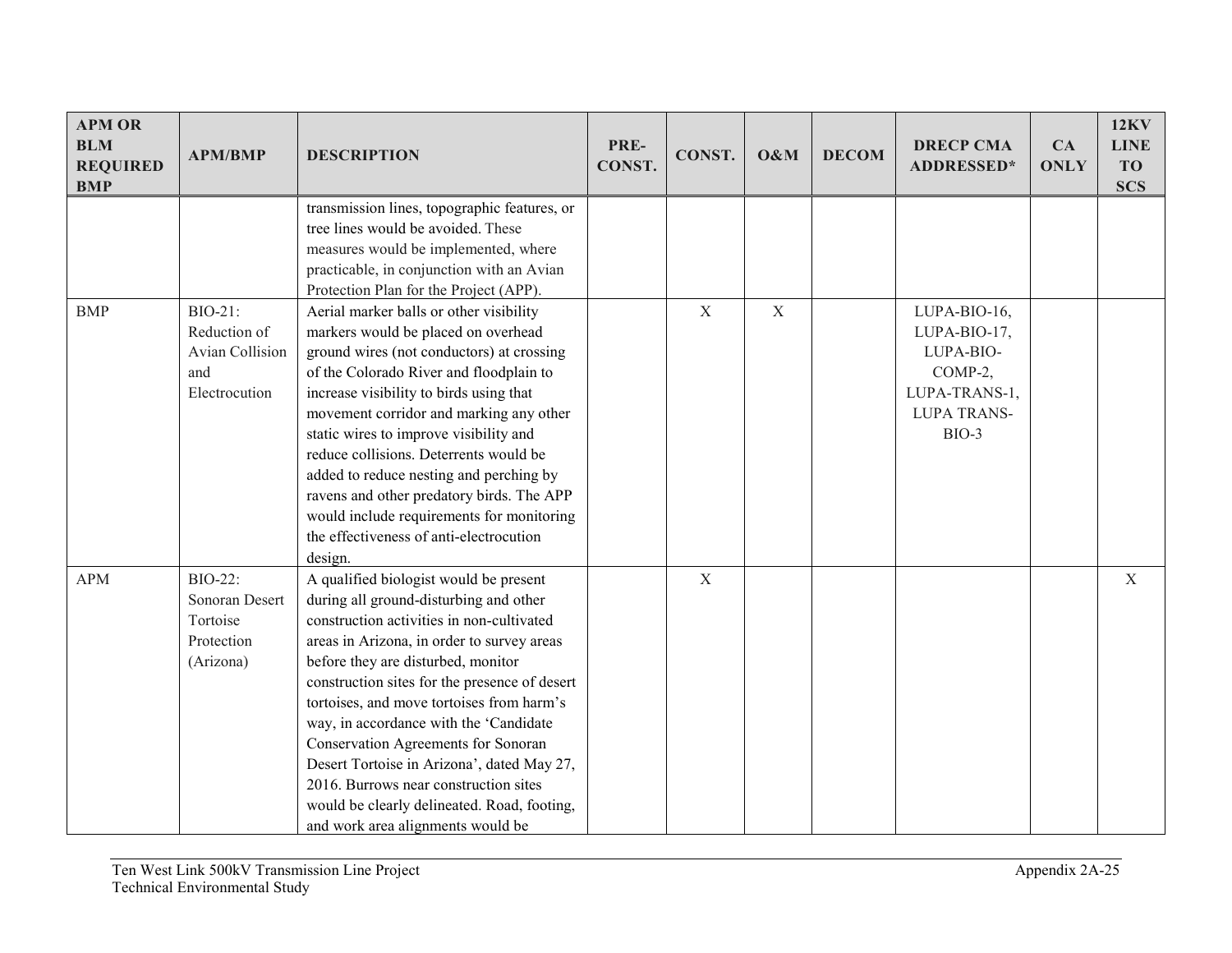| APM OR BLM REQUIRED BMP | APM/BMP | DESCRIPTION | PRE-CONST. | CONST. | O&M | DECOM | DRECP CMA ADDRESSED* | CA ONLY | 12KV LINE TO SCS |
|---|---|---|---|---|---|---|---|---|---|
| | | transmission lines, topographic features, or tree lines would be avoided. These measures would be implemented, where practicable, in conjunction with an Avian Protection Plan for the Project (APP). | | | | | | | |
| BMP | BIO-21: Reduction of Avian Collision and Electrocution | Aerial marker balls or other visibility markers would be placed on overhead ground wires (not conductors) at crossing of the Colorado River and floodplain to increase visibility to birds using that movement corridor and marking any other static wires to improve visibility and reduce collisions. Deterrents would be added to reduce nesting and perching by ravens and other predatory birds. The APP would include requirements for monitoring the effectiveness of anti-electrocution design. | | X | X | | LUPA-BIO-16, LUPA-BIO-17, LUPA-BIO-COMP-2, LUPA-TRANS-1, LUPA TRANS-BIO-3 | | |
| APM | BIO-22: Sonoran Desert Tortoise Protection (Arizona) | A qualified biologist would be present during all ground-disturbing and other construction activities in non-cultivated areas in Arizona, in order to survey areas before they are disturbed, monitor construction sites for the presence of desert tortoises, and move tortoises from harm's way, in accordance with the 'Candidate Conservation Agreements for Sonoran Desert Tortoise in Arizona', dated May 27, 2016. Burrows near construction sites would be clearly delineated. Road, footing, and work area alignments would be | | X | | | | | X |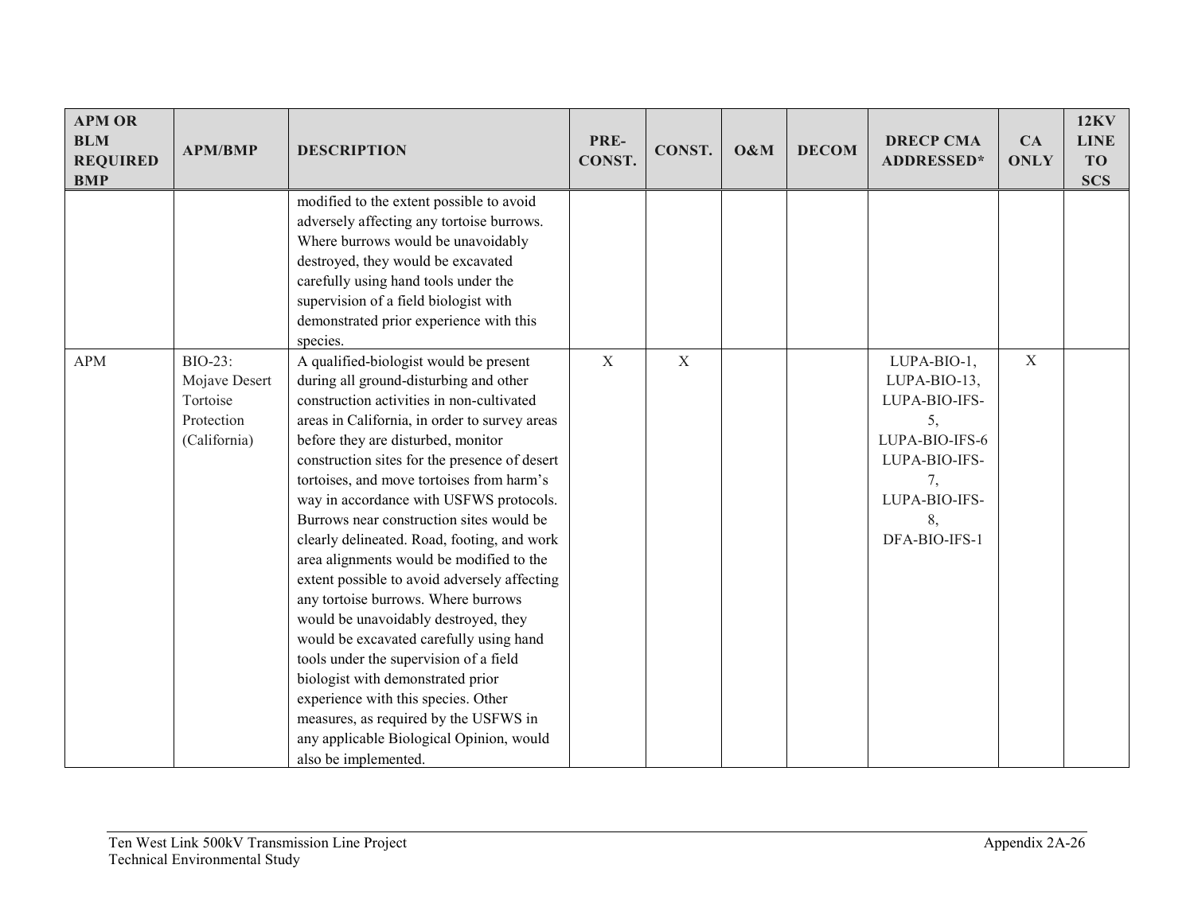| APM OR BLM REQUIRED BMP | APM/BMP | DESCRIPTION | PRE-CONST. | CONST. | O&M | DECOM | DRECP CMA ADDRESSED* | CA ONLY | 12KV LINE TO SCS |
|---|---|---|---|---|---|---|---|---|---|
| | | modified to the extent possible to avoid adversely affecting any tortoise burrows. Where burrows would be unavoidably destroyed, they would be excavated carefully using hand tools under the supervision of a field biologist with demonstrated prior experience with this species. | | | | | | | |
| APM | BIO-23: Mojave Desert Tortoise Protection (California) | A qualified-biologist would be present during all ground-disturbing and other construction activities in non-cultivated areas in California, in order to survey areas before they are disturbed, monitor construction sites for the presence of desert tortoises, and move tortoises from harm's way in accordance with USFWS protocols. Burrows near construction sites would be clearly delineated. Road, footing, and work area alignments would be modified to the extent possible to avoid adversely affecting any tortoise burrows. Where burrows would be unavoidably destroyed, they would be excavated carefully using hand tools under the supervision of a field biologist with demonstrated prior experience with this species. Other measures, as required by the USFWS in any applicable Biological Opinion, would also be implemented. | X | X | | | LUPA-BIO-1, LUPA-BIO-13, LUPA-BIO-IFS-5, LUPA-BIO-IFS-6 LUPA-BIO-IFS-7, LUPA-BIO-IFS-8, DFA-BIO-IFS-1 | X | |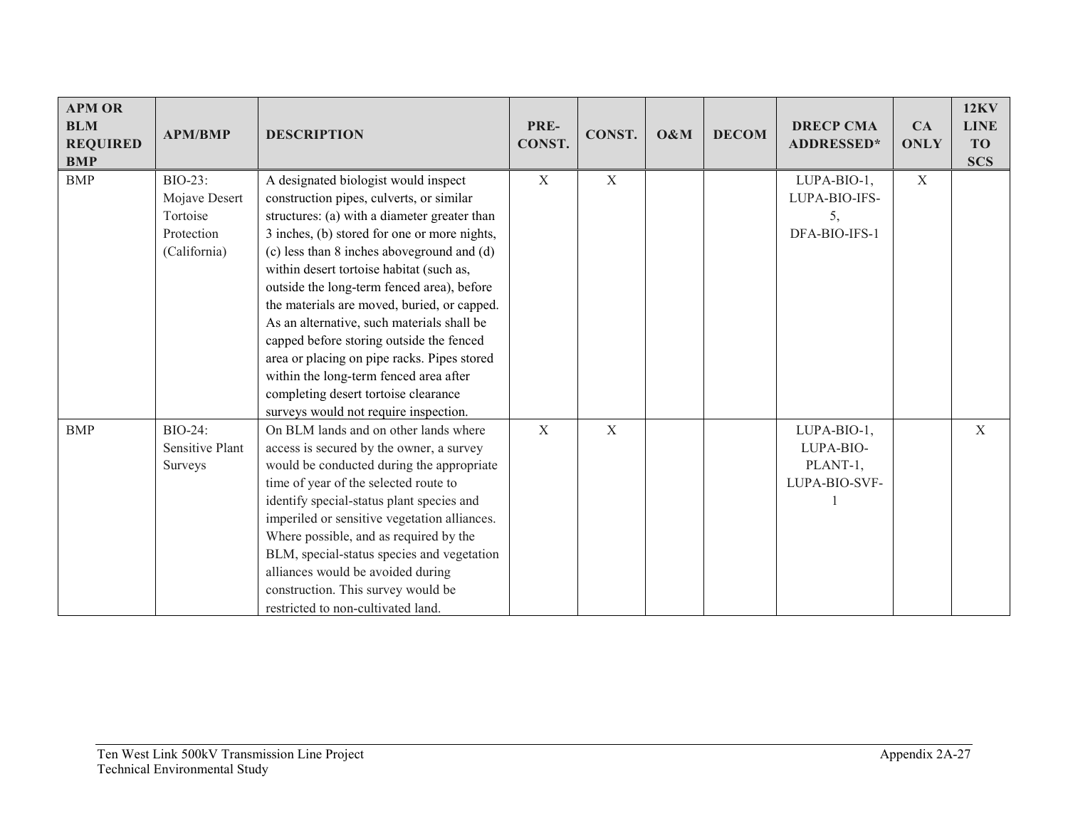| APM OR BLM REQUIRED BMP | APM/BMP | DESCRIPTION | PRE-CONST. | CONST. | O&M | DECOM | DRECP CMA ADDRESSED* | CA ONLY | 12KV LINE TO SCS |
|---|---|---|---|---|---|---|---|---|---|
| BMP | BIO-23: Mojave Desert Tortoise Protection (California) | A designated biologist would inspect construction pipes, culverts, or similar structures: (a) with a diameter greater than 3 inches, (b) stored for one or more nights, (c) less than 8 inches aboveground and (d) within desert tortoise habitat (such as, outside the long-term fenced area), before the materials are moved, buried, or capped. As an alternative, such materials shall be capped before storing outside the fenced area or placing on pipe racks. Pipes stored within the long-term fenced area after completing desert tortoise clearance surveys would not require inspection. | X | X | | | LUPA-BIO-1, LUPA-BIO-IFS-5, DFA-BIO-IFS-1 | X | |
| BMP | BIO-24: Sensitive Plant Surveys | On BLM lands and on other lands where access is secured by the owner, a survey would be conducted during the appropriate time of year of the selected route to identify special-status plant species and imperiled or sensitive vegetation alliances. Where possible, and as required by the BLM, special-status species and vegetation alliances would be avoided during construction. This survey would be restricted to non-cultivated land. | X | X | | | LUPA-BIO-1, LUPA-BIO-PLANT-1, LUPA-BIO-SVF-1 | | X |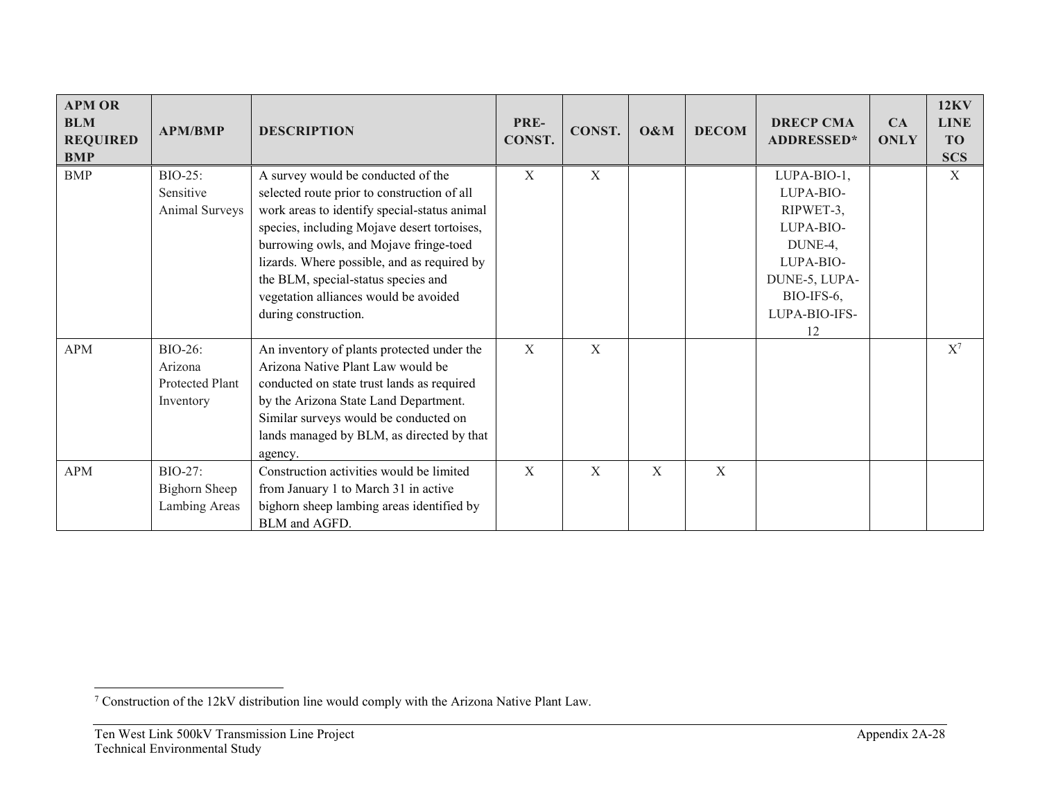| APM OR BLM REQUIRED BMP | APM/BMP | DESCRIPTION | PRE-CONST. | CONST. | O&M | DECOM | DRECP CMA ADDRESSED* | CA ONLY | 12KV LINE TO SCS |
|---|---|---|---|---|---|---|---|---|---|
| BMP | BIO-25: Sensitive Animal Surveys | A survey would be conducted of the selected route prior to construction of all work areas to identify special-status animal species, including Mojave desert tortoises, burrowing owls, and Mojave fringe-toed lizards. Where possible, and as required by the BLM, special-status species and vegetation alliances would be avoided during construction. | X | X | | | LUPA-BIO-1, LUPA-BIO-RIPWET-3, LUPA-BIO-DUNE-4, LUPA-BIO-DUNE-5, LUPA-BIO-IFS-6, LUPA-BIO-IFS-12 | | X |
| APM | BIO-26: Arizona Protected Plant Inventory | An inventory of plants protected under the Arizona Native Plant Law would be conducted on state trust lands as required by the Arizona State Land Department. Similar surveys would be conducted on lands managed by BLM, as directed by that agency. | X | X | | | | | X[7] |
| APM | BIO-27: Bighorn Sheep Lambing Areas | Construction activities would be limited from January 1 to March 31 in active bighorn sheep lambing areas identified by BLM and AGFD. | X | X | X | X | | | |

[7] Construction of the 12kV distribution line would comply with the Arizona Native Plant Law.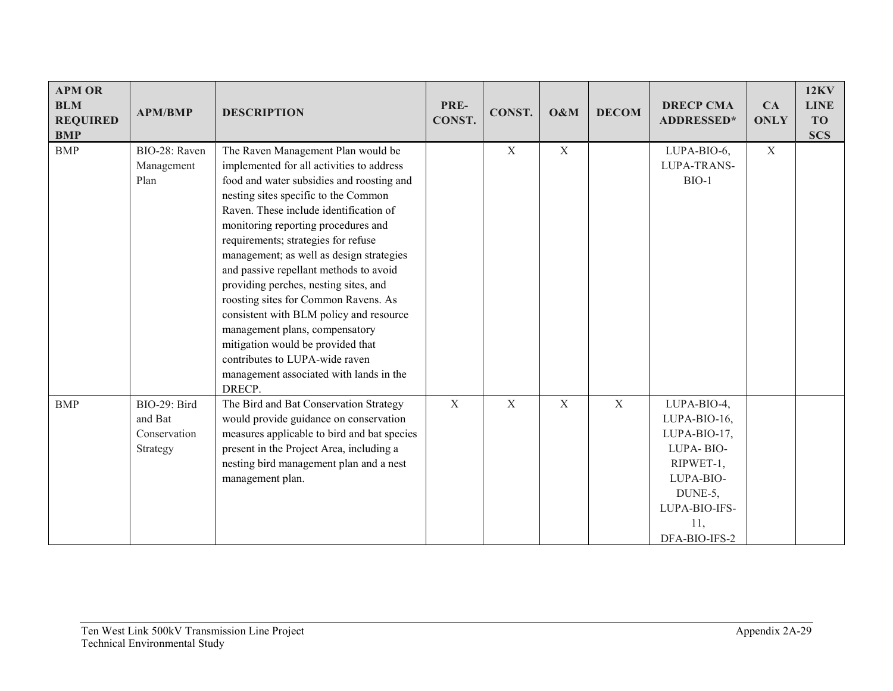| APM OR BLM REQUIRED BMP | APM/BMP | DESCRIPTION | PRE-CONST. | CONST. | O&M | DECOM | DRECP CMA ADDRESSED* | CA ONLY | 12KV LINE TO SCS |
|---|---|---|---|---|---|---|---|---|---|
| BMP | BIO-28: Raven Management Plan | The Raven Management Plan would be implemented for all activities to address food and water subsidies and roosting and nesting sites specific to the Common Raven. These include identification of monitoring reporting procedures and requirements; strategies for refuse management; as well as design strategies and passive repellant methods to avoid providing perches, nesting sites, and roosting sites for Common Ravens. As consistent with BLM policy and resource management plans, compensatory mitigation would be provided that contributes to LUPA-wide raven management associated with lands in the DRECP. | | X | X | | LUPA-BIO-6, LUPA-TRANS-BIO-1 | X | |
| BMP | BIO-29: Bird and Bat Conservation Strategy | The Bird and Bat Conservation Strategy would provide guidance on conservation measures applicable to bird and bat species present in the Project Area, including a nesting bird management plan and a nest management plan. | X | X | X | X | LUPA-BIO-4, LUPA-BIO-16, LUPA-BIO-17, LUPA- BIO-RIPWET-1, LUPA-BIO-DUNE-5, LUPA-BIO-IFS-11, DFA-BIO-IFS-2 | | |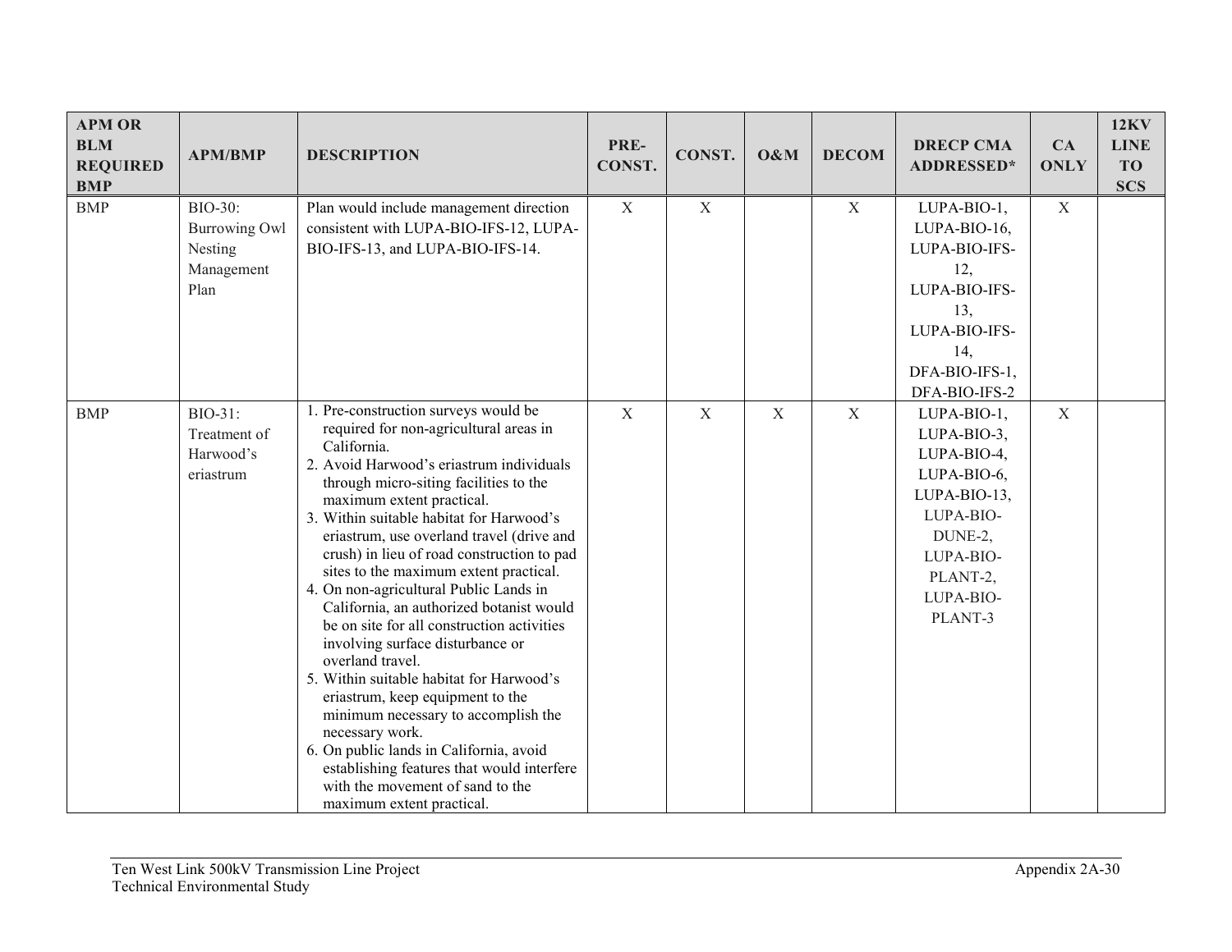| APM OR BLM REQUIRED BMP | APM/BMP | DESCRIPTION | PRE-CONST. | CONST. | O&M | DECOM | DRECP CMA ADDRESSED* | CA ONLY | 12KV LINE TO SCS |
|---|---|---|---|---|---|---|---|---|---|
| BMP | BIO-30: Burrowing Owl Nesting Management Plan | Plan would include management direction consistent with LUPA-BIO-IFS-12, LUPA-BIO-IFS-13, and LUPA-BIO-IFS-14. | X | X | | X | LUPA-BIO-1, LUPA-BIO-16, LUPA-BIO-IFS-12, LUPA-BIO-IFS-13, LUPA-BIO-IFS-14, DFA-BIO-IFS-1, DFA-BIO-IFS-2 | X | |
| BMP | BIO-31: Treatment of Harwood's eriastrum | 1. Pre-construction surveys would be required for non-agricultural areas in California.<br>2. Avoid Harwood's eriastrum individuals through micro-siting facilities to the maximum extent practical.<br>3. Within suitable habitat for Harwood's eriastrum, use overland travel (drive and crush) in lieu of road construction to pad sites to the maximum extent practical.<br>4. On non-agricultural Public Lands in California, an authorized botanist would be on site for all construction activities involving surface disturbance or overland travel.<br>5. Within suitable habitat for Harwood's eriastrum, keep equipment to the minimum necessary to accomplish the necessary work.<br>6. On public lands in California, avoid establishing features that would interfere with the movement of sand to the maximum extent practical. | X | X | X | X | LUPA-BIO-1, LUPA-BIO-3, LUPA-BIO-4, LUPA-BIO-6, LUPA-BIO-13, LUPA-BIO-DUNE-2, LUPA-BIO-PLANT-2, LUPA-BIO-PLANT-3 | X | |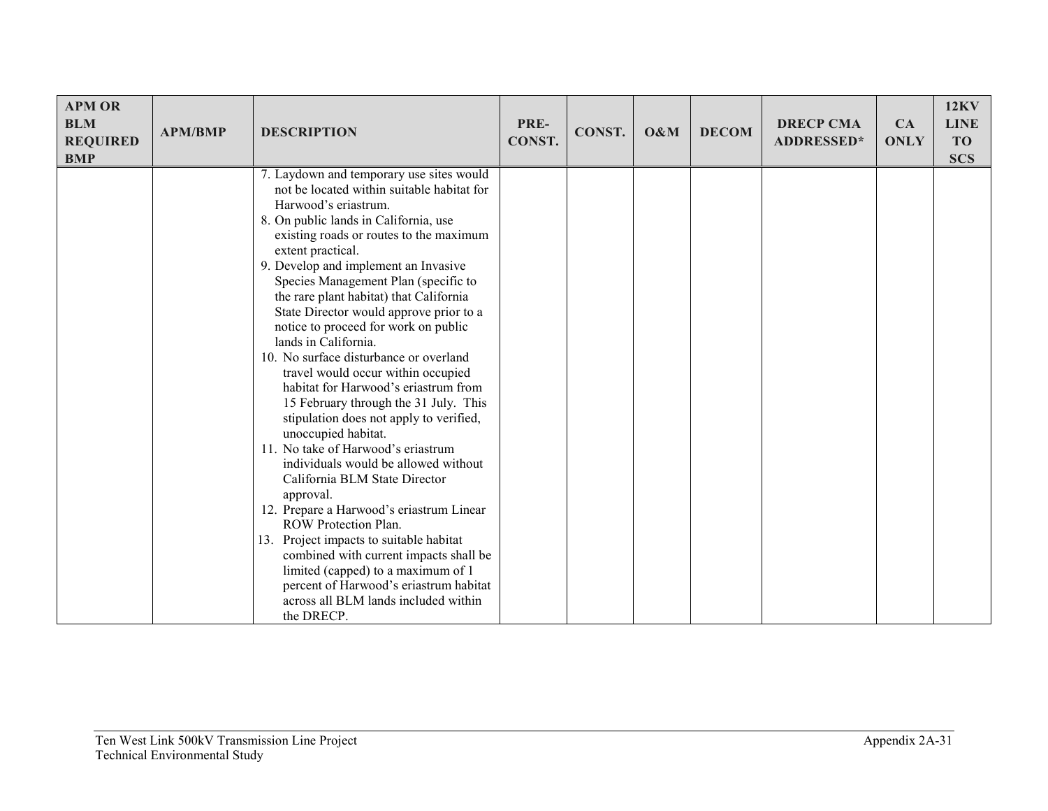| APM OR BLM REQUIRED BMP | APM/BMP | DESCRIPTION | PRE-CONST. | CONST. | O&M | DECOM | DRECP CMA ADDRESSED* | CA ONLY | 12KV LINE TO SCS |
|---|---|---|---|---|---|---|---|---|---|
| | | 7. Laydown and temporary use sites would not be located within suitable habitat for Harwood's eriastrum.<br>8. On public lands in California, use existing roads or routes to the maximum extent practical.<br>9. Develop and implement an Invasive Species Management Plan (specific to the rare plant habitat) that California State Director would approve prior to a notice to proceed for work on public lands in California.<br>10. No surface disturbance or overland travel would occur within occupied habitat for Harwood's eriastrum from 15 February through the 31 July. This stipulation does not apply to verified, unoccupied habitat.<br>11. No take of Harwood's eriastrum individuals would be allowed without California BLM State Director approval.<br>12. Prepare a Harwood's eriastrum Linear ROW Protection Plan.<br>13. Project impacts to suitable habitat combined with current impacts shall be limited (capped) to a maximum of 1 percent of Harwood's eriastrum habitat across all BLM lands included within the DRECP. | | | | | | | |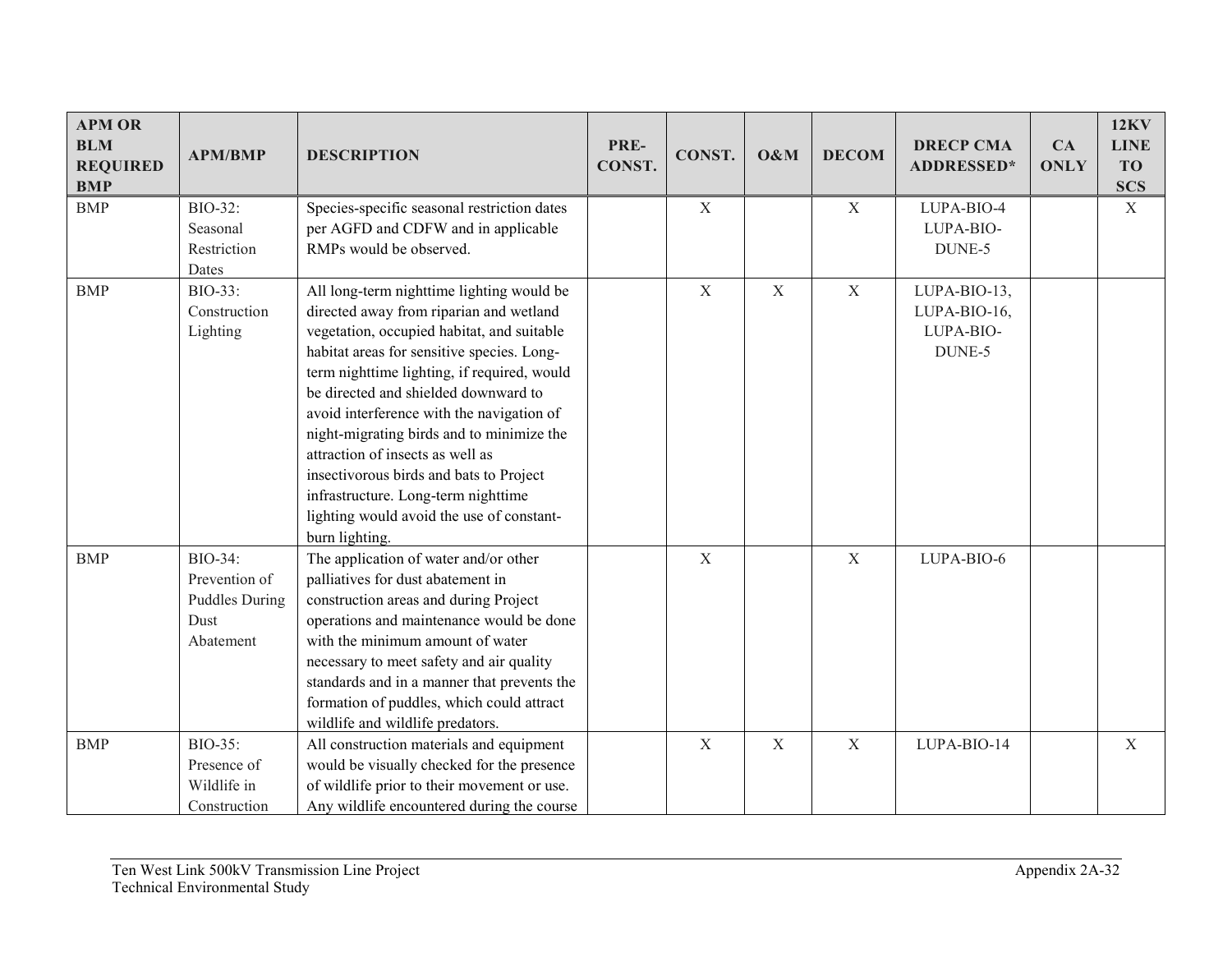| APM OR BLM REQUIRED BMP | APM/BMP | DESCRIPTION | PRE-CONST. | CONST. | O&M | DECOM | DRECP CMA ADDRESSED* | CA ONLY | 12KV LINE TO SCS |
|---|---|---|---|---|---|---|---|---|---|
| BMP | BIO-32: Seasonal Restriction Dates | Species-specific seasonal restriction dates per AGFD and CDFW and in applicable RMPs would be observed. | | X | | X | LUPA-BIO-4 LUPA-BIO-DUNE-5 | | X |
| BMP | BIO-33: Construction Lighting | All long-term nighttime lighting would be directed away from riparian and wetland vegetation, occupied habitat, and suitable habitat areas for sensitive species. Long-term nighttime lighting, if required, would be directed and shielded downward to avoid interference with the navigation of night-migrating birds and to minimize the attraction of insects as well as insectivorous birds and bats to Project infrastructure. Long-term nighttime lighting would avoid the use of constant-burn lighting. | | X | X | X | LUPA-BIO-13, LUPA-BIO-16, LUPA-BIO-DUNE-5 | | |
| BMP | BIO-34: Prevention of Puddles During Dust Abatement | The application of water and/or other palliatives for dust abatement in construction areas and during Project operations and maintenance would be done with the minimum amount of water necessary to meet safety and air quality standards and in a manner that prevents the formation of puddles, which could attract wildlife and wildlife predators. | | X | | X | LUPA-BIO-6 | | |
| BMP | BIO-35: Presence of Wildlife in Construction | All construction materials and equipment would be visually checked for the presence of wildlife prior to their movement or use. Any wildlife encountered during the course | | X | X | X | LUPA-BIO-14 | | X |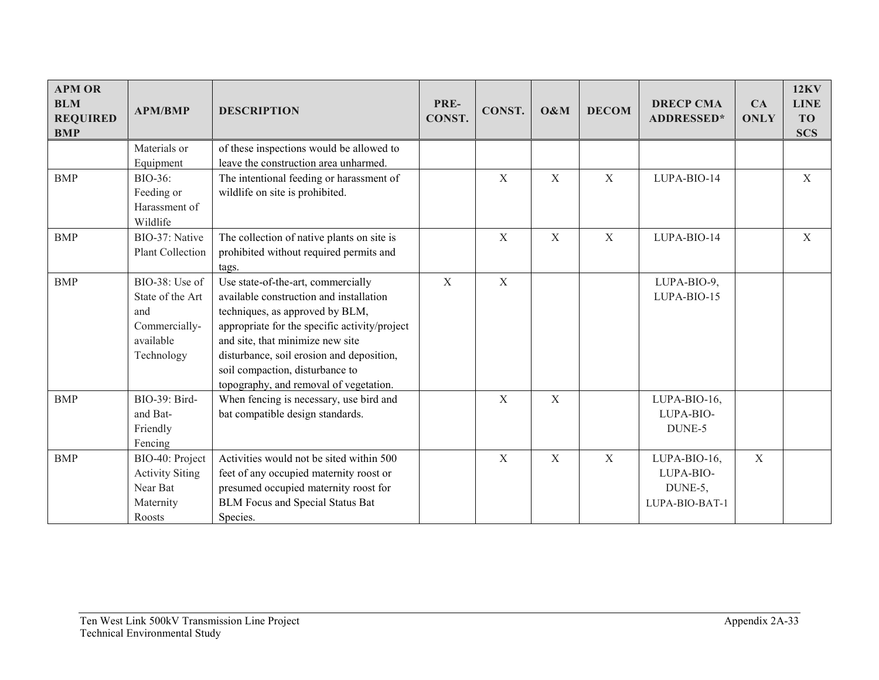| APM OR BLM REQUIRED BMP | APM/BMP | DESCRIPTION | PRE-CONST. | CONST. | O&M | DECOM | DRECP CMA ADDRESSED* | CA ONLY | 12KV LINE TO SCS |
|---|---|---|---|---|---|---|---|---|---|
| | Materials or Equipment | of these inspections would be allowed to leave the construction area unharmed. | | | | | | | |
| BMP | BIO-36: Feeding or Harassment of Wildlife | The intentional feeding or harassment of wildlife on site is prohibited. | | X | X | X | LUPA-BIO-14 | | X |
| BMP | BIO-37: Native Plant Collection | The collection of native plants on site is prohibited without required permits and tags. | | X | X | X | LUPA-BIO-14 | | X |
| BMP | BIO-38: Use of State of the Art and Commercially-available Technology | Use state-of-the-art, commercially available construction and installation techniques, as approved by BLM, appropriate for the specific activity/project and site, that minimize new site disturbance, soil erosion and deposition, soil compaction, disturbance to topography, and removal of vegetation. | X | X | | | LUPA-BIO-9, LUPA-BIO-15 | | |
| BMP | BIO-39: Bird- and Bat-Friendly Fencing | When fencing is necessary, use bird and bat compatible design standards. | | X | X | | LUPA-BIO-16, LUPA-BIO-DUNE-5 | | |
| BMP | BIO-40: Project Activity Siting Near Bat Maternity Roosts | Activities would not be sited within 500 feet of any occupied maternity roost or presumed occupied maternity roost for BLM Focus and Special Status Bat Species. | | X | X | X | LUPA-BIO-16, LUPA-BIO-DUNE-5, LUPA-BIO-BAT-1 | X | |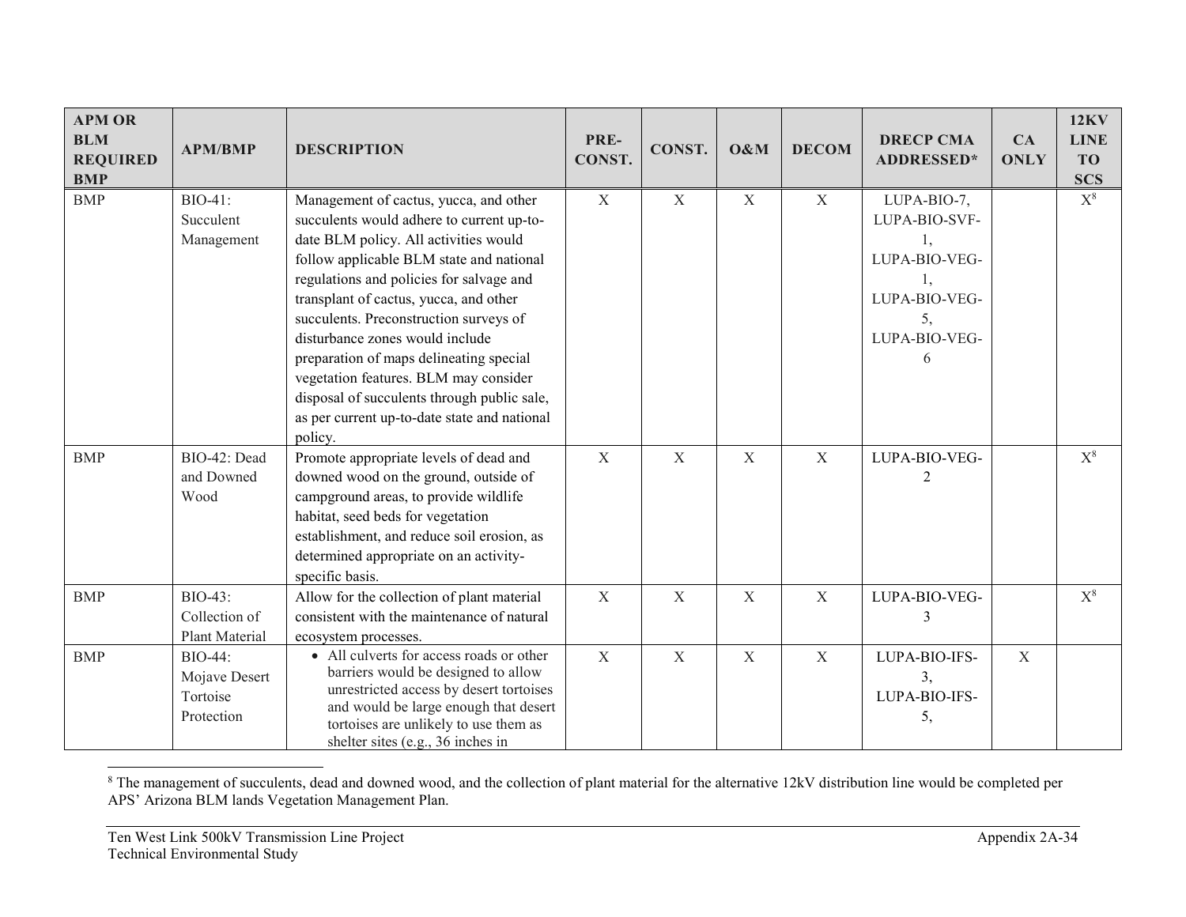| APM OR BLM REQUIRED BMP | APM/BMP | DESCRIPTION | PRE-CONST. | CONST. | O&M | DECOM | DRECP CMA ADDRESSED* | CA ONLY | 12KV LINE TO SCS |
|---|---|---|---|---|---|---|---|---|---|
| BMP | BIO-41: Succulent Management | Management of cactus, yucca, and other succulents would adhere to current up-to-date BLM policy. All activities would follow applicable BLM state and national regulations and policies for salvage and transplant of cactus, yucca, and other succulents. Preconstruction surveys of disturbance zones would include preparation of maps delineating special vegetation features. BLM may consider disposal of succulents through public sale, as per current up-to-date state and national policy. | X | X | X | X | LUPA-BIO-7, LUPA-BIO-SVF-1, LUPA-BIO-VEG-1, LUPA-BIO-VEG-5, LUPA-BIO-VEG-6 | | X[8] |
| BMP | BIO-42: Dead and Downed Wood | Promote appropriate levels of dead and downed wood on the ground, outside of campground areas, to provide wildlife habitat, seed beds for vegetation establishment, and reduce soil erosion, as determined appropriate on an activity-specific basis. | X | X | X | X | LUPA-BIO-VEG-2 | | X[8] |
| BMP | BIO-43: Collection of Plant Material | Allow for the collection of plant material consistent with the maintenance of natural ecosystem processes. | X | X | X | X | LUPA-BIO-VEG-3 | | X[8] |
| BMP | BIO-44: Mojave Desert Tortoise Protection | • All culverts for access roads or other barriers would be designed to allow unrestricted access by desert tortoises and would be large enough that desert tortoises are unlikely to use them as shelter sites (e.g., 36 inches in | X | X | X | X | LUPA-BIO-IFS-3, LUPA-BIO-IFS-5, | X | |

[8] The management of succulents, dead and downed wood, and the collection of plant material for the alternative 12kV distribution line would be completed per APS' Arizona BLM lands Vegetation Management Plan.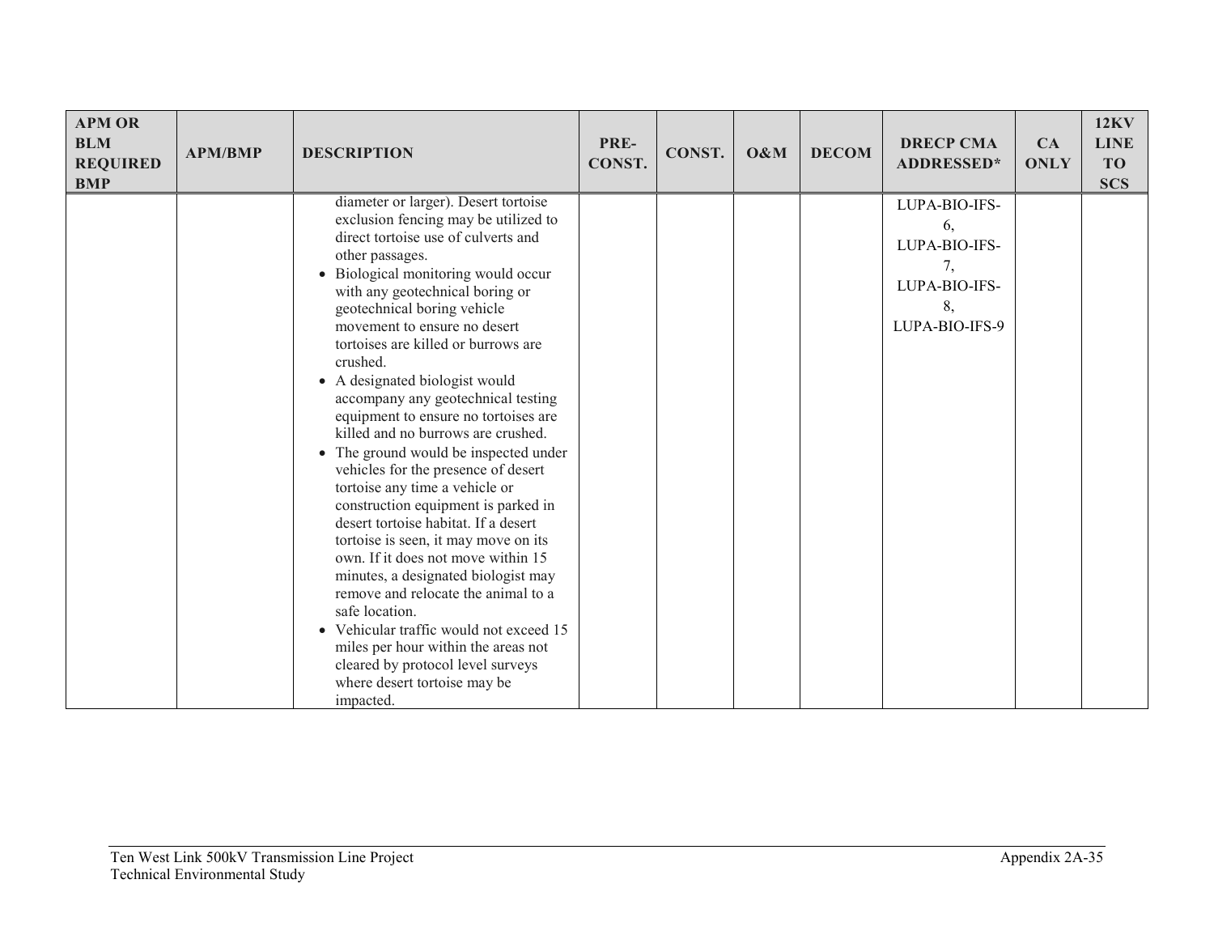| APM OR BLM REQUIRED BMP | APM/BMP | DESCRIPTION | PRE-CONST. | CONST. | O&M | DECOM | DRECP CMA ADDRESSED* | CA ONLY | 12KV LINE TO SCS |
|---|---|---|---|---|---|---|---|---|---|
| | | diameter or larger). Desert tortoise exclusion fencing may be utilized to direct tortoise use of culverts and other passages.<br>• Biological monitoring would occur with any geotechnical boring or geotechnical boring vehicle movement to ensure no desert tortoises are killed or burrows are crushed.<br>• A designated biologist would accompany any geotechnical testing equipment to ensure no tortoises are killed and no burrows are crushed.<br>• The ground would be inspected under vehicles for the presence of desert tortoise any time a vehicle or construction equipment is parked in desert tortoise habitat. If a desert tortoise is seen, it may move on its own. If it does not move within 15 minutes, a designated biologist may remove and relocate the animal to a safe location.<br>• Vehicular traffic would not exceed 15 miles per hour within the areas not cleared by protocol level surveys where desert tortoise may be impacted. | | | | | LUPA-BIO-IFS-6, LUPA-BIO-IFS-7, LUPA-BIO-IFS-8, LUPA-BIO-IFS-9 | | |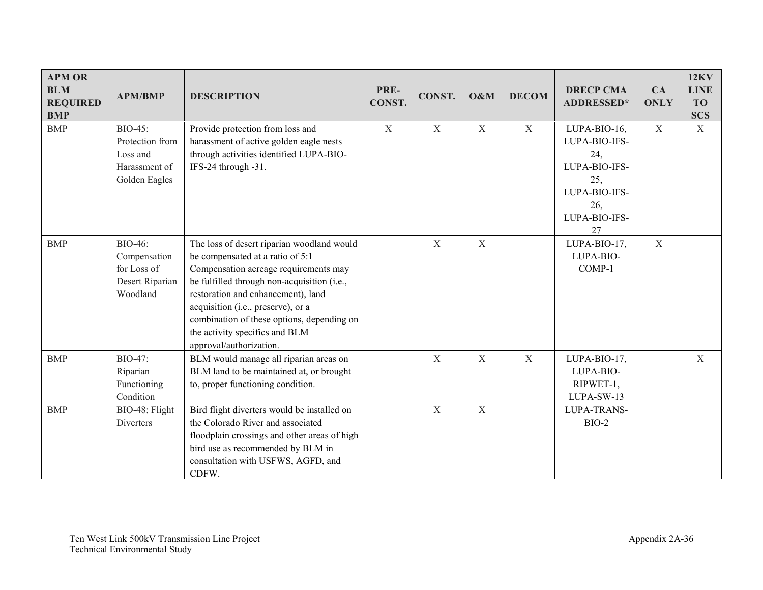| APM OR BLM REQUIRED BMP | APM/BMP | DESCRIPTION | PRE-CONST. | CONST. | O&M | DECOM | DRECP CMA ADDRESSED* | CA ONLY | 12KV LINE TO SCS |
|---|---|---|---|---|---|---|---|---|---|
| BMP | BIO-45: Protection from Loss and Harassment of Golden Eagles | Provide protection from loss and harassment of active golden eagle nests through activities identified LUPA-BIO-IFS-24 through -31. | X | X | X | X | LUPA-BIO-16, LUPA-BIO-IFS-24, LUPA-BIO-IFS-25, LUPA-BIO-IFS-26, LUPA-BIO-IFS-27 | X | X |
| BMP | BIO-46: Compensation for Loss of Desert Riparian Woodland | The loss of desert riparian woodland would be compensated at a ratio of 5:1 Compensation acreage requirements may be fulfilled through non-acquisition (i.e., restoration and enhancement), land acquisition (i.e., preserve), or a combination of these options, depending on the activity specifics and BLM approval/authorization. | | X | X | | LUPA-BIO-17, LUPA-BIO-COMP-1 | X | |
| BMP | BIO-47: Riparian Functioning Condition | BLM would manage all riparian areas on BLM land to be maintained at, or brought to, proper functioning condition. | | X | X | X | LUPA-BIO-17, LUPA-BIO-RIPWET-1, LUPA-SW-13 | | X |
| BMP | BIO-48: Flight Diverters | Bird flight diverters would be installed on the Colorado River and associated floodplain crossings and other areas of high bird use as recommended by BLM in consultation with USFWS, AGFD, and CDFW. | | X | X | | LUPA-TRANS-BIO-2 | | |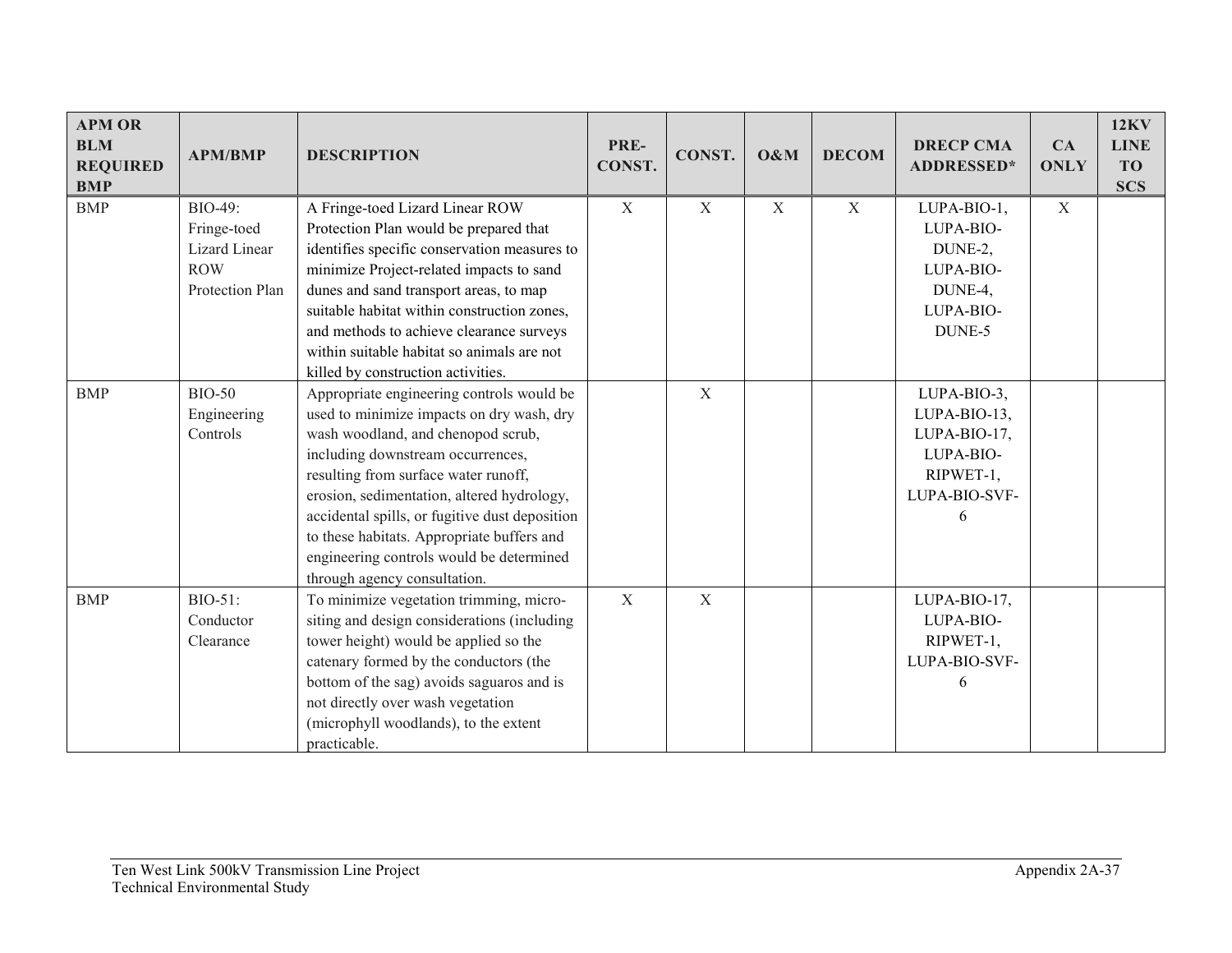| APM OR BLM REQUIRED BMP | APM/BMP | DESCRIPTION | PRE-CONST. | CONST. | O&M | DECOM | DRECP CMA ADDRESSED* | CA ONLY | 12KV LINE TO SCS |
|---|---|---|---|---|---|---|---|---|---|
| BMP | BIO-49: Fringe-toed Lizard Linear ROW Protection Plan | A Fringe-toed Lizard Linear ROW Protection Plan would be prepared that identifies specific conservation measures to minimize Project-related impacts to sand dunes and sand transport areas, to map suitable habitat within construction zones, and methods to achieve clearance surveys within suitable habitat so animals are not killed by construction activities. | X | X | X | X | LUPA-BIO-1, LUPA-BIO-DUNE-2, LUPA-BIO-DUNE-4, LUPA-BIO-DUNE-5 | X | |
| BMP | BIO-50 Engineering Controls | Appropriate engineering controls would be used to minimize impacts on dry wash, dry wash woodland, and chenopod scrub, including downstream occurrences, resulting from surface water runoff, erosion, sedimentation, altered hydrology, accidental spills, or fugitive dust deposition to these habitats. Appropriate buffers and engineering controls would be determined through agency consultation. | | X | | | LUPA-BIO-3, LUPA-BIO-13, LUPA-BIO-17, LUPA-BIO-RIPWET-1, LUPA-BIO-SVF-6 | | |
| BMP | BIO-51: Conductor Clearance | To minimize vegetation trimming, micro-siting and design considerations (including tower height) would be applied so the catenary formed by the conductors (the bottom of the sag) avoids saguaros and is not directly over wash vegetation (microphyll woodlands), to the extent practicable. | X | X | | | LUPA-BIO-17, LUPA-BIO-RIPWET-1, LUPA-BIO-SVF-6 | | |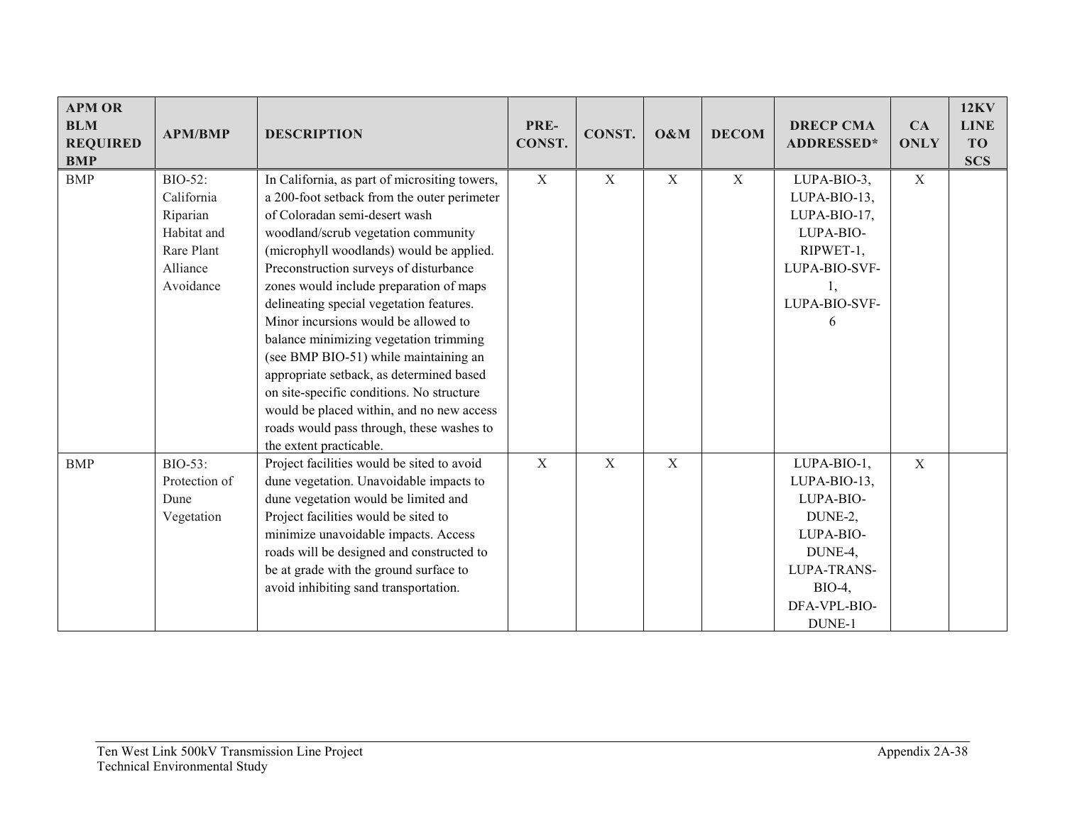| APM OR BLM REQUIRED BMP | APM/BMP | DESCRIPTION | PRE-CONST. | CONST. | O&M | DECOM | DRECP CMA ADDRESSED* | CA ONLY | 12KV LINE TO SCS |
|---|---|---|---|---|---|---|---|---|---|
| BMP | BIO-52: California Riparian Habitat and Rare Plant Alliance Avoidance | In California, as part of micrositing towers, a 200-foot setback from the outer perimeter of Coloradan semi-desert wash woodland/scrub vegetation community (microphyll woodlands) would be applied. Preconstruction surveys of disturbance zones would include preparation of maps delineating special vegetation features. Minor incursions would be allowed to balance minimizing vegetation trimming (see BMP BIO-51) while maintaining an appropriate setback, as determined based on site-specific conditions. No structure would be placed within, and no new access roads would pass through, these washes to the extent practicable. | X | X | X | X | LUPA-BIO-3, LUPA-BIO-13, LUPA-BIO-17, LUPA-BIO-RIPWET-1, LUPA-BIO-SVF-1, LUPA-BIO-SVF-6 | X | |
| BMP | BIO-53: Protection of Dune Vegetation | Project facilities would be sited to avoid dune vegetation. Unavoidable impacts to dune vegetation would be limited and Project facilities would be sited to minimize unavoidable impacts. Access roads will be designed and constructed to be at grade with the ground surface to avoid inhibiting sand transportation. | X | X | X | | LUPA-BIO-1, LUPA-BIO-13, LUPA-BIO-DUNE-2, LUPA-BIO-DUNE-4, LUPA-TRANS-BIO-4, DFA-VPL-BIO-DUNE-1 | X | |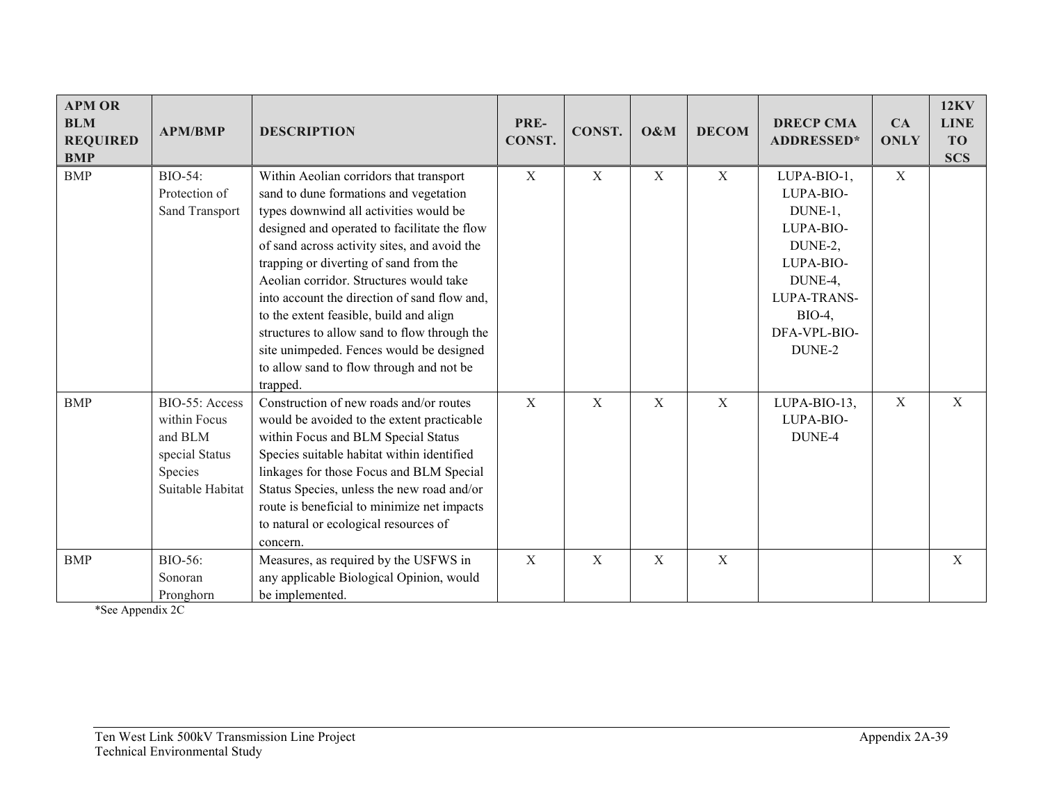| APM OR BLM REQUIRED BMP | APM/BMP | DESCRIPTION | PRE-CONST. | CONST. | O&M | DECOM | DRECP CMA ADDRESSED* | CA ONLY | 12KV LINE TO SCS |
|---|---|---|---|---|---|---|---|---|---|
| BMP | BIO-54: Protection of Sand Transport | Within Aeolian corridors that transport sand to dune formations and vegetation types downwind all activities would be designed and operated to facilitate the flow of sand across activity sites, and avoid the trapping or diverting of sand from the Aeolian corridor. Structures would take into account the direction of sand flow and, to the extent feasible, build and align structures to allow sand to flow through the site unimpeded. Fences would be designed to allow sand to flow through and not be trapped. | X | X | X | X | LUPA-BIO-1, LUPA-BIO-DUNE-1, LUPA-BIO-DUNE-2, LUPA-BIO-DUNE-4, LUPA-TRANS-BIO-4, DFA-VPL-BIO-DUNE-2 | X | |
| BMP | BIO-55: Access within Focus and BLM special Status Species Suitable Habitat | Construction of new roads and/or routes would be avoided to the extent practicable within Focus and BLM Special Status Species suitable habitat within identified linkages for those Focus and BLM Special Status Species, unless the new road and/or route is beneficial to minimize net impacts to natural or ecological resources of concern. | X | X | X | X | LUPA-BIO-13, LUPA-BIO-DUNE-4 | X | X |
| BMP | BIO-56: Sonoran Pronghorn | Measures, as required by the USFWS in any applicable Biological Opinion, would be implemented. | X | X | X | X | | | X |

*See Appendix 2C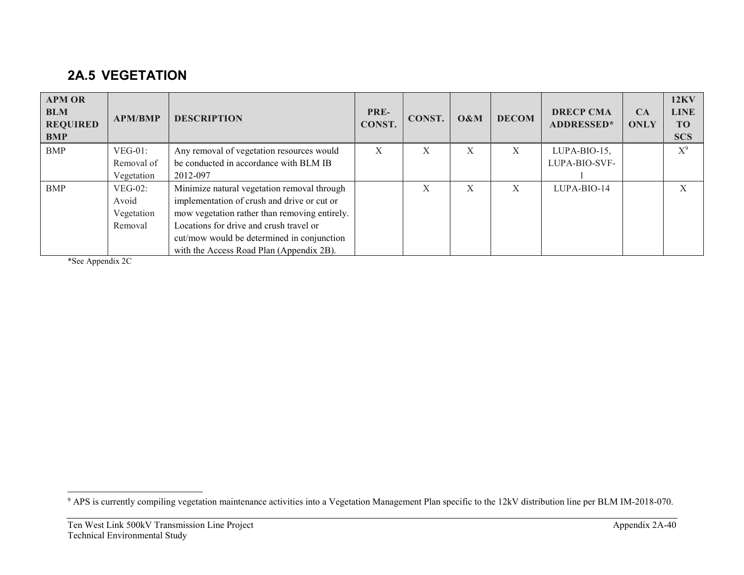## 2A.5 VEGETATION

| APM OR BLM REQUIRED BMP | APM/BMP | DESCRIPTION | PRE-CONST. | CONST. | O&M | DECOM | DRECP CMA ADDRESSED* | CA ONLY | 12KV LINE TO SCS |
|---|---|---|---|---|---|---|---|---|---|
| BMP | VEG-01: Removal of Vegetation | Any removal of vegetation resources would be conducted in accordance with BLM IB 2012-097 | X | X | X | X | LUPA-BIO-15, LUPA-BIO-SVF-1 | | X[9] |
| BMP | VEG-02: Avoid Vegetation Removal | Minimize natural vegetation removal through implementation of crush and drive or cut or mow vegetation rather than removing entirely. Locations for drive and crush travel or cut/mow would be determined in conjunction with the Access Road Plan (Appendix 2B). | | X | X | X | LUPA-BIO-14 | | X |

*See Appendix 2C

[9] APS is currently compiling vegetation maintenance activities into a Vegetation Management Plan specific to the 12kV distribution line per BLM IM-2018-070.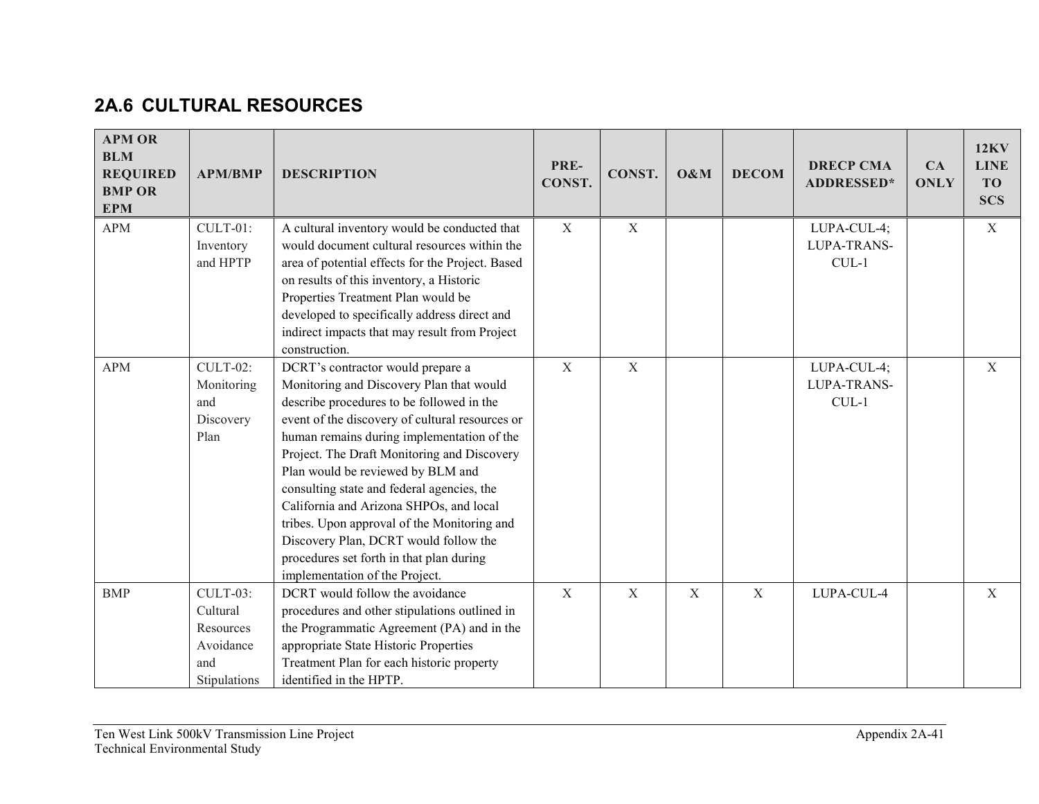## 2A.6 CULTURAL RESOURCES

| APM OR BLM REQUIRED BMP OR EPM | APM/BMP | DESCRIPTION | PRE-CONST. | CONST. | O&M | DECOM | DRECP CMA ADDRESSED* | CA ONLY | 12KV LINE TO SCS |
|---|---|---|---|---|---|---|---|---|---|
| APM | CULT-01: Inventory and HPTP | A cultural inventory would be conducted that would document cultural resources within the area of potential effects for the Project. Based on results of this inventory, a Historic Properties Treatment Plan would be developed to specifically address direct and indirect impacts that may result from Project construction. | X | X | | | LUPA-CUL-4; LUPA-TRANS-CUL-1 | | X |
| APM | CULT-02: Monitoring and Discovery Plan | DCRT's contractor would prepare a Monitoring and Discovery Plan that would describe procedures to be followed in the event of the discovery of cultural resources or human remains during implementation of the Project. The Draft Monitoring and Discovery Plan would be reviewed by BLM and consulting state and federal agencies, the California and Arizona SHPOs, and local tribes. Upon approval of the Monitoring and Discovery Plan, DCRT would follow the procedures set forth in that plan during implementation of the Project. | X | X | | | LUPA-CUL-4; LUPA-TRANS-CUL-1 | | X |
| BMP | CULT-03: Cultural Resources Avoidance and Stipulations | DCRT would follow the avoidance procedures and other stipulations outlined in the Programmatic Agreement (PA) and in the appropriate State Historic Properties Treatment Plan for each historic property identified in the HPTP. | X | X | X | X | LUPA-CUL-4 | | X |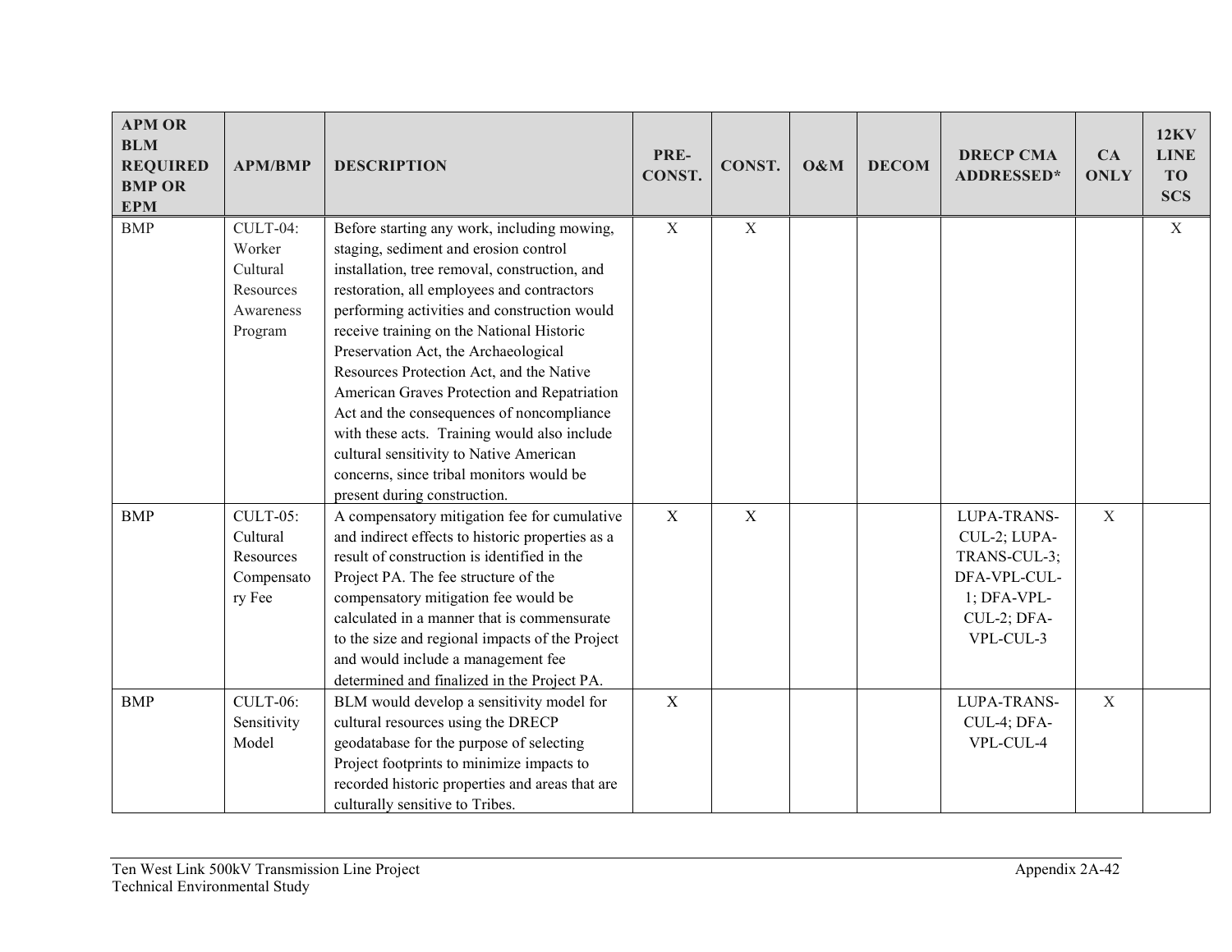| APM OR BLM REQUIRED BMP OR EPM | APM/BMP | DESCRIPTION | PRE-CONST. | CONST. | O&M | DECOM | DRECP CMA ADDRESSED* | CA ONLY | 12KV LINE TO SCS |
|---|---|---|---|---|---|---|---|---|---|
| BMP | CULT-04: Worker Cultural Resources Awareness Program | Before starting any work, including mowing, staging, sediment and erosion control installation, tree removal, construction, and restoration, all employees and contractors performing activities and construction would receive training on the National Historic Preservation Act, the Archaeological Resources Protection Act, and the Native American Graves Protection and Repatriation Act and the consequences of noncompliance with these acts. Training would also include cultural sensitivity to Native American concerns, since tribal monitors would be present during construction. | X | X | | | | | X |
| BMP | CULT-05: Cultural Resources Compensatory Fee | A compensatory mitigation fee for cumulative and indirect effects to historic properties as a result of construction is identified in the Project PA. The fee structure of the compensatory mitigation fee would be calculated in a manner that is commensurate to the size and regional impacts of the Project and would include a management fee determined and finalized in the Project PA. | X | X | | | LUPA-TRANS-CUL-2; LUPA-TRANS-CUL-3; DFA-VPL-CUL-1; DFA-VPL-CUL-2; DFA-VPL-CUL-3 | X | |
| BMP | CULT-06: Sensitivity Model | BLM would develop a sensitivity model for cultural resources using the DRECP geodatabase for the purpose of selecting Project footprints to minimize impacts to recorded historic properties and areas that are culturally sensitive to Tribes. | X | | | | LUPA-TRANS-CUL-4; DFA-VPL-CUL-4 | X | |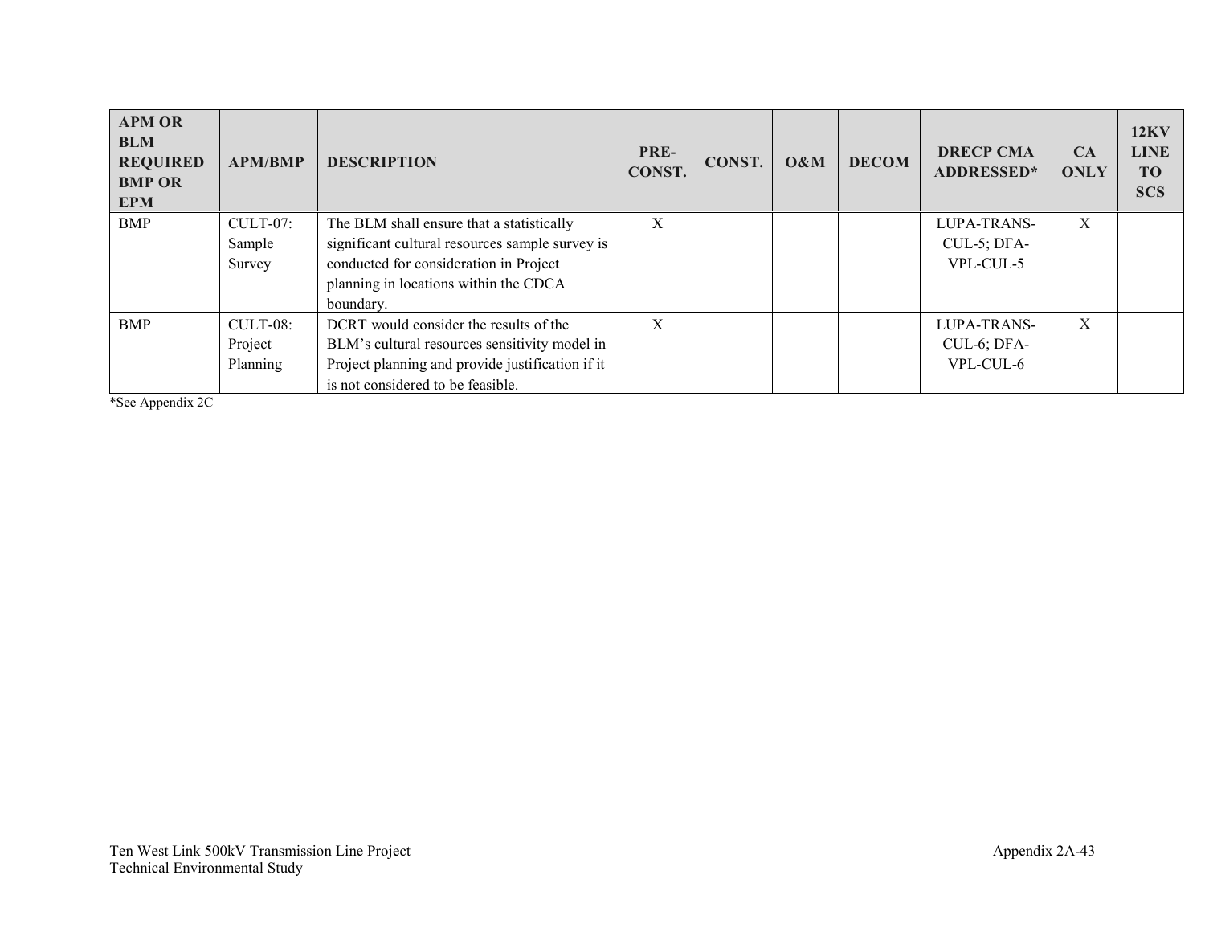| APM OR BLM REQUIRED BMP OR EPM | APM/BMP | DESCRIPTION | PRE-CONST. | CONST. | O&M | DECOM | DRECP CMA ADDRESSED* | CA ONLY | 12KV LINE TO SCS |
|---|---|---|---|---|---|---|---|---|---|
| BMP | CULT-07: Sample Survey | The BLM shall ensure that a statistically significant cultural resources sample survey is conducted for consideration in Project planning in locations within the CDCA boundary. | X | | | | LUPA-TRANS-CUL-5; DFA-VPL-CUL-5 | X | |
| BMP | CULT-08: Project Planning | DCRT would consider the results of the BLM's cultural resources sensitivity model in Project planning and provide justification if it is not considered to be feasible. | X | | | | LUPA-TRANS-CUL-6; DFA-VPL-CUL-6 | X | |

*See Appendix 2C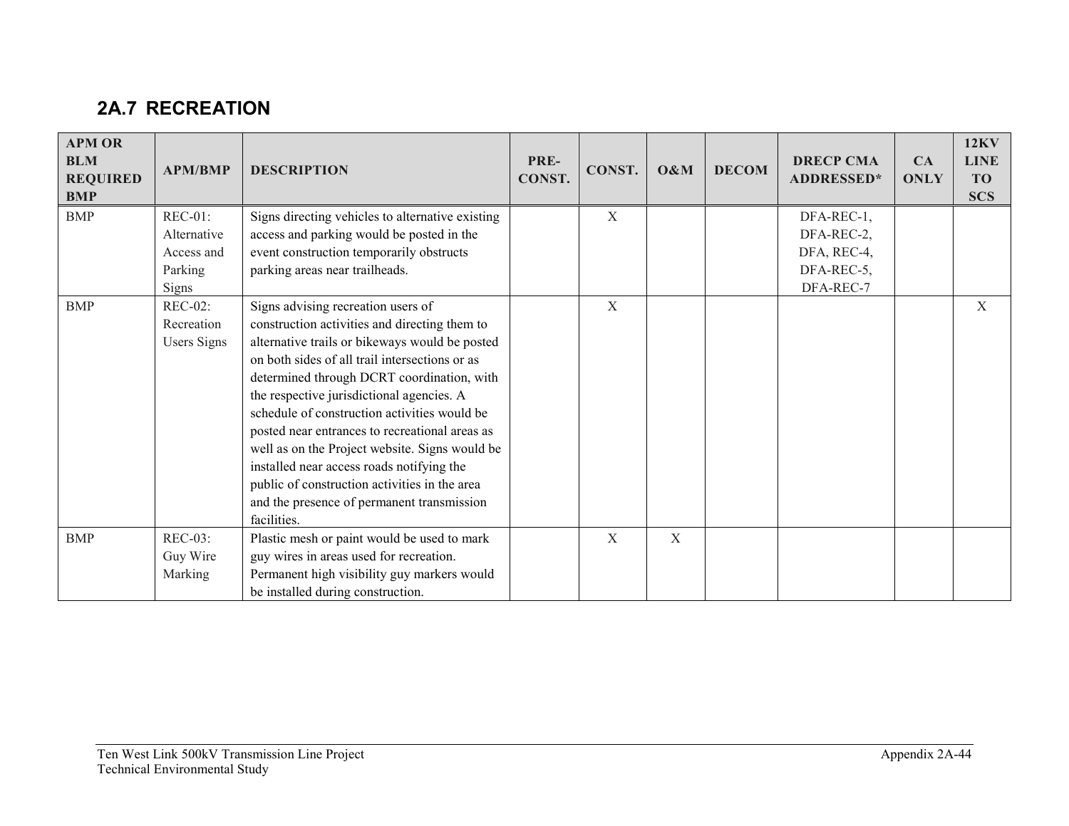## 2A.7 RECREATION

| APM OR BLM REQUIRED BMP | APM/BMP | DESCRIPTION | PRE-CONST. | CONST. | O&M | DECOM | DRECP CMA ADDRESSED* | CA ONLY | 12KV LINE TO SCS |
|---|---|---|---|---|---|---|---|---|---|
| BMP | REC-01: Alternative Access and Parking Signs | Signs directing vehicles to alternative existing access and parking would be posted in the event construction temporarily obstructs parking areas near trailheads. | | X | | | DFA-REC-1, DFA-REC-2, DFA, REC-4, DFA-REC-5, DFA-REC-7 | | |
| BMP | REC-02: Recreation Users Signs | Signs advising recreation users of construction activities and directing them to alternative trails or bikeways would be posted on both sides of all trail intersections or as determined through DCRT coordination, with the respective jurisdictional agencies. A schedule of construction activities would be posted near entrances to recreational areas as well as on the Project website. Signs would be installed near access roads notifying the public of construction activities in the area and the presence of permanent transmission facilities. | | X | | | | | X |
| BMP | REC-03: Guy Wire Marking | Plastic mesh or paint would be used to mark guy wires in areas used for recreation. Permanent high visibility guy markers would be installed during construction. | | X | X | | | | |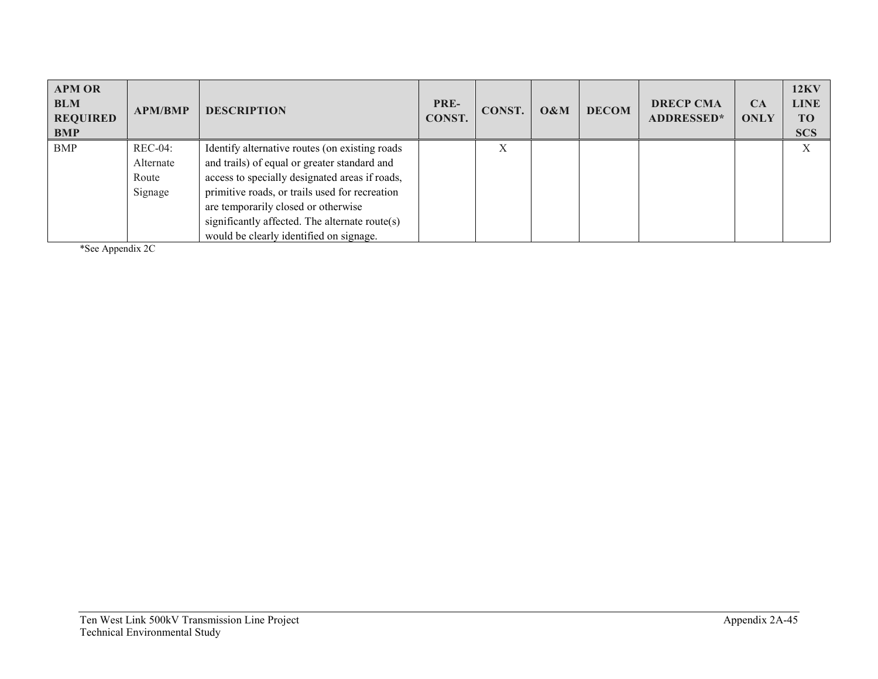| APM OR BLM REQUIRED BMP | APM/BMP | DESCRIPTION | PRE-CONST. | CONST. | O&M | DECOM | DRECP CMA ADDRESSED* | CA ONLY | 12KV LINE TO SCS |
|---|---|---|---|---|---|---|---|---|---|
| BMP | REC-04: Alternate Route Signage | Identify alternative routes (on existing roads and trails) of equal or greater standard and access to specially designated areas if roads, primitive roads, or trails used for recreation are temporarily closed or otherwise significantly affected. The alternate route(s) would be clearly identified on signage. | | X | | | | | X |

*See Appendix 2C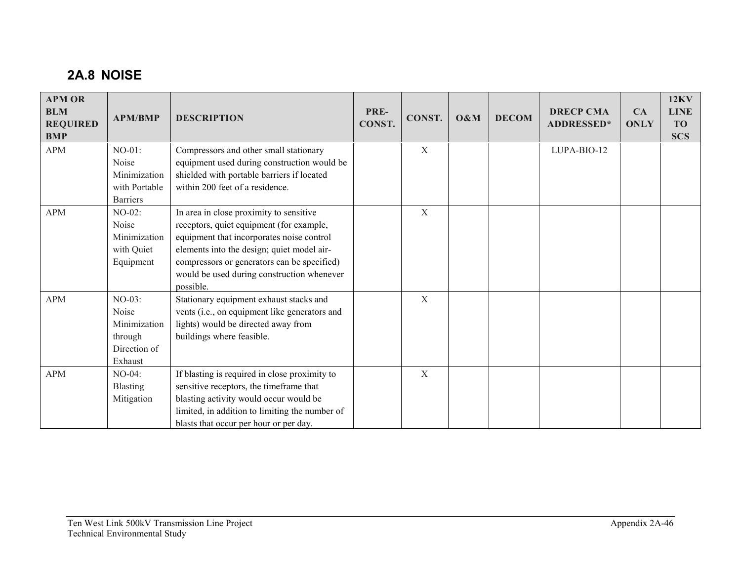## 2A.8 NOISE

| APM OR BLM REQUIRED BMP | APM/BMP | DESCRIPTION | PRE-CONST. | CONST. | O&M | DECOM | DRECP CMA ADDRESSED* | CA ONLY | 12KV LINE TO SCS |
|---|---|---|---|---|---|---|---|---|---|
| APM | NO-01: Noise Minimization with Portable Barriers | Compressors and other small stationary equipment used during construction would be shielded with portable barriers if located within 200 feet of a residence. | | X | | | LUPA-BIO-12 | | |
| APM | NO-02: Noise Minimization with Quiet Equipment | In area in close proximity to sensitive receptors, quiet equipment (for example, equipment that incorporates noise control elements into the design; quiet model air-compressors or generators can be specified) would be used during construction whenever possible. | | X | | | | | |
| APM | NO-03: Noise Minimization through Direction of Exhaust | Stationary equipment exhaust stacks and vents (i.e., on equipment like generators and lights) would be directed away from buildings where feasible. | | X | | | | | |
| APM | NO-04: Blasting Mitigation | If blasting is required in close proximity to sensitive receptors, the timeframe that blasting activity would occur would be limited, in addition to limiting the number of blasts that occur per hour or per day. | | X | | | | | |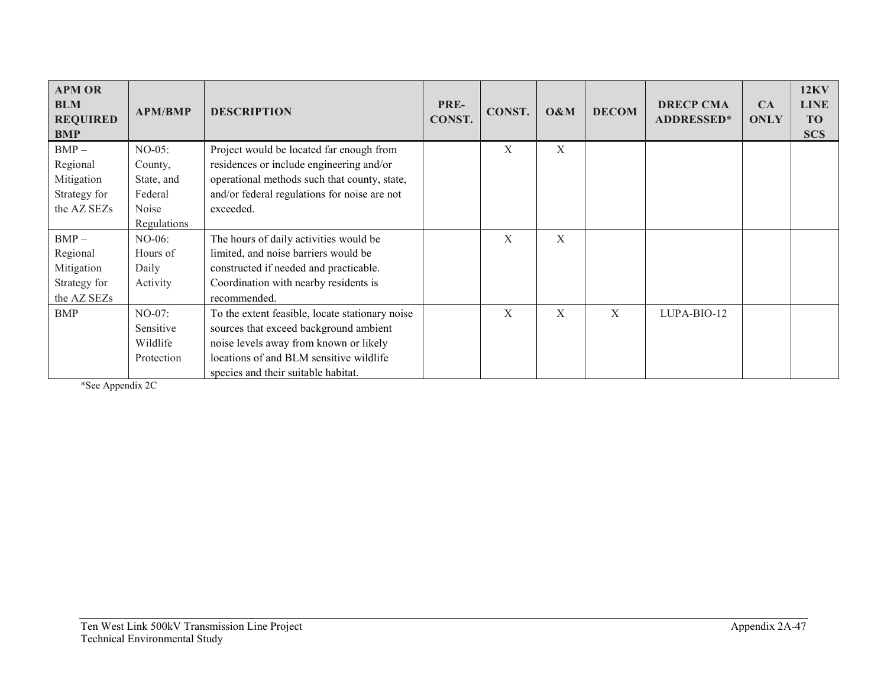| APM OR BLM REQUIRED BMP | APM/BMP | DESCRIPTION | PRE-CONST. | CONST. | O&M | DECOM | DRECP CMA ADDRESSED* | CA ONLY | 12KV LINE TO SCS |
|---|---|---|---|---|---|---|---|---|---|
| BMP – Regional Mitigation Strategy for the AZ SEZs | NO-05: County, State, and Federal Noise Regulations | Project would be located far enough from residences or include engineering and/or operational methods such that county, state, and/or federal regulations for noise are not exceeded. | | X | X | | | | |
| BMP – Regional Mitigation Strategy for the AZ SEZs | NO-06: Hours of Daily Activity | The hours of daily activities would be limited, and noise barriers would be constructed if needed and practicable. Coordination with nearby residents is recommended. | | X | X | | | | |
| BMP | NO-07: Sensitive Wildlife Protection | To the extent feasible, locate stationary noise sources that exceed background ambient noise levels away from known or likely locations of and BLM sensitive wildlife species and their suitable habitat. | | X | X | X | LUPA-BIO-12 | | |

*See Appendix 2C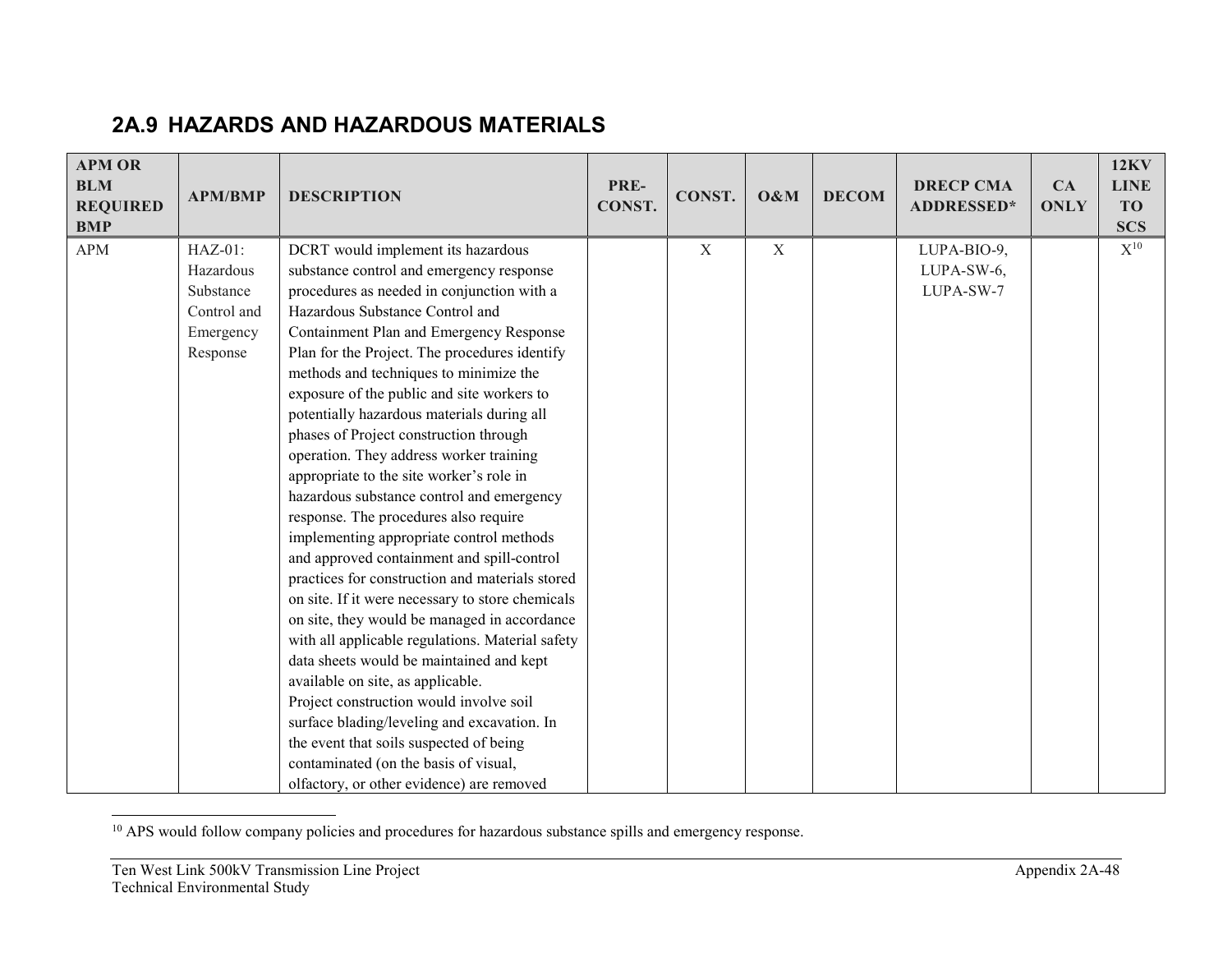## 2A.9 HAZARDS AND HAZARDOUS MATERIALS

| APM OR BLM REQUIRED BMP | APM/BMP | DESCRIPTION | PRE-CONST. | CONST. | O&M | DECOM | DRECP CMA ADDRESSED* | CA ONLY | 12KV LINE TO SCS |
|---|---|---|---|---|---|---|---|---|---|
| APM | HAZ-01: Hazardous Substance Control and Emergency Response | DCRT would implement its hazardous substance control and emergency response procedures as needed in conjunction with a Hazardous Substance Control and Containment Plan and Emergency Response Plan for the Project. The procedures identify methods and techniques to minimize the exposure of the public and site workers to potentially hazardous materials during all phases of Project construction through operation. They address worker training appropriate to the site worker's role in hazardous substance control and emergency response. The procedures also require implementing appropriate control methods and approved containment and spill-control practices for construction and materials stored on site. If it were necessary to store chemicals on site, they would be managed in accordance with all applicable regulations. Material safety data sheets would be maintained and kept available on site, as applicable.<br>Project construction would involve soil surface blading/leveling and excavation. In the event that soils suspected of being contaminated (on the basis of visual, olfactory, or other evidence) are removed | | X | X | | LUPA-BIO-9, LUPA-SW-6, LUPA-SW-7 | | X[10] |

[10] APS would follow company policies and procedures for hazardous substance spills and emergency response.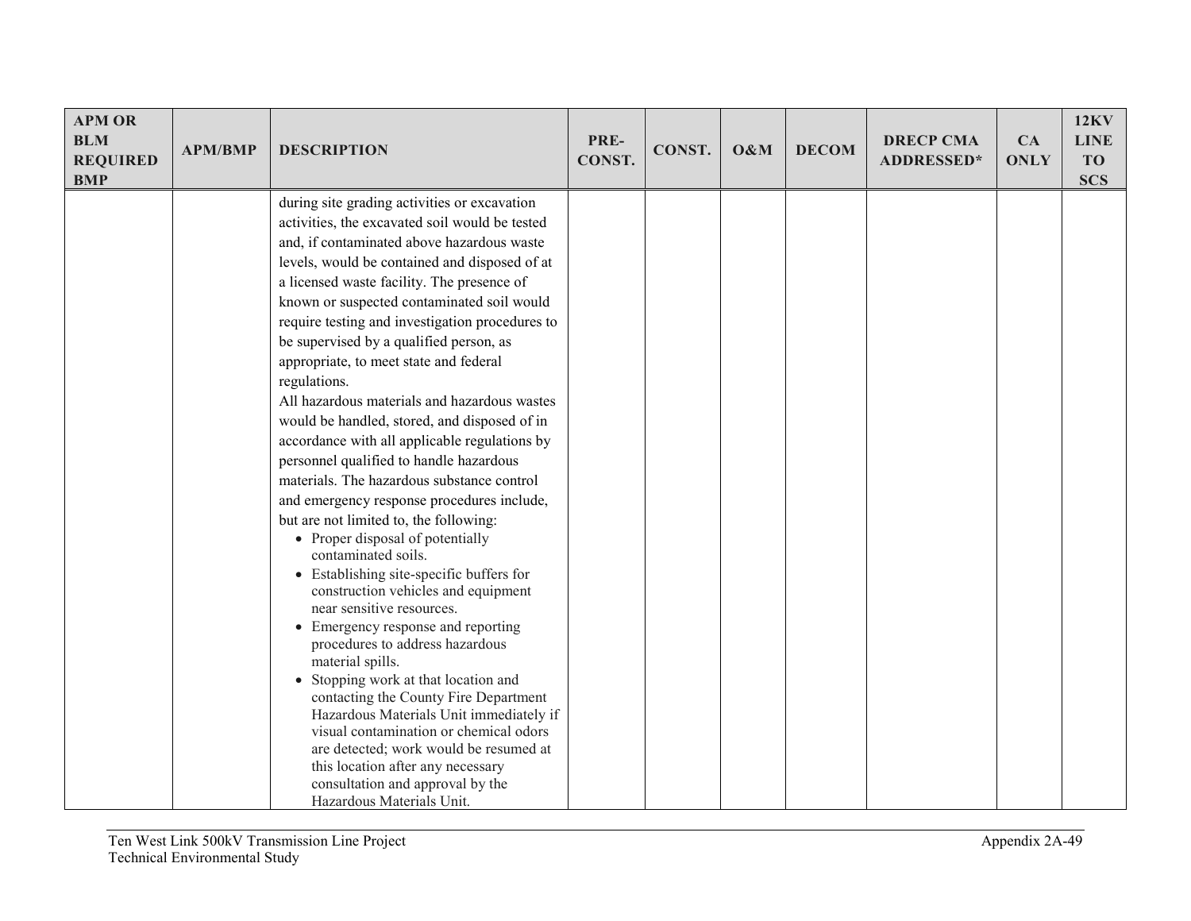| APM OR BLM REQUIRED BMP | APM/BMP | DESCRIPTION | PRE-CONST. | CONST. | O&M | DECOM | DRECP CMA ADDRESSED* | CA ONLY | 12KV LINE TO SCS |
|---|---|---|---|---|---|---|---|---|---|
| | | during site grading activities or excavation activities, the excavated soil would be tested and, if contaminated above hazardous waste levels, would be contained and disposed of at a licensed waste facility. The presence of known or suspected contaminated soil would require testing and investigation procedures to be supervised by a qualified person, as appropriate, to meet state and federal regulations.<br>All hazardous materials and hazardous wastes would be handled, stored, and disposed of in accordance with all applicable regulations by personnel qualified to handle hazardous materials. The hazardous substance control and emergency response procedures include, but are not limited to, the following:<br>• Proper disposal of potentially contaminated soils.<br>• Establishing site-specific buffers for construction vehicles and equipment near sensitive resources.<br>• Emergency response and reporting procedures to address hazardous material spills.<br>• Stopping work at that location and contacting the County Fire Department Hazardous Materials Unit immediately if visual contamination or chemical odors are detected; work would be resumed at this location after any necessary consultation and approval by the Hazardous Materials Unit. | | | | | | | |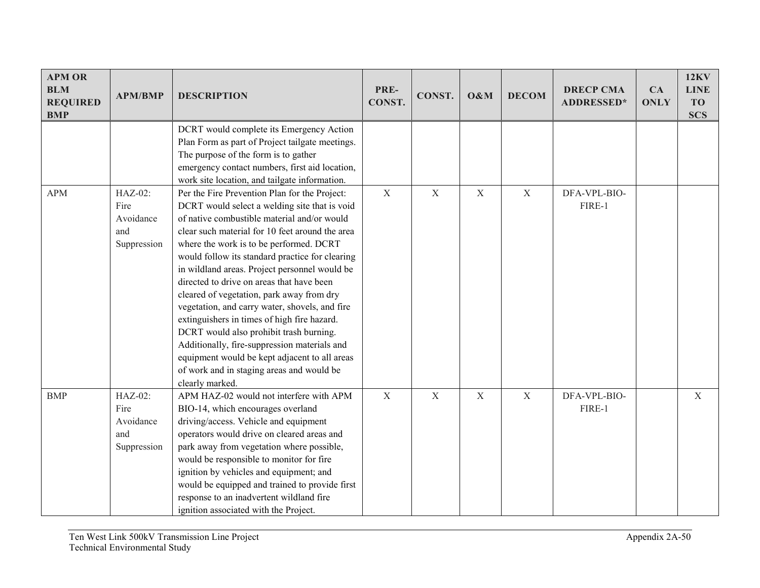| APM OR BLM REQUIRED BMP | APM/BMP | DESCRIPTION | PRE-CONST. | CONST. | O&M | DECOM | DRECP CMA ADDRESSED* | CA ONLY | 12KV LINE TO SCS |
|---|---|---|---|---|---|---|---|---|---|
| | | DCRT would complete its Emergency Action Plan Form as part of Project tailgate meetings. The purpose of the form is to gather emergency contact numbers, first aid location, work site location, and tailgate information. | | | | | | | |
| APM | HAZ-02: Fire Avoidance and Suppression | Per the Fire Prevention Plan for the Project: DCRT would select a welding site that is void of native combustible material and/or would clear such material for 10 feet around the area where the work is to be performed. DCRT would follow its standard practice for clearing in wildland areas. Project personnel would be directed to drive on areas that have been cleared of vegetation, park away from dry vegetation, and carry water, shovels, and fire extinguishers in times of high fire hazard. DCRT would also prohibit trash burning. Additionally, fire-suppression materials and equipment would be kept adjacent to all areas of work and in staging areas and would be clearly marked. | X | X | X | X | DFA-VPL-BIO-FIRE-1 | | |
| BMP | HAZ-02: Fire Avoidance and Suppression | APM HAZ-02 would not interfere with APM BIO-14, which encourages overland driving/access. Vehicle and equipment operators would drive on cleared areas and park away from vegetation where possible, would be responsible to monitor for fire ignition by vehicles and equipment; and would be equipped and trained to provide first response to an inadvertent wildland fire ignition associated with the Project. | X | X | X | X | DFA-VPL-BIO-FIRE-1 | | X |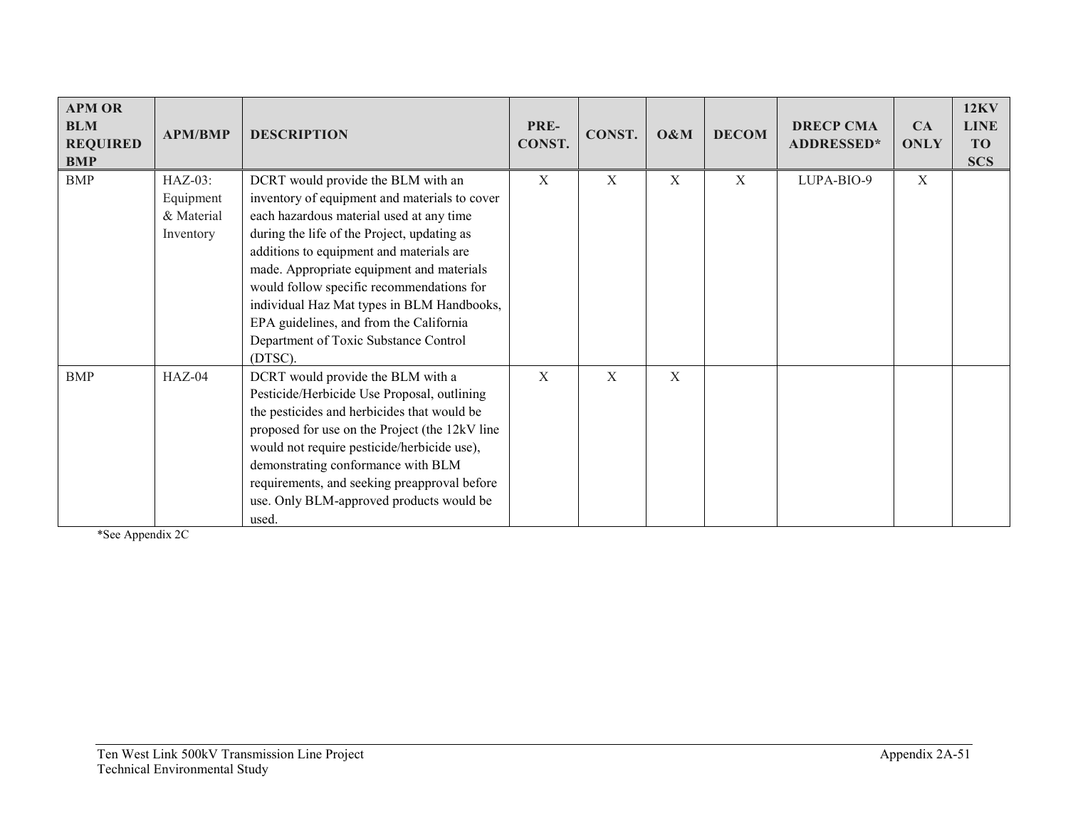| APM OR BLM REQUIRED BMP | APM/BMP | DESCRIPTION | PRE-CONST. | CONST. | O&M | DECOM | DRECP CMA ADDRESSED* | CA ONLY | 12KV LINE TO SCS |
|---|---|---|---|---|---|---|---|---|---|
| BMP | HAZ-03: Equipment & Material Inventory | DCRT would provide the BLM with an inventory of equipment and materials to cover each hazardous material used at any time during the life of the Project, updating as additions to equipment and materials are made. Appropriate equipment and materials would follow specific recommendations for individual Haz Mat types in BLM Handbooks, EPA guidelines, and from the California Department of Toxic Substance Control (DTSC). | X | X | X | X | LUPA-BIO-9 | X | |
| BMP | HAZ-04 | DCRT would provide the BLM with a Pesticide/Herbicide Use Proposal, outlining the pesticides and herbicides that would be proposed for use on the Project (the 12kV line would not require pesticide/herbicide use), demonstrating conformance with BLM requirements, and seeking preapproval before use. Only BLM-approved products would be used. | X | X | X | | | | |

*See Appendix 2C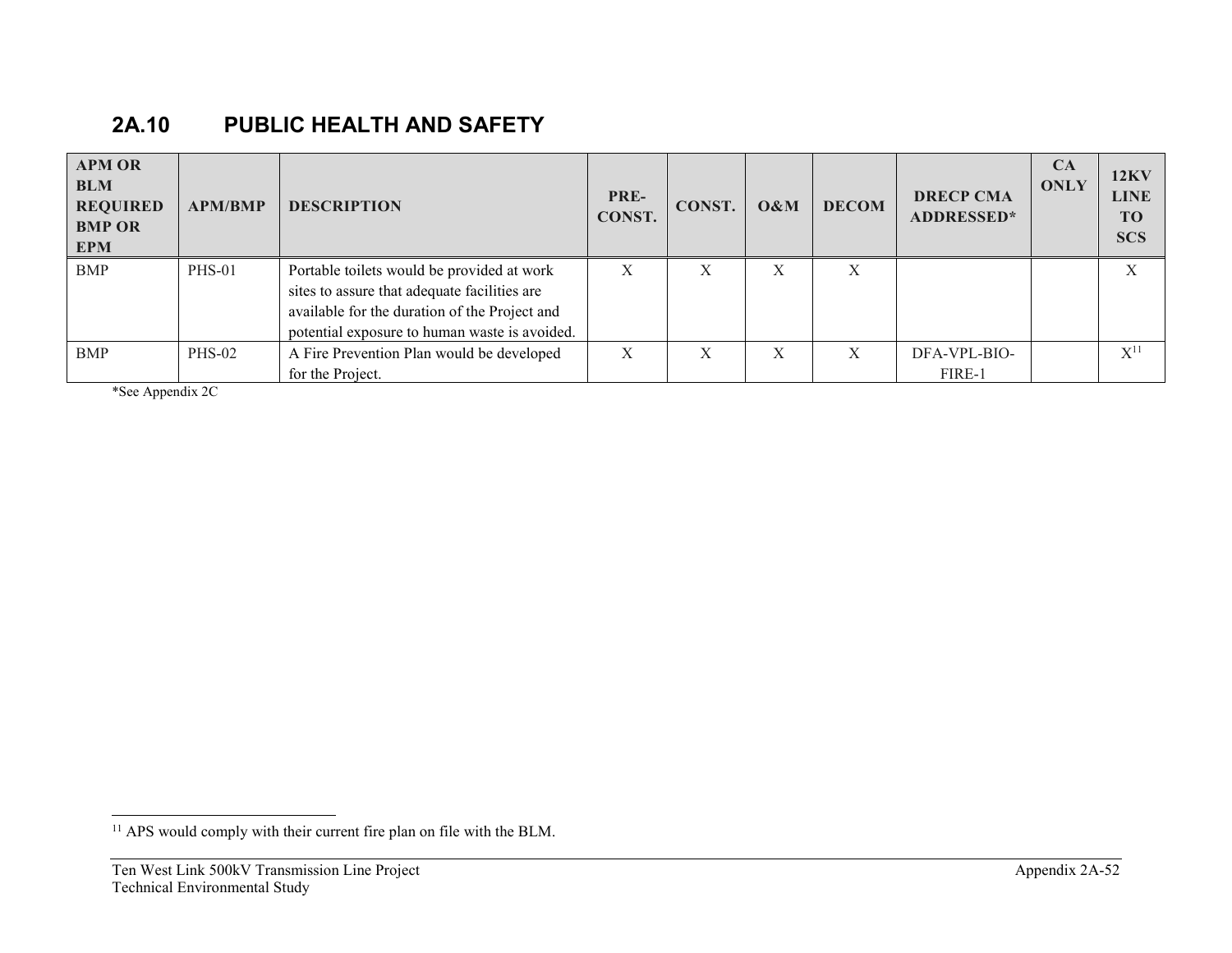## 2A.10 PUBLIC HEALTH AND SAFETY

| APM OR BLM REQUIRED BMP OR EPM | APM/BMP | DESCRIPTION | PRE-CONST. | CONST. | O&M | DECOM | DRECP CMA ADDRESSED* | CA ONLY | 12KV LINE TO SCS |
|---|---|---|---|---|---|---|---|---|---|
| BMP | PHS-01 | Portable toilets would be provided at work sites to assure that adequate facilities are available for the duration of the Project and potential exposure to human waste is avoided. | X | X | X | X | | | X |
| BMP | PHS-02 | A Fire Prevention Plan would be developed for the Project. | X | X | X | X | DFA-VPL-BIO-FIRE-1 | | X[11] |

*See Appendix 2C

[11] APS would comply with their current fire plan on file with the BLM.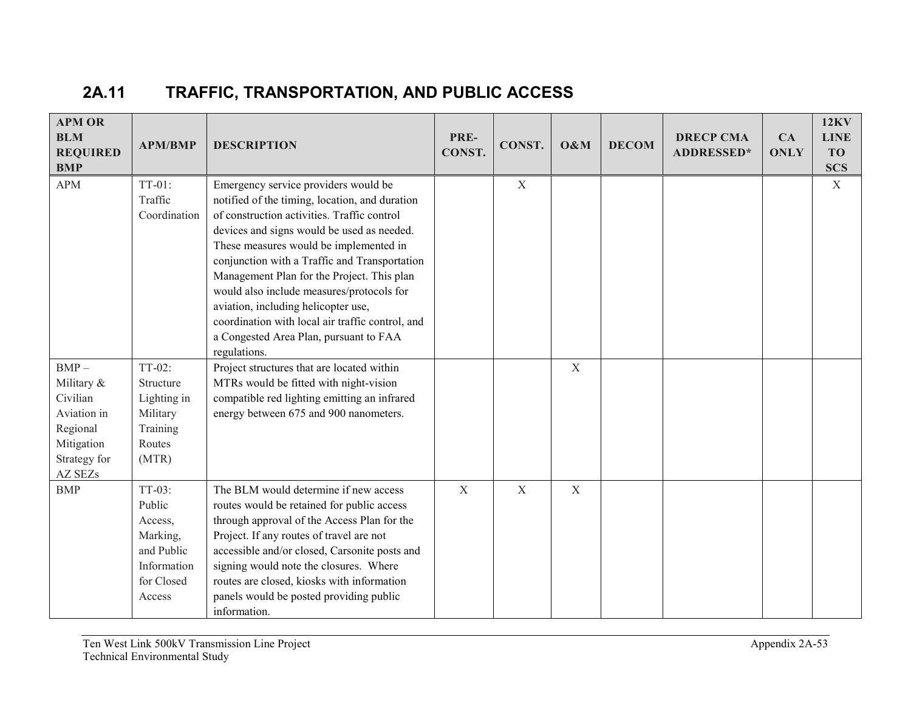## 2A.11 TRAFFIC, TRANSPORTATION, AND PUBLIC ACCESS

| APM OR BLM REQUIRED BMP | APM/BMP | DESCRIPTION | PRE-CONST. | CONST. | O&M | DECOM | DRECP CMA ADDRESSED* | CA ONLY | 12KV LINE TO SCS |
|---|---|---|---|---|---|---|---|---|---|
| APM | TT-01: Traffic Coordination | Emergency service providers would be notified of the timing, location, and duration of construction activities. Traffic control devices and signs would be used as needed. These measures would be implemented in conjunction with a Traffic and Transportation Management Plan for the Project. This plan would also include measures/protocols for aviation, including helicopter use, coordination with local air traffic control, and a Congested Area Plan, pursuant to FAA regulations. | | X | | | | | X |
| BMP – Military & Civilian Aviation in Regional Mitigation Strategy for AZ SEZs | TT-02: Structure Lighting in Military Training Routes (MTR) | Project structures that are located within MTRs would be fitted with night-vision compatible red lighting emitting an infrared energy between 675 and 900 nanometers. | | | X | | | | |
| BMP | TT-03: Public Access, Marking, and Public Information for Closed Access | The BLM would determine if new access routes would be retained for public access through approval of the Access Plan for the Project. If any routes of travel are not accessible and/or closed, Carsonite posts and signing would note the closures. Where routes are closed, kiosks with information panels would be posted providing public information. | X | X | X | | | | |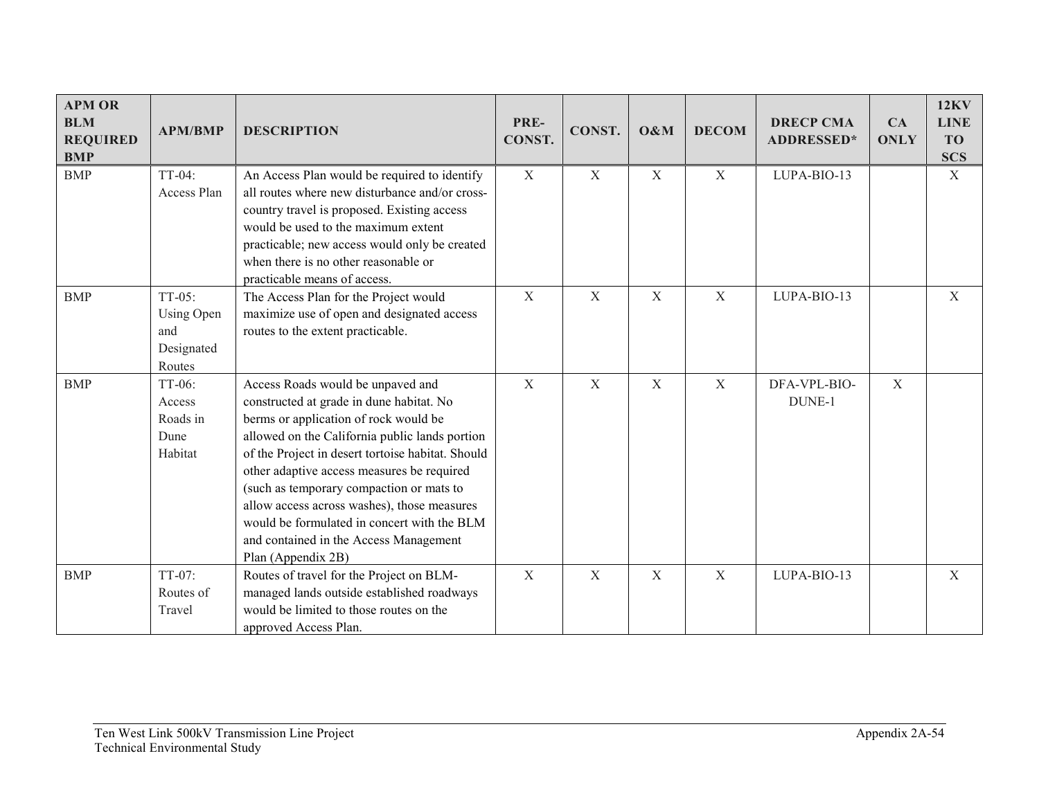| APM OR BLM REQUIRED BMP | APM/BMP | DESCRIPTION | PRE-CONST. | CONST. | O&M | DECOM | DRECP CMA ADDRESSED* | CA ONLY | 12KV LINE TO SCS |
|---|---|---|---|---|---|---|---|---|---|
| BMP | TT-04: Access Plan | An Access Plan would be required to identify all routes where new disturbance and/or cross-country travel is proposed. Existing access would be used to the maximum extent practicable; new access would only be created when there is no other reasonable or practicable means of access. | X | X | X | X | LUPA-BIO-13 | | X |
| BMP | TT-05: Using Open and Designated Routes | The Access Plan for the Project would maximize use of open and designated access routes to the extent practicable. | X | X | X | X | LUPA-BIO-13 | | X |
| BMP | TT-06: Access Roads in Dune Habitat | Access Roads would be unpaved and constructed at grade in dune habitat. No berms or application of rock would be allowed on the California public lands portion of the Project in desert tortoise habitat. Should other adaptive access measures be required (such as temporary compaction or mats to allow access across washes), those measures would be formulated in concert with the BLM and contained in the Access Management Plan (Appendix 2B) | X | X | X | X | DFA-VPL-BIO-DUNE-1 | X | |
| BMP | TT-07: Routes of Travel | Routes of travel for the Project on BLM-managed lands outside established roadways would be limited to those routes on the approved Access Plan. | X | X | X | X | LUPA-BIO-13 | | X |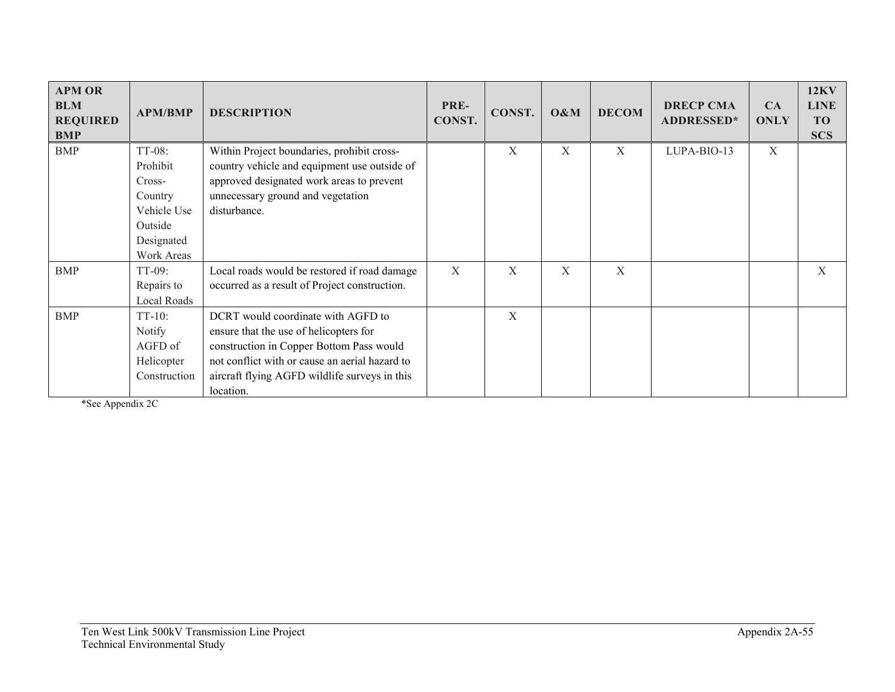| APM OR BLM REQUIRED BMP | APM/BMP | DESCRIPTION | PRE-CONST. | CONST. | O&M | DECOM | DRECP CMA ADDRESSED* | CA ONLY | 12KV LINE TO SCS |
|---|---|---|---|---|---|---|---|---|---|
| BMP | TT-08: Prohibit Cross-Country Vehicle Use Outside Designated Work Areas | Within Project boundaries, prohibit cross-country vehicle and equipment use outside of approved designated work areas to prevent unnecessary ground and vegetation disturbance. | | X | X | X | LUPA-BIO-13 | X | |
| BMP | TT-09: Repairs to Local Roads | Local roads would be restored if road damage occurred as a result of Project construction. | X | X | X | X | | | X |
| BMP | TT-10: Notify AGFD of Helicopter Construction | DCRT would coordinate with AGFD to ensure that the use of helicopters for construction in Copper Bottom Pass would not conflict with or cause an aerial hazard to aircraft flying AGFD wildlife surveys in this location. | | X | | | | | |

*See Appendix 2C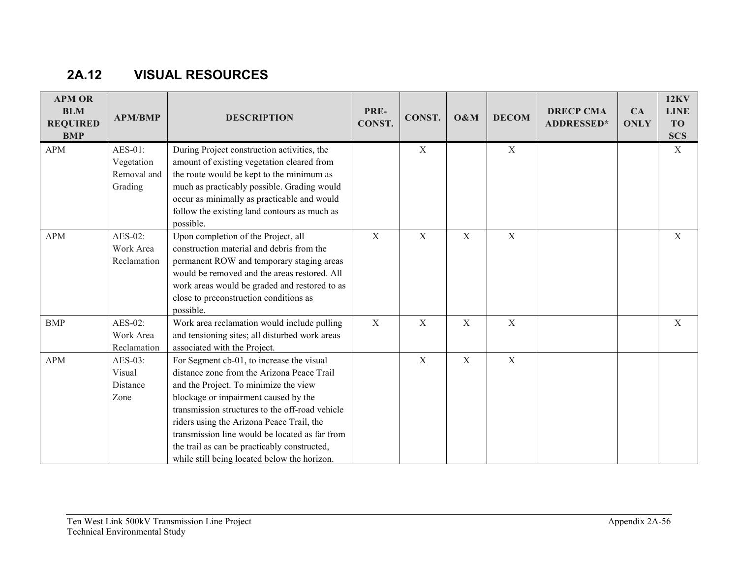## 2A.12 VISUAL RESOURCES

| APM OR BLM REQUIRED BMP | APM/BMP | DESCRIPTION | PRE-CONST. | CONST. | O&M | DECOM | DRECP CMA ADDRESSED* | CA ONLY | 12KV LINE TO SCS |
|---|---|---|---|---|---|---|---|---|---|
| APM | AES-01: Vegetation Removal and Grading | During Project construction activities, the amount of existing vegetation cleared from the route would be kept to the minimum as much as practicably possible. Grading would occur as minimally as practicable and would follow the existing land contours as much as possible. | | X | | X | | | X |
| APM | AES-02: Work Area Reclamation | Upon completion of the Project, all construction material and debris from the permanent ROW and temporary staging areas would be removed and the areas restored. All work areas would be graded and restored to as close to preconstruction conditions as possible. | X | X | X | X | | | X |
| BMP | AES-02: Work Area Reclamation | Work area reclamation would include pulling and tensioning sites; all disturbed work areas associated with the Project. | X | X | X | X | | | X |
| APM | AES-03: Visual Distance Zone | For Segment cb-01, to increase the visual distance zone from the Arizona Peace Trail and the Project. To minimize the view blockage or impairment caused by the transmission structures to the off-road vehicle riders using the Arizona Peace Trail, the transmission line would be located as far from the trail as can be practicably constructed, while still being located below the horizon. | | X | X | X | | | |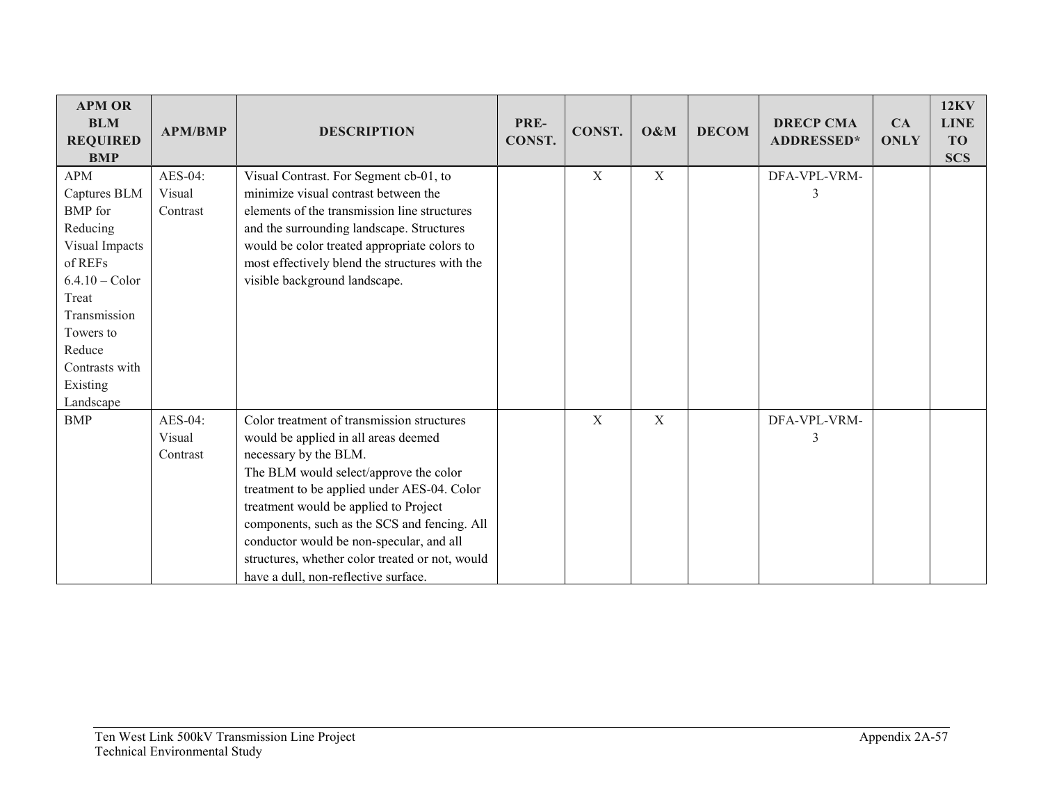| APM OR BLM REQUIRED BMP | APM/BMP | DESCRIPTION | PRE-CONST. | CONST. | O&M | DECOM | DRECP CMA ADDRESSED* | CA ONLY | 12KV LINE TO SCS |
|---|---|---|---|---|---|---|---|---|---|
| APM Captures BLM BMP for Reducing Visual Impacts of REFs 6.4.10 – Color Treat Transmission Towers to Reduce Contrasts with Existing Landscape | AES-04: Visual Contrast | Visual Contrast. For Segment cb-01, to minimize visual contrast between the elements of the transmission line structures and the surrounding landscape. Structures would be color treated appropriate colors to most effectively blend the structures with the visible background landscape. | | X | X | | DFA-VPL-VRM-3 | | |
| BMP | AES-04: Visual Contrast | Color treatment of transmission structures would be applied in all areas deemed necessary by the BLM. The BLM would select/approve the color treatment to be applied under AES-04. Color treatment would be applied to Project components, such as the SCS and fencing. All conductor would be non-specular, and all structures, whether color treated or not, would have a dull, non-reflective surface. | | X | X | | DFA-VPL-VRM-3 | | |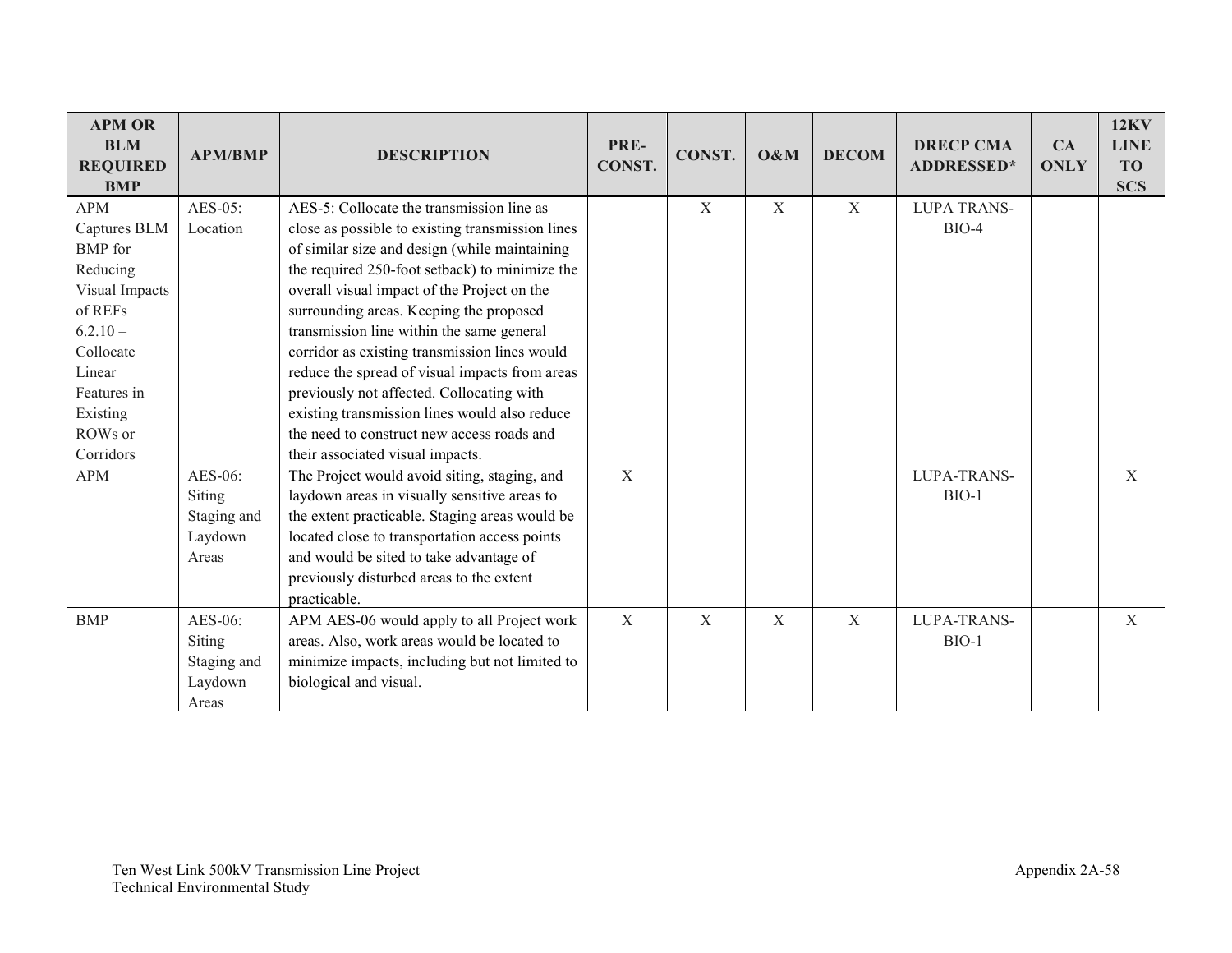| APM OR BLM REQUIRED BMP | APM/BMP | DESCRIPTION | PRE-CONST. | CONST. | O&M | DECOM | DRECP CMA ADDRESSED* | CA ONLY | 12KV LINE TO SCS |
|---|---|---|---|---|---|---|---|---|---|
| APM Captures BLM BMP for Reducing Visual Impacts of REFs 6.2.10 – Collocate Linear Features in Existing ROWs or Corridors | AES-05: Location | AES-5: Collocate the transmission line as close as possible to existing transmission lines of similar size and design (while maintaining the required 250-foot setback) to minimize the overall visual impact of the Project on the surrounding areas. Keeping the proposed transmission line within the same general corridor as existing transmission lines would reduce the spread of visual impacts from areas previously not affected. Collocating with existing transmission lines would also reduce the need to construct new access roads and their associated visual impacts. | | X | X | X | LUPA TRANS-BIO-4 | | |
| APM | AES-06: Siting Staging and Laydown Areas | The Project would avoid siting, staging, and laydown areas in visually sensitive areas to the extent practicable. Staging areas would be located close to transportation access points and would be sited to take advantage of previously disturbed areas to the extent practicable. | X | | | | LUPA-TRANS-BIO-1 | | X |
| BMP | AES-06: Siting Staging and Laydown Areas | APM AES-06 would apply to all Project work areas. Also, work areas would be located to minimize impacts, including but not limited to biological and visual. | X | X | X | X | LUPA-TRANS-BIO-1 | | X |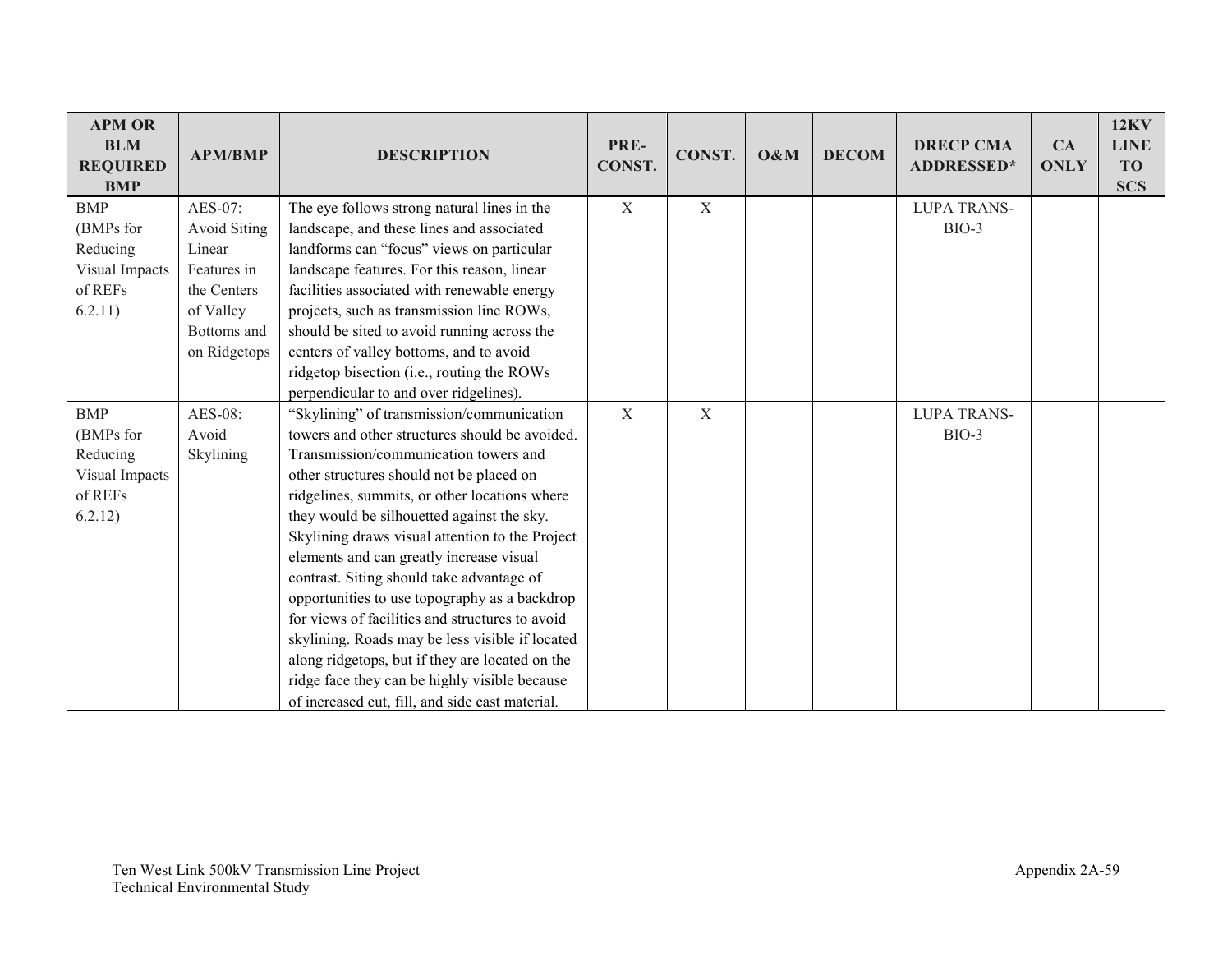| APM OR BLM REQUIRED BMP | APM/BMP | DESCRIPTION | PRE-CONST. | CONST. | O&M | DECOM | DRECP CMA ADDRESSED* | CA ONLY | 12KV LINE TO SCS |
|---|---|---|---|---|---|---|---|---|---|
| BMP (BMPs for Reducing Visual Impacts of REFs 6.2.11) | AES-07: Avoid Siting Linear Features in the Centers of Valley Bottoms and on Ridgetops | The eye follows strong natural lines in the landscape, and these lines and associated landforms can "focus" views on particular landscape features. For this reason, linear facilities associated with renewable energy projects, such as transmission line ROWs, should be sited to avoid running across the centers of valley bottoms, and to avoid ridgetop bisection (i.e., routing the ROWs perpendicular to and over ridgelines). | X | X | | | LUPA TRANS-BIO-3 | | |
| BMP (BMPs for Reducing Visual Impacts of REFs 6.2.12) | AES-08: Avoid Skylining | "Skylining" of transmission/communication towers and other structures should be avoided. Transmission/communication towers and other structures should not be placed on ridgelines, summits, or other locations where they would be silhouetted against the sky. Skylining draws visual attention to the Project elements and can greatly increase visual contrast. Siting should take advantage of opportunities to use topography as a backdrop for views of facilities and structures to avoid skylining. Roads may be less visible if located along ridgetops, but if they are located on the ridge face they can be highly visible because of increased cut, fill, and side cast material. | X | X | | | LUPA TRANS-BIO-3 | | |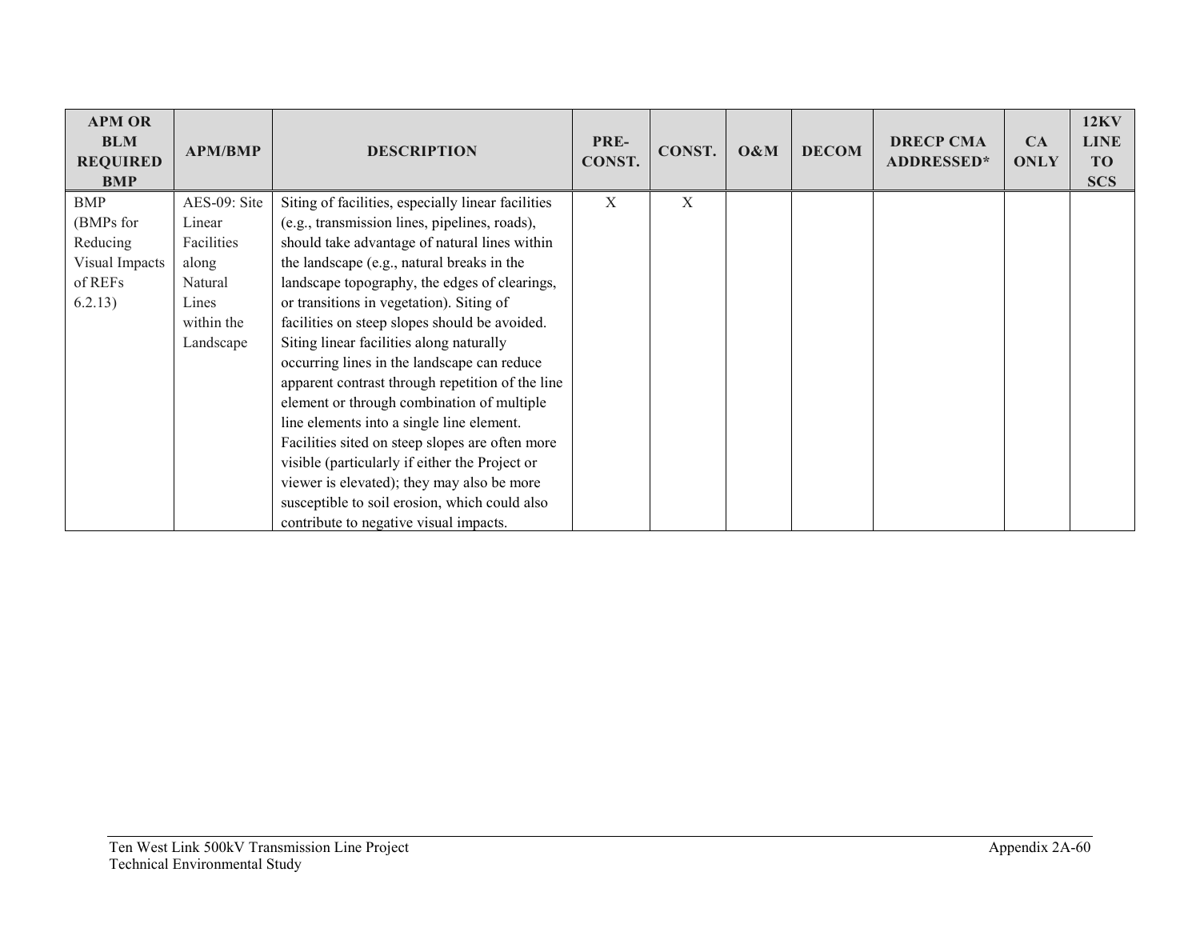| APM OR BLM REQUIRED BMP | APM/BMP | DESCRIPTION | PRE-CONST. | CONST. | O&M | DECOM | DRECP CMA ADDRESSED* | CA ONLY | 12KV LINE TO SCS |
|---|---|---|---|---|---|---|---|---|---|
| BMP (BMPs for Reducing Visual Impacts of REFs 6.2.13) | AES-09: Site Linear Facilities along Natural Lines within the Landscape | Siting of facilities, especially linear facilities (e.g., transmission lines, pipelines, roads), should take advantage of natural lines within the landscape (e.g., natural breaks in the landscape topography, the edges of clearings, or transitions in vegetation). Siting of facilities on steep slopes should be avoided. Siting linear facilities along naturally occurring lines in the landscape can reduce apparent contrast through repetition of the line element or through combination of multiple line elements into a single line element. Facilities sited on steep slopes are often more visible (particularly if either the Project or viewer is elevated); they may also be more susceptible to soil erosion, which could also contribute to negative visual impacts. | X | X | | | | | |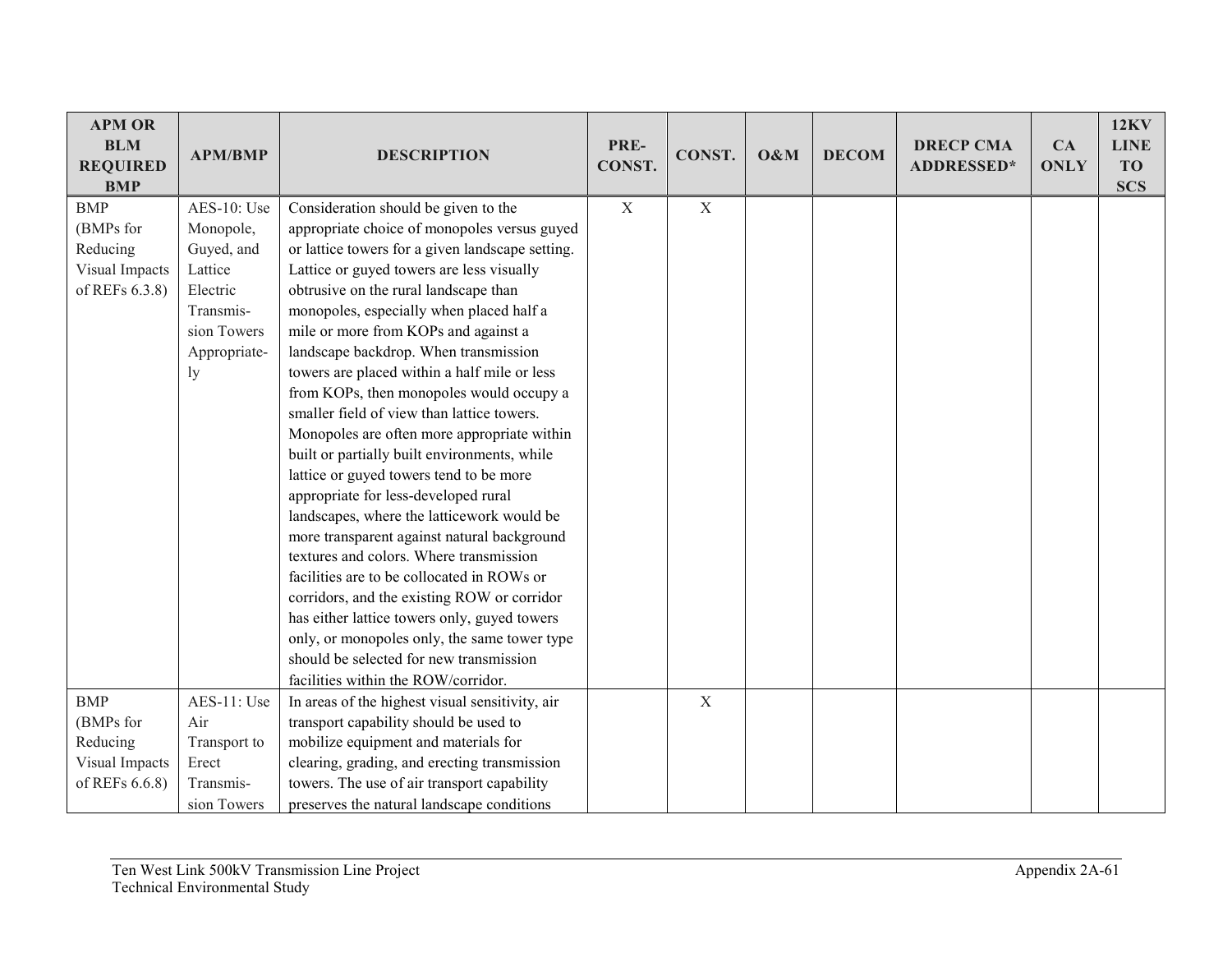| APM OR BLM REQUIRED BMP | APM/BMP | DESCRIPTION | PRE-CONST. | CONST. | O&M | DECOM | DRECP CMA ADDRESSED* | CA ONLY | 12KV LINE TO SCS |
|---|---|---|---|---|---|---|---|---|---|
| BMP (BMPs for Reducing Visual Impacts of REFs 6.3.8) | AES-10: Use Monopole, Guyed, and Lattice Electric Transmis-sion Towers Appropriate-ly | Consideration should be given to the appropriate choice of monopoles versus guyed or lattice towers for a given landscape setting. Lattice or guyed towers are less visually obtrusive on the rural landscape than monopoles, especially when placed half a mile or more from KOPs and against a landscape backdrop. When transmission towers are placed within a half mile or less from KOPs, then monopoles would occupy a smaller field of view than lattice towers. Monopoles are often more appropriate within built or partially built environments, while lattice or guyed towers tend to be more appropriate for less-developed rural landscapes, where the latticework would be more transparent against natural background textures and colors. Where transmission facilities are to be collocated in ROWs or corridors, and the existing ROW or corridor has either lattice towers only, guyed towers only, or monopoles only, the same tower type should be selected for new transmission facilities within the ROW/corridor. | X | X | | | | | |
| BMP (BMPs for Reducing Visual Impacts of REFs 6.6.8) | AES-11: Use Air Transport to Erect Transmis-sion Towers | In areas of the highest visual sensitivity, air transport capability should be used to mobilize equipment and materials for clearing, grading, and erecting transmission towers. The use of air transport capability preserves the natural landscape conditions | | X | | | | | |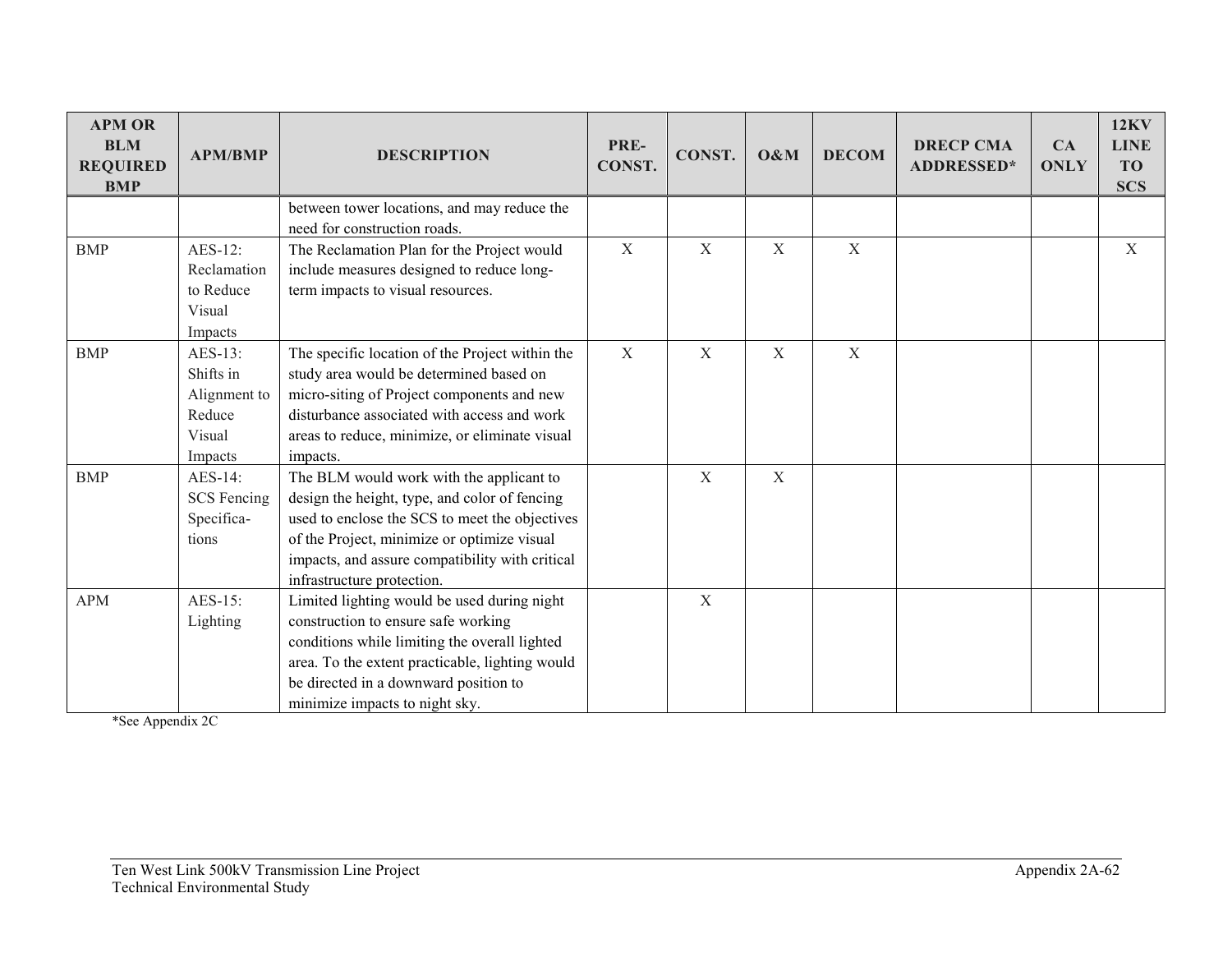| APM OR BLM REQUIRED BMP | APM/BMP | DESCRIPTION | PRE-CONST. | CONST. | O&M | DECOM | DRECP CMA ADDRESSED* | CA ONLY | 12KV LINE TO SCS |
|---|---|---|---|---|---|---|---|---|---|
| | | between tower locations, and may reduce the need for construction roads. | | | | | | | |
| BMP | AES-12: Reclamation to Reduce Visual Impacts | The Reclamation Plan for the Project would include measures designed to reduce long-term impacts to visual resources. | X | X | X | X | | | X |
| BMP | AES-13: Shifts in Alignment to Reduce Visual Impacts | The specific location of the Project within the study area would be determined based on micro-siting of Project components and new disturbance associated with access and work areas to reduce, minimize, or eliminate visual impacts. | X | X | X | X | | | |
| BMP | AES-14: SCS Fencing Specifica-tions | The BLM would work with the applicant to design the height, type, and color of fencing used to enclose the SCS to meet the objectives of the Project, minimize or optimize visual impacts, and assure compatibility with critical infrastructure protection. | | X | X | | | | |
| APM | AES-15: Lighting | Limited lighting would be used during night construction to ensure safe working conditions while limiting the overall lighted area. To the extent practicable, lighting would be directed in a downward position to minimize impacts to night sky. | | X | | | | | |

*See Appendix 2C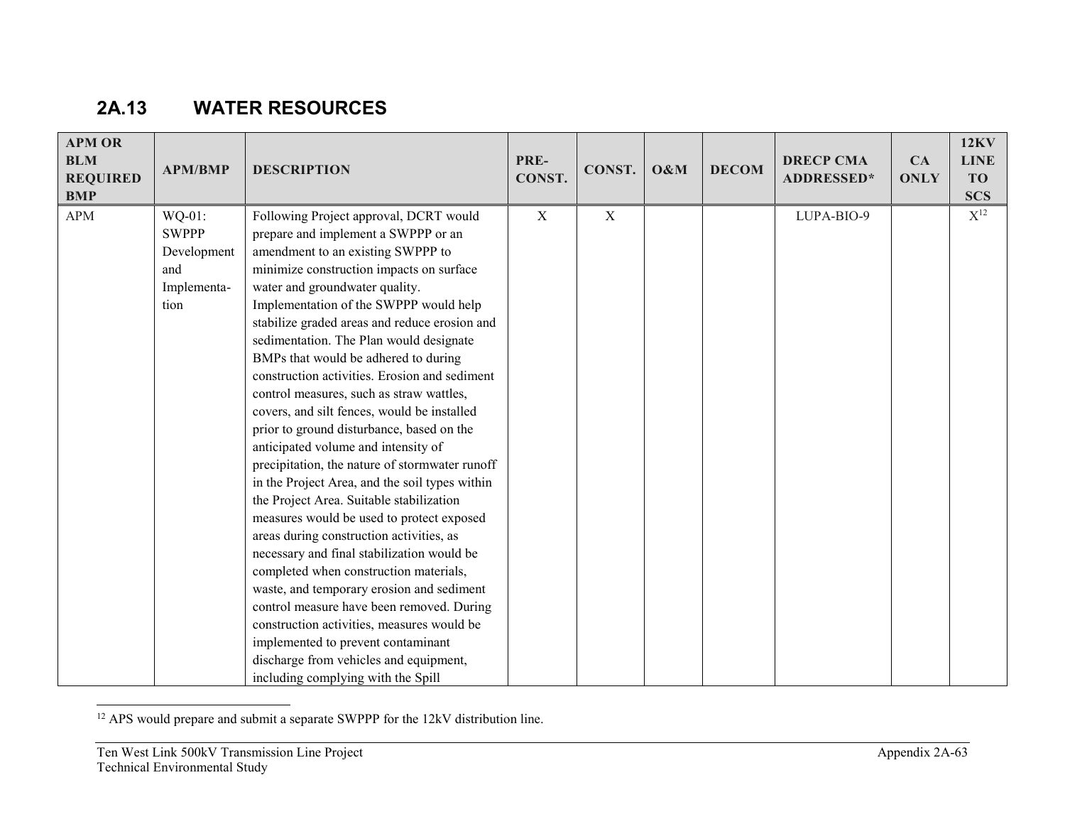## 2A.13 WATER RESOURCES

| APM OR BLM REQUIRED BMP | APM/BMP | DESCRIPTION | PRE-CONST. | CONST. | O&M | DECOM | DRECP CMA ADDRESSED* | CA ONLY | 12KV LINE TO SCS |
|---|---|---|---|---|---|---|---|---|---|
| APM | WQ-01: SWPPP Development and Implementation | Following Project approval, DCRT would prepare and implement a SWPPP or an amendment to an existing SWPPP to minimize construction impacts on surface water and groundwater quality. Implementation of the SWPPP would help stabilize graded areas and reduce erosion and sedimentation. The Plan would designate BMPs that would be adhered to during construction activities. Erosion and sediment control measures, such as straw wattles, covers, and silt fences, would be installed prior to ground disturbance, based on the anticipated volume and intensity of precipitation, the nature of stormwater runoff in the Project Area, and the soil types within the Project Area. Suitable stabilization measures would be used to protect exposed areas during construction activities, as necessary and final stabilization would be completed when construction materials, waste, and temporary erosion and sediment control measure have been removed. During construction activities, measures would be implemented to prevent contaminant discharge from vehicles and equipment, including complying with the Spill | X | X | | | LUPA-BIO-9 | | X[12] |

[12] APS would prepare and submit a separate SWPPP for the 12kV distribution line.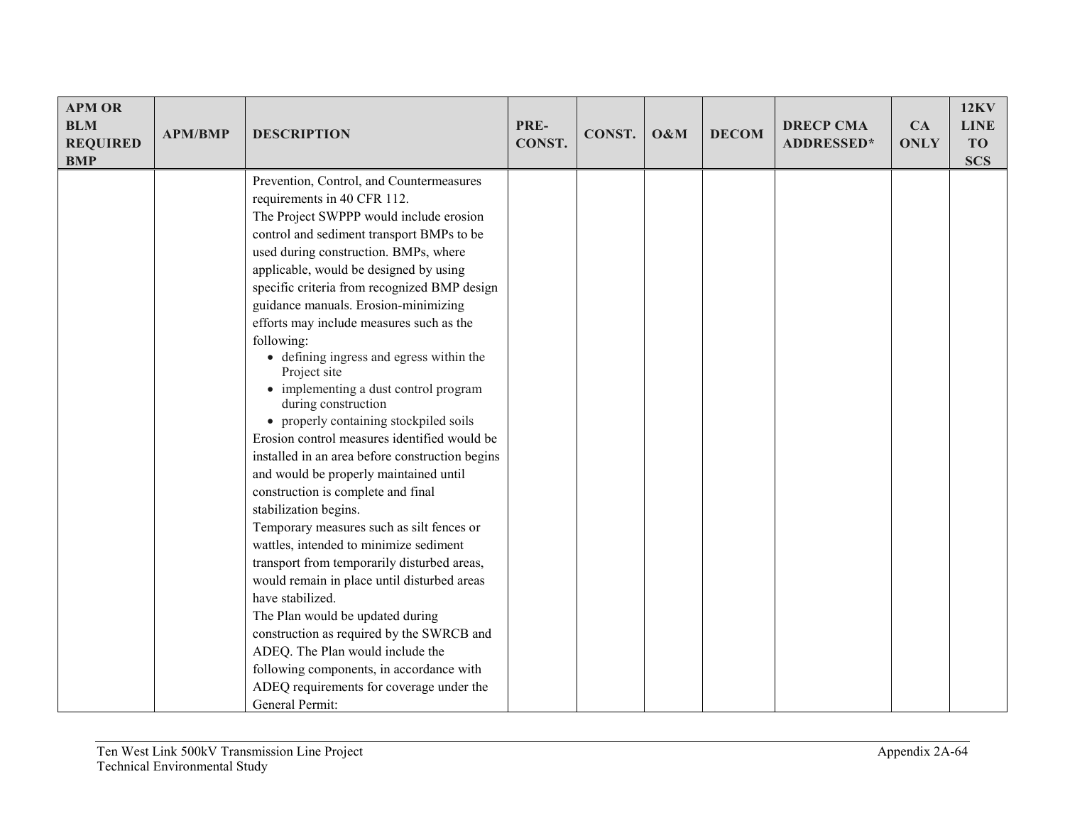| APM OR BLM REQUIRED BMP | APM/BMP | DESCRIPTION | PRE-CONST. | CONST. | O&M | DECOM | DRECP CMA ADDRESSED* | CA ONLY | 12KV LINE TO SCS |
|---|---|---|---|---|---|---|---|---|---|
| | | Prevention, Control, and Countermeasures requirements in 40 CFR 112.<br>The Project SWPPP would include erosion control and sediment transport BMPs to be used during construction. BMPs, where applicable, would be designed by using specific criteria from recognized BMP design guidance manuals. Erosion-minimizing efforts may include measures such as the following:<br>• defining ingress and egress within the Project site<br>• implementing a dust control program during construction<br>• properly containing stockpiled soils<br>Erosion control measures identified would be installed in an area before construction begins and would be properly maintained until construction is complete and final stabilization begins.<br>Temporary measures such as silt fences or wattles, intended to minimize sediment transport from temporarily disturbed areas, would remain in place until disturbed areas have stabilized.<br>The Plan would be updated during construction as required by the SWRCB and ADEQ. The Plan would include the following components, in accordance with ADEQ requirements for coverage under the General Permit: | | | | | | | |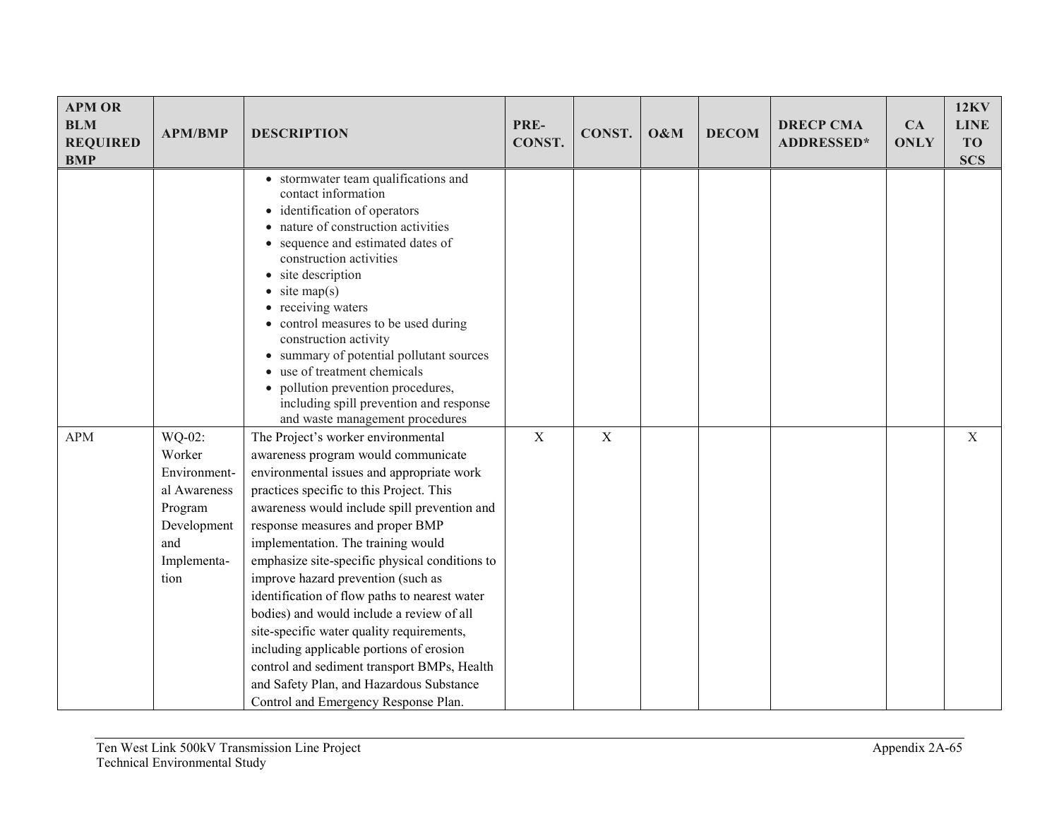| APM OR BLM REQUIRED BMP | APM/BMP | DESCRIPTION | PRE-CONST. | CONST. | O&M | DECOM | DRECP CMA ADDRESSED* | CA ONLY | 12KV LINE TO SCS |
|---|---|---|---|---|---|---|---|---|---|
| | | • stormwater team qualifications and contact information<br>• identification of operators<br>• nature of construction activities<br>• sequence and estimated dates of construction activities<br>• site description<br>• site map(s)<br>• receiving waters<br>• control measures to be used during construction activity<br>• summary of potential pollutant sources<br>• use of treatment chemicals<br>• pollution prevention procedures, including spill prevention and response and waste management procedures | | | | | | | |
| APM | WQ-02: Worker Environmental Awareness Program Development and Implementation | The Project's worker environmental awareness program would communicate environmental issues and appropriate work practices specific to this Project. This awareness would include spill prevention and response measures and proper BMP implementation. The training would emphasize site-specific physical conditions to improve hazard prevention (such as identification of flow paths to nearest water bodies) and would include a review of all site-specific water quality requirements, including applicable portions of erosion control and sediment transport BMPs, Health and Safety Plan, and Hazardous Substance Control and Emergency Response Plan. | X | X | | | | | X |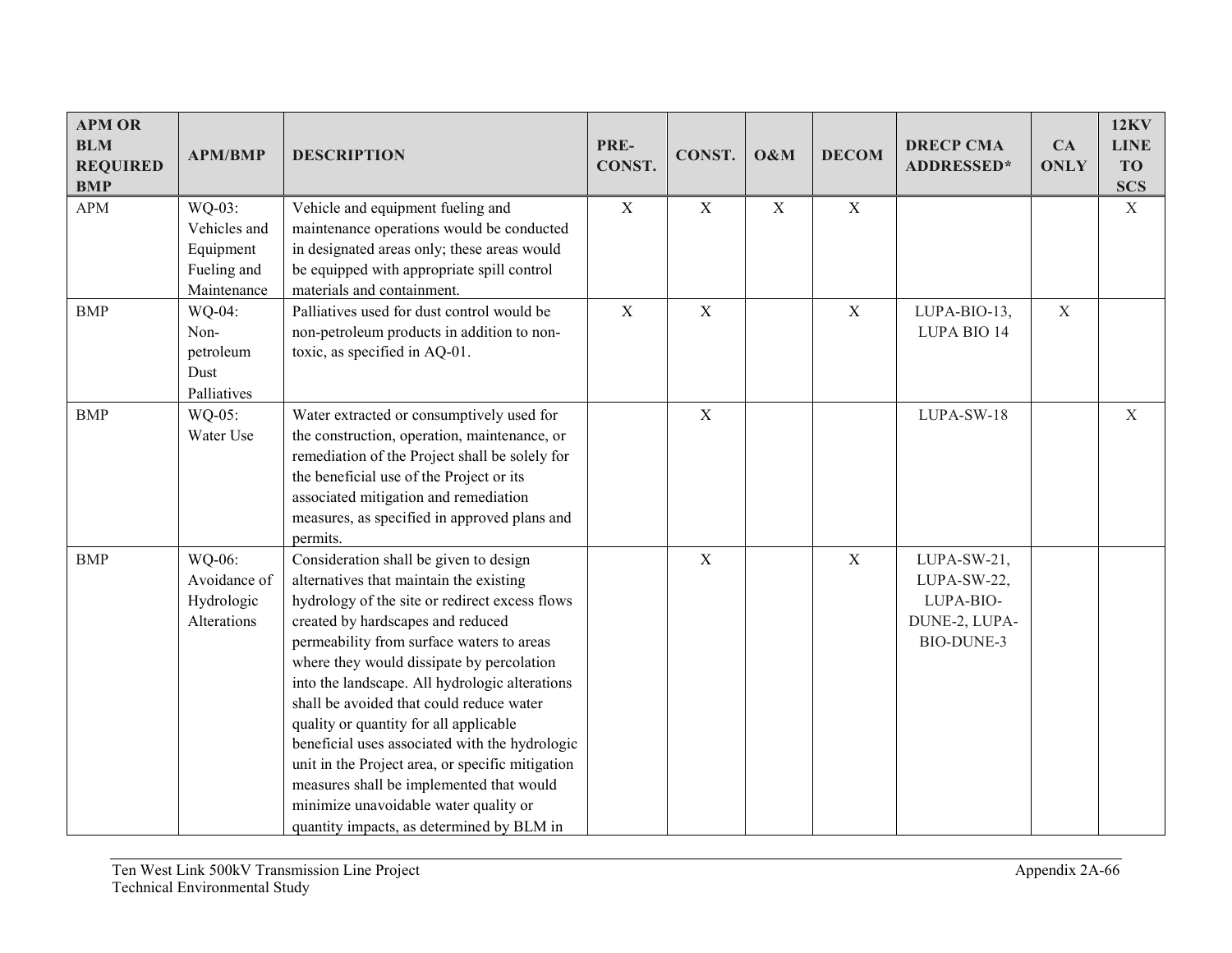| APM OR BLM REQUIRED BMP | APM/BMP | DESCRIPTION | PRE-CONST. | CONST. | O&M | DECOM | DRECP CMA ADDRESSED* | CA ONLY | 12KV LINE TO SCS |
|---|---|---|---|---|---|---|---|---|---|
| APM | WQ-03: Vehicles and Equipment Fueling and Maintenance | Vehicle and equipment fueling and maintenance operations would be conducted in designated areas only; these areas would be equipped with appropriate spill control materials and containment. | X | X | X | X | | | X |
| BMP | WQ-04: Non-petroleum Dust Palliatives | Palliatives used for dust control would be non-petroleum products in addition to non-toxic, as specified in AQ-01. | X | X | | X | LUPA-BIO-13, LUPA BIO 14 | X | |
| BMP | WQ-05: Water Use | Water extracted or consumptively used for the construction, operation, maintenance, or remediation of the Project shall be solely for the beneficial use of the Project or its associated mitigation and remediation measures, as specified in approved plans and permits. | | X | | | LUPA-SW-18 | | X |
| BMP | WQ-06: Avoidance of Hydrologic Alterations | Consideration shall be given to design alternatives that maintain the existing hydrology of the site or redirect excess flows created by hardscapes and reduced permeability from surface waters to areas where they would dissipate by percolation into the landscape. All hydrologic alterations shall be avoided that could reduce water quality or quantity for all applicable beneficial uses associated with the hydrologic unit in the Project area, or specific mitigation measures shall be implemented that would minimize unavoidable water quality or quantity impacts, as determined by BLM in | | X | | X | LUPA-SW-21, LUPA-SW-22, LUPA-BIO-DUNE-2, LUPA-BIO-DUNE-3 | | |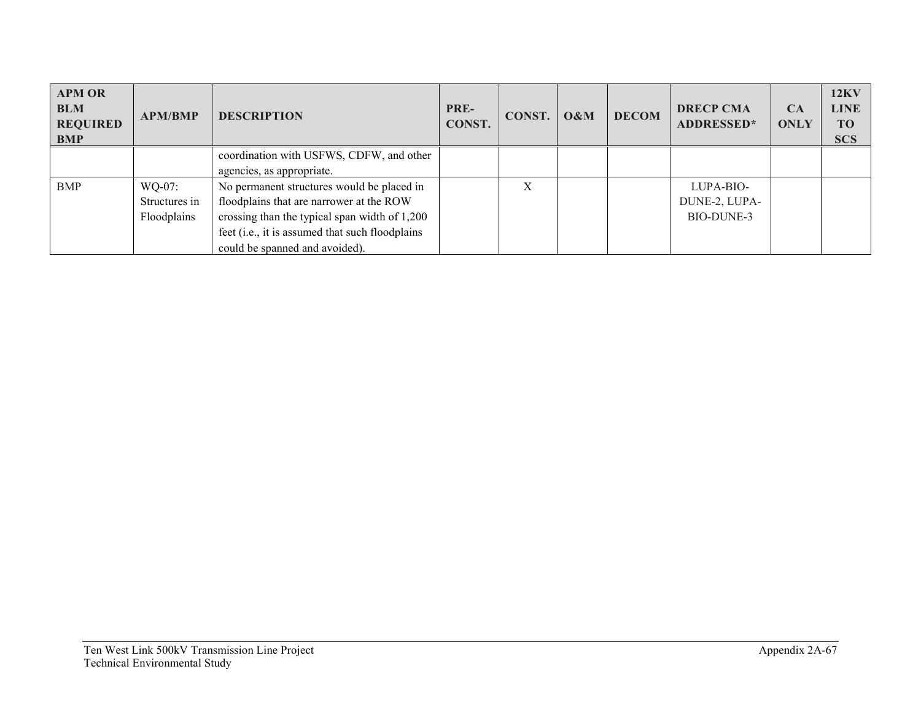| APM OR BLM REQUIRED BMP | APM/BMP | DESCRIPTION | PRE-CONST. | CONST. | O&M | DECOM | DRECP CMA ADDRESSED* | CA ONLY | 12KV LINE TO SCS |
|---|---|---|---|---|---|---|---|---|---|
| | | coordination with USFWS, CDFW, and other agencies, as appropriate. | | | | | | | |
| BMP | WQ-07: Structures in Floodplains | No permanent structures would be placed in floodplains that are narrower at the ROW crossing than the typical span width of 1,200 feet (i.e., it is assumed that such floodplains could be spanned and avoided). | | X | | | LUPA-BIO-DUNE-2, LUPA-BIO-DUNE-3 | | |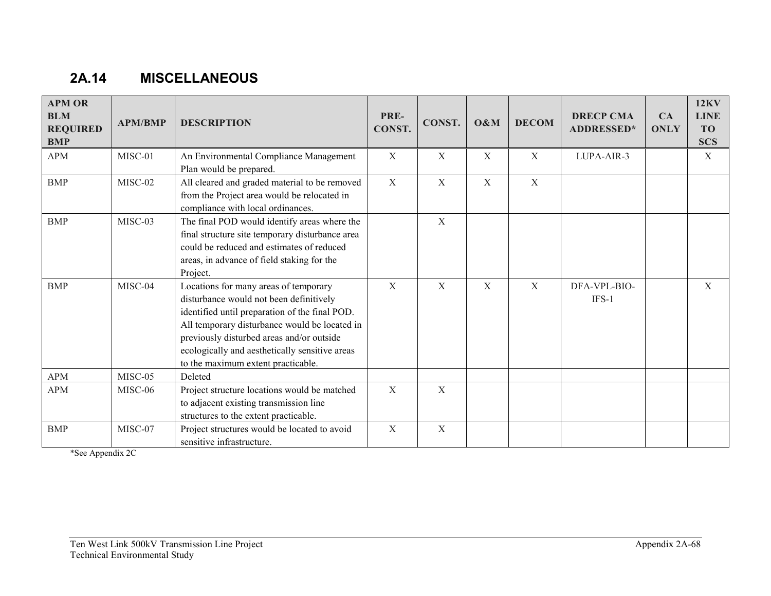## 2A.14 MISCELLANEOUS

| APM OR BLM REQUIRED BMP | APM/BMP | DESCRIPTION | PRE-CONST. | CONST. | O&M | DECOM | DRECP CMA ADDRESSED* | CA ONLY | 12KV LINE TO SCS |
|---|---|---|---|---|---|---|---|---|---|
| APM | MISC-01 | An Environmental Compliance Management Plan would be prepared. | X | X | X | X | LUPA-AIR-3 | | X |
| BMP | MISC-02 | All cleared and graded material to be removed from the Project area would be relocated in compliance with local ordinances. | X | X | X | X | | | |
| BMP | MISC-03 | The final POD would identify areas where the final structure site temporary disturbance area could be reduced and estimates of reduced areas, in advance of field staking for the Project. | | X | | | | | |
| BMP | MISC-04 | Locations for many areas of temporary disturbance would not been definitively identified until preparation of the final POD. All temporary disturbance would be located in previously disturbed areas and/or outside ecologically and aesthetically sensitive areas to the maximum extent practicable. | X | X | X | X | DFA-VPL-BIO-IFS-1 | | X |
| APM | MISC-05 | Deleted | | | | | | | |
| APM | MISC-06 | Project structure locations would be matched to adjacent existing transmission line structures to the extent practicable. | X | X | | | | | |
| BMP | MISC-07 | Project structures would be located to avoid sensitive infrastructure. | X | X | | | | | |

*See Appendix 2C